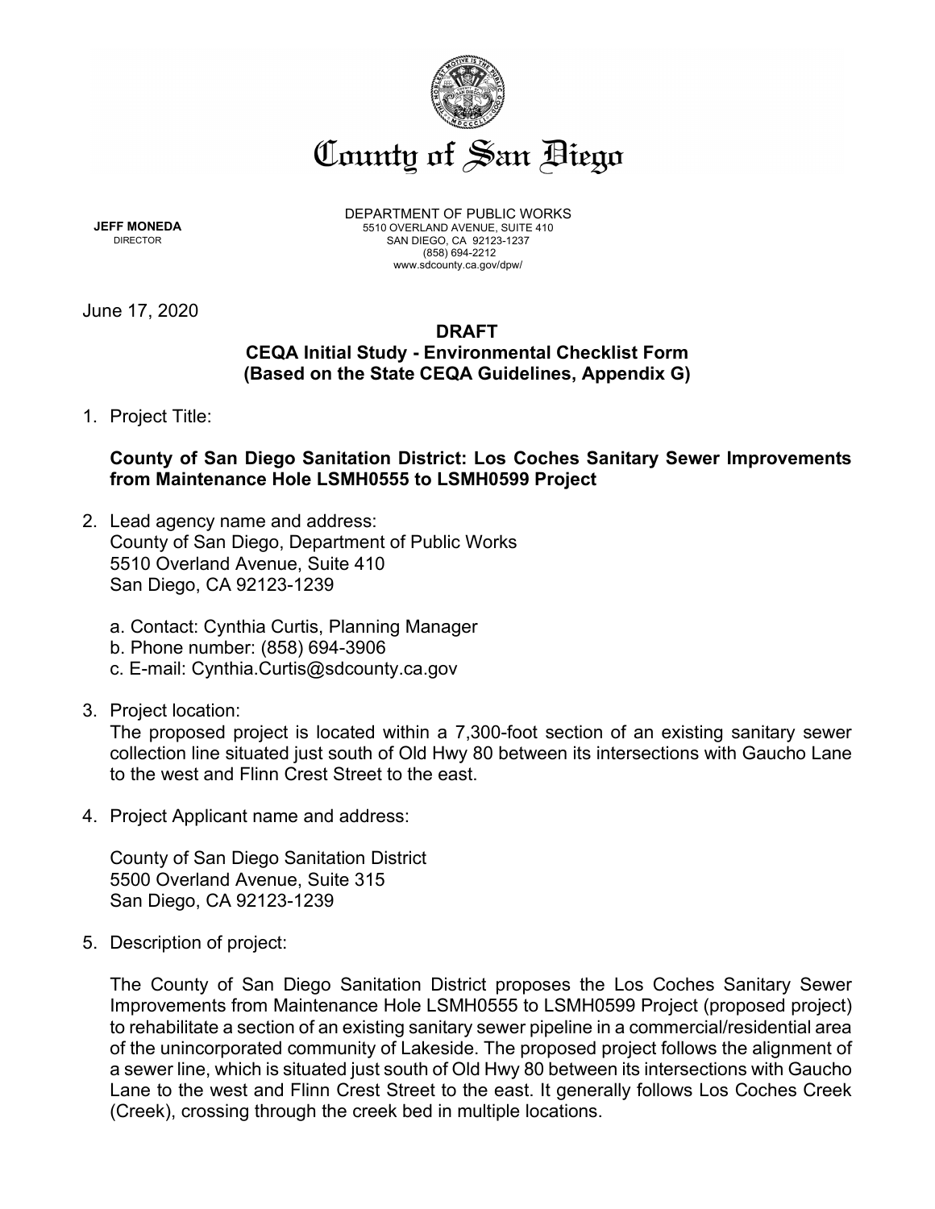# County of San Diego

**JEFF MONEDA**
DIRECTOR

DEPARTMENT OF PUBLIC WORKS
5510 OVERLAND AVENUE, SUITE 410
SAN DIEGO, CA 92123-1237
(858) 694-2212
www.sdcounty.ca.gov/dpw/

June 17, 2020

**DRAFT**
**CEQA Initial Study - Environmental Checklist Form**
**(Based on the State CEQA Guidelines, Appendix G)**

1. Project Title:

   **County of San Diego Sanitation District: Los Coches Sanitary Sewer Improvements from Maintenance Hole LSMH0555 to LSMH0599 Project**

2. Lead agency name and address:
   County of San Diego, Department of Public Works
   5510 Overland Avenue, Suite 410
   San Diego, CA 92123-1239

   a. Contact: Cynthia Curtis, Planning Manager
   b. Phone number: (858) 694-3906
   c. E-mail: Cynthia.Curtis@sdcounty.ca.gov

3. Project location:
   The proposed project is located within a 7,300-foot section of an existing sanitary sewer collection line situated just south of Old Hwy 80 between its intersections with Gaucho Lane to the west and Flinn Crest Street to the east.

4. Project Applicant name and address:

   County of San Diego Sanitation District
   5500 Overland Avenue, Suite 315
   San Diego, CA 92123-1239

5. Description of project:

   The County of San Diego Sanitation District proposes the Los Coches Sanitary Sewer Improvements from Maintenance Hole LSMH0555 to LSMH0599 Project (proposed project) to rehabilitate a section of an existing sanitary sewer pipeline in a commercial/residential area of the unincorporated community of Lakeside. The proposed project follows the alignment of a sewer line, which is situated just south of Old Hwy 80 between its intersections with Gaucho Lane to the west and Flinn Crest Street to the east. It generally follows Los Coches Creek (Creek), crossing through the creek bed in multiple locations.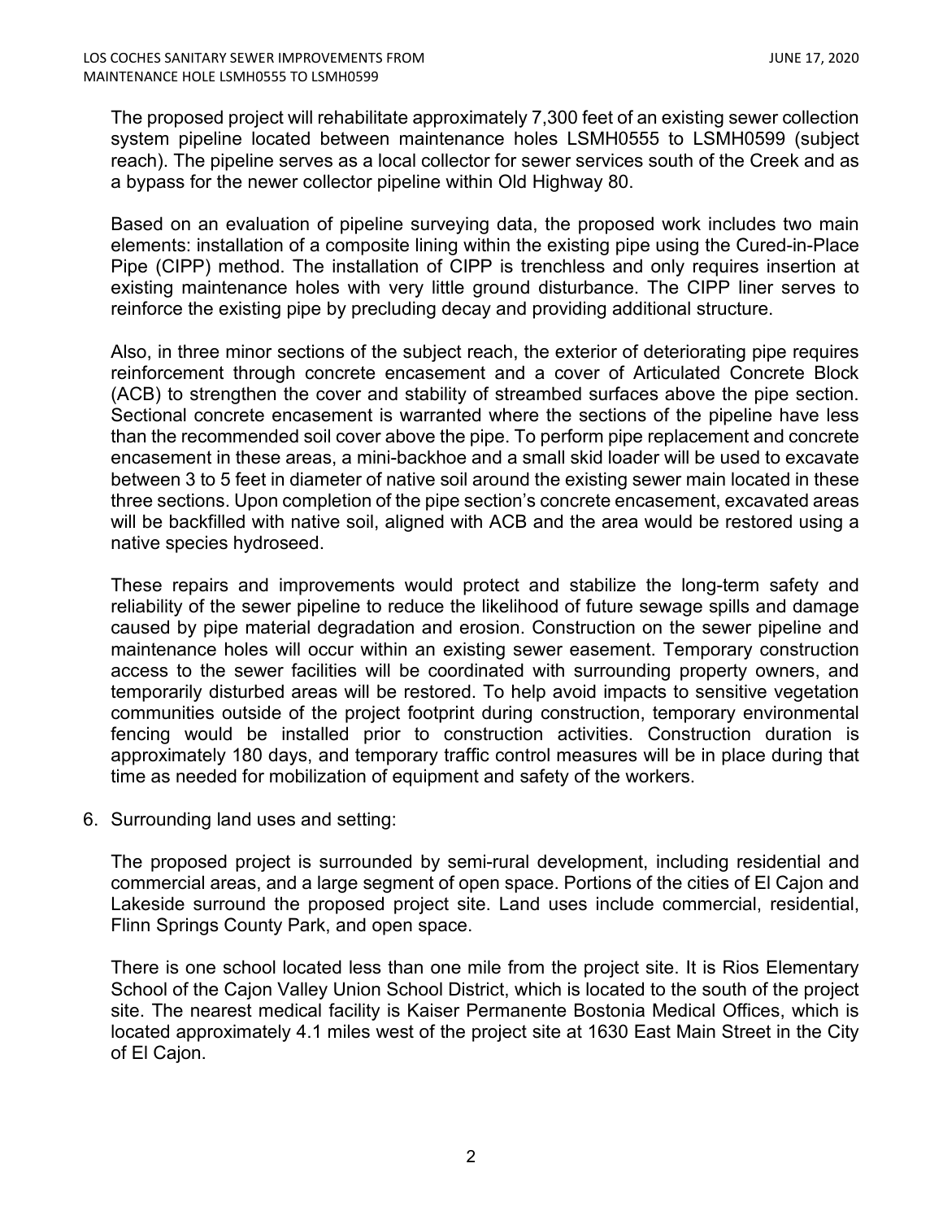The proposed project will rehabilitate approximately 7,300 feet of an existing sewer collection system pipeline located between maintenance holes LSMH0555 to LSMH0599 (subject reach). The pipeline serves as a local collector for sewer services south of the Creek and as a bypass for the newer collector pipeline within Old Highway 80.

Based on an evaluation of pipeline surveying data, the proposed work includes two main elements: installation of a composite lining within the existing pipe using the Cured-in-Place Pipe (CIPP) method. The installation of CIPP is trenchless and only requires insertion at existing maintenance holes with very little ground disturbance. The CIPP liner serves to reinforce the existing pipe by precluding decay and providing additional structure.

Also, in three minor sections of the subject reach, the exterior of deteriorating pipe requires reinforcement through concrete encasement and a cover of Articulated Concrete Block (ACB) to strengthen the cover and stability of streambed surfaces above the pipe section. Sectional concrete encasement is warranted where the sections of the pipeline have less than the recommended soil cover above the pipe. To perform pipe replacement and concrete encasement in these areas, a mini-backhoe and a small skid loader will be used to excavate between 3 to 5 feet in diameter of native soil around the existing sewer main located in these three sections. Upon completion of the pipe section's concrete encasement, excavated areas will be backfilled with native soil, aligned with ACB and the area would be restored using a native species hydroseed.

These repairs and improvements would protect and stabilize the long-term safety and reliability of the sewer pipeline to reduce the likelihood of future sewage spills and damage caused by pipe material degradation and erosion. Construction on the sewer pipeline and maintenance holes will occur within an existing sewer easement. Temporary construction access to the sewer facilities will be coordinated with surrounding property owners, and temporarily disturbed areas will be restored. To help avoid impacts to sensitive vegetation communities outside of the project footprint during construction, temporary environmental fencing would be installed prior to construction activities. Construction duration is approximately 180 days, and temporary traffic control measures will be in place during that time as needed for mobilization of equipment and safety of the workers.

6. Surrounding land uses and setting:

The proposed project is surrounded by semi-rural development, including residential and commercial areas, and a large segment of open space. Portions of the cities of El Cajon and Lakeside surround the proposed project site. Land uses include commercial, residential, Flinn Springs County Park, and open space.

There is one school located less than one mile from the project site. It is Rios Elementary School of the Cajon Valley Union School District, which is located to the south of the project site. The nearest medical facility is Kaiser Permanente Bostonia Medical Offices, which is located approximately 4.1 miles west of the project site at 1630 East Main Street in the City of El Cajon.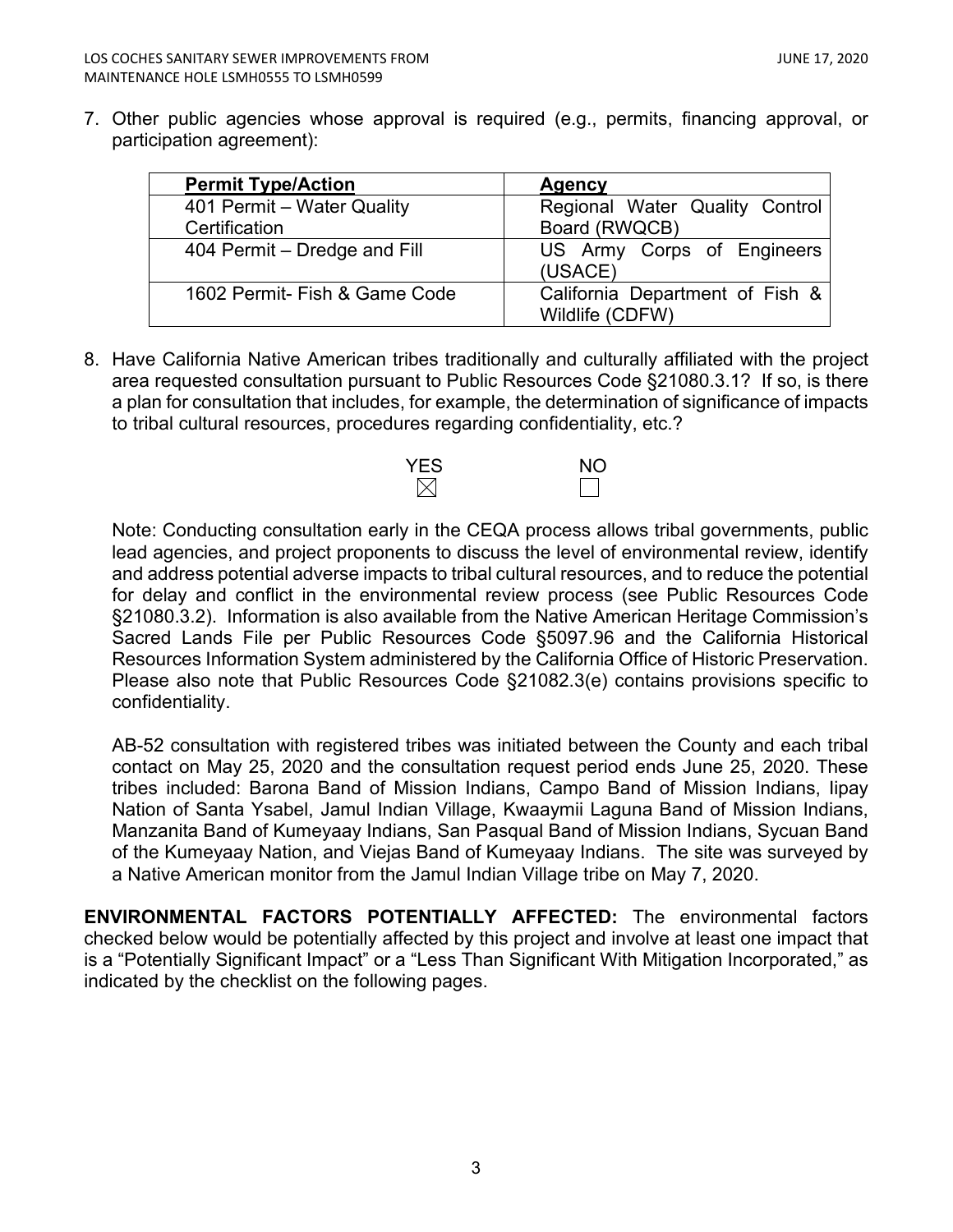7. Other public agencies whose approval is required (e.g., permits, financing approval, or participation agreement):

| **Permit Type/Action** | **Agency** |
|---|---|
| 401 Permit – Water Quality Certification | Regional Water Quality Control Board (RWQCB) |
| 404 Permit – Dredge and Fill | US Army Corps of Engineers (USACE) |
| 1602 Permit- Fish & Game Code | California Department of Fish & Wildlife (CDFW) |

8. Have California Native American tribes traditionally and culturally affiliated with the project area requested consultation pursuant to Public Resources Code §21080.3.1? If so, is there a plan for consultation that includes, for example, the determination of significance of impacts to tribal cultural resources, procedures regarding confidentiality, etc.?

   YES ☒ NO ☐

   Note: Conducting consultation early in the CEQA process allows tribal governments, public lead agencies, and project proponents to discuss the level of environmental review, identify and address potential adverse impacts to tribal cultural resources, and to reduce the potential for delay and conflict in the environmental review process (see Public Resources Code §21080.3.2). Information is also available from the Native American Heritage Commission's Sacred Lands File per Public Resources Code §5097.96 and the California Historical Resources Information System administered by the California Office of Historic Preservation. Please also note that Public Resources Code §21082.3(e) contains provisions specific to confidentiality.

   AB-52 consultation with registered tribes was initiated between the County and each tribal contact on May 25, 2020 and the consultation request period ends June 25, 2020. These tribes included: Barona Band of Mission Indians, Campo Band of Mission Indians, Iipay Nation of Santa Ysabel, Jamul Indian Village, Kwaaymii Laguna Band of Mission Indians, Manzanita Band of Kumeyaay Indians, San Pasqual Band of Mission Indians, Sycuan Band of the Kumeyaay Nation, and Viejas Band of Kumeyaay Indians. The site was surveyed by a Native American monitor from the Jamul Indian Village tribe on May 7, 2020.

**ENVIRONMENTAL FACTORS POTENTIALLY AFFECTED:** The environmental factors checked below would be potentially affected by this project and involve at least one impact that is a "Potentially Significant Impact" or a "Less Than Significant With Mitigation Incorporated," as indicated by the checklist on the following pages.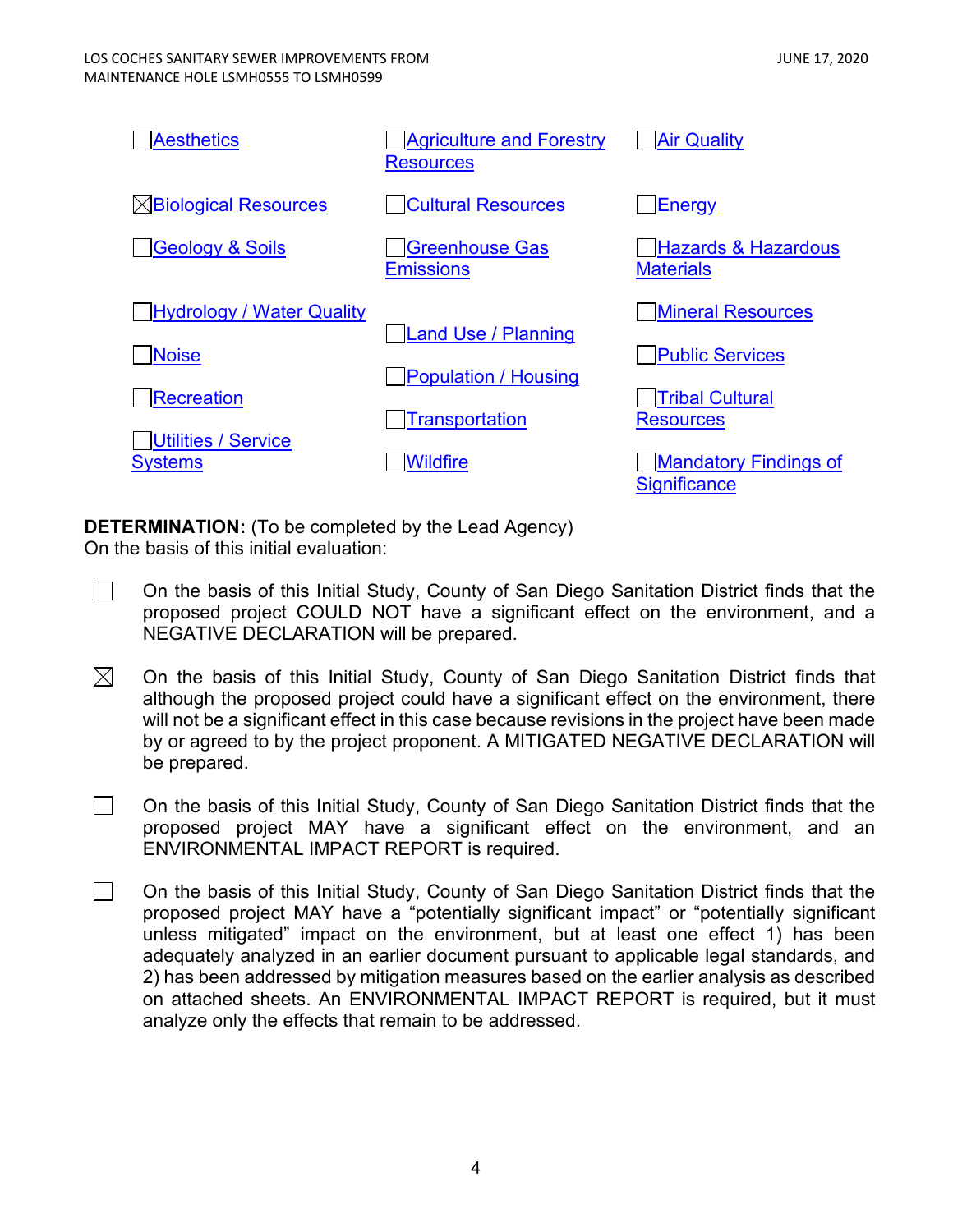| | | |
|---|---|---|
| ☐ Aesthetics | ☐ Agriculture and Forestry Resources | ☐ Air Quality |
| ☒ Biological Resources | ☐ Cultural Resources | ☐ Energy |
| ☐ Geology & Soils | ☐ Greenhouse Gas Emissions | ☐ Hazards & Hazardous Materials |
| ☐ Hydrology / Water Quality | ☐ Land Use / Planning | ☐ Mineral Resources |
| ☐ Noise | ☐ Population / Housing | ☐ Public Services |
| ☐ Recreation | ☐ Transportation | ☐ Tribal Cultural Resources |
| ☐ Utilities / Service Systems | ☐ Wildfire | ☐ Mandatory Findings of Significance |

**DETERMINATION:** (To be completed by the Lead Agency)
On the basis of this initial evaluation:

☐ On the basis of this Initial Study, County of San Diego Sanitation District finds that the proposed project COULD NOT have a significant effect on the environment, and a NEGATIVE DECLARATION will be prepared.

☒ On the basis of this Initial Study, County of San Diego Sanitation District finds that although the proposed project could have a significant effect on the environment, there will not be a significant effect in this case because revisions in the project have been made by or agreed to by the project proponent. A MITIGATED NEGATIVE DECLARATION will be prepared.

☐ On the basis of this Initial Study, County of San Diego Sanitation District finds that the proposed project MAY have a significant effect on the environment, and an ENVIRONMENTAL IMPACT REPORT is required.

☐ On the basis of this Initial Study, County of San Diego Sanitation District finds that the proposed project MAY have a "potentially significant impact" or "potentially significant unless mitigated" impact on the environment, but at least one effect 1) has been adequately analyzed in an earlier document pursuant to applicable legal standards, and 2) has been addressed by mitigation measures based on the earlier analysis as described on attached sheets. An ENVIRONMENTAL IMPACT REPORT is required, but it must analyze only the effects that remain to be addressed.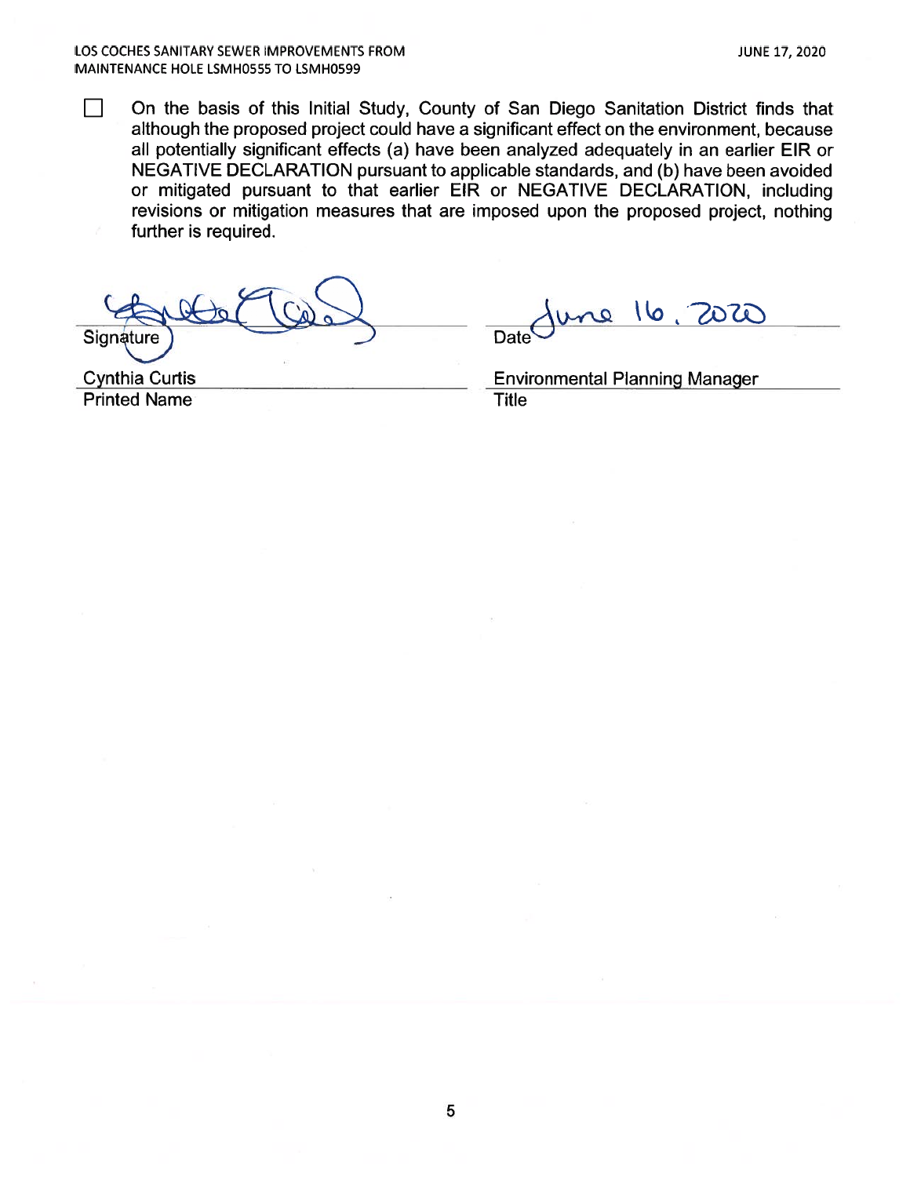☐ On the basis of this Initial Study, County of San Diego Sanitation District finds that although the proposed project could have a significant effect on the environment, because all potentially significant effects (a) have been analyzed adequately in an earlier EIR or NEGATIVE DECLARATION pursuant to applicable standards, and (b) have been avoided or mitigated pursuant to that earlier EIR or NEGATIVE DECLARATION, including revisions or mitigation measures that are imposed upon the proposed project, nothing further is required.

Signature ______________________ Date June 16, 2020

Cynthia Curtis
Printed Name

Environmental Planning Manager
Title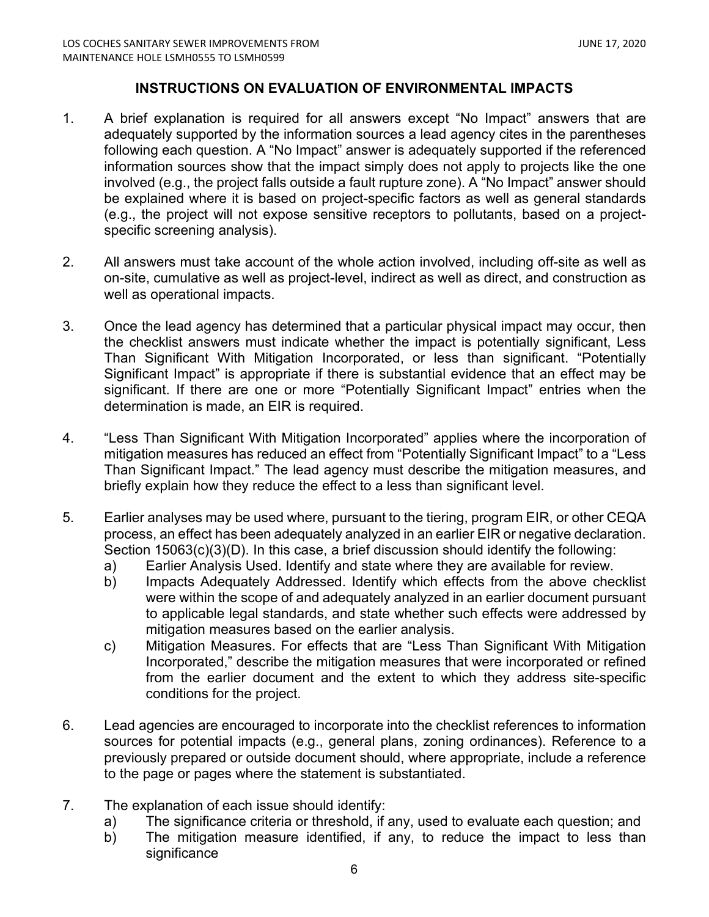## INSTRUCTIONS ON EVALUATION OF ENVIRONMENTAL IMPACTS

1. A brief explanation is required for all answers except "No Impact" answers that are adequately supported by the information sources a lead agency cites in the parentheses following each question. A "No Impact" answer is adequately supported if the referenced information sources show that the impact simply does not apply to projects like the one involved (e.g., the project falls outside a fault rupture zone). A "No Impact" answer should be explained where it is based on project-specific factors as well as general standards (e.g., the project will not expose sensitive receptors to pollutants, based on a project-specific screening analysis).

2. All answers must take account of the whole action involved, including off-site as well as on-site, cumulative as well as project-level, indirect as well as direct, and construction as well as operational impacts.

3. Once the lead agency has determined that a particular physical impact may occur, then the checklist answers must indicate whether the impact is potentially significant, Less Than Significant With Mitigation Incorporated, or less than significant. "Potentially Significant Impact" is appropriate if there is substantial evidence that an effect may be significant. If there are one or more "Potentially Significant Impact" entries when the determination is made, an EIR is required.

4. "Less Than Significant With Mitigation Incorporated" applies where the incorporation of mitigation measures has reduced an effect from "Potentially Significant Impact" to a "Less Than Significant Impact." The lead agency must describe the mitigation measures, and briefly explain how they reduce the effect to a less than significant level.

5. Earlier analyses may be used where, pursuant to the tiering, program EIR, or other CEQA process, an effect has been adequately analyzed in an earlier EIR or negative declaration. Section 15063(c)(3)(D). In this case, a brief discussion should identify the following:
   a) Earlier Analysis Used. Identify and state where they are available for review.
   b) Impacts Adequately Addressed. Identify which effects from the above checklist were within the scope of and adequately analyzed in an earlier document pursuant to applicable legal standards, and state whether such effects were addressed by mitigation measures based on the earlier analysis.
   c) Mitigation Measures. For effects that are "Less Than Significant With Mitigation Incorporated," describe the mitigation measures that were incorporated or refined from the earlier document and the extent to which they address site-specific conditions for the project.

6. Lead agencies are encouraged to incorporate into the checklist references to information sources for potential impacts (e.g., general plans, zoning ordinances). Reference to a previously prepared or outside document should, where appropriate, include a reference to the page or pages where the statement is substantiated.

7. The explanation of each issue should identify:
   a) The significance criteria or threshold, if any, used to evaluate each question; and
   b) The mitigation measure identified, if any, to reduce the impact to less than significance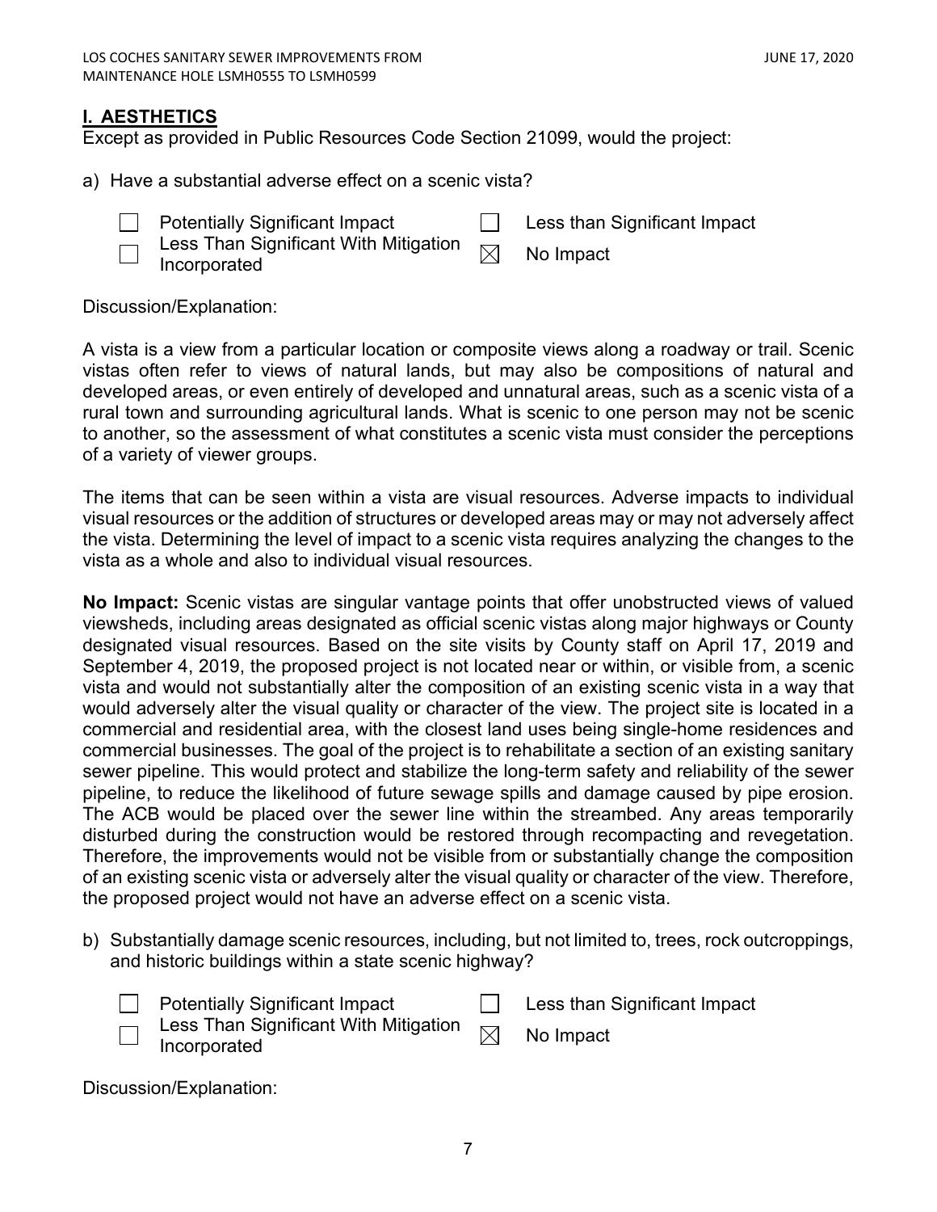## I. AESTHETICS

Except as provided in Public Resources Code Section 21099, would the project:

a) Have a substantial adverse effect on a scenic vista?

- ☐ Potentially Significant Impact
- ☐ Less Than Significant With Mitigation Incorporated
- ☐ Less than Significant Impact
- ☒ No Impact

Discussion/Explanation:

A vista is a view from a particular location or composite views along a roadway or trail. Scenic vistas often refer to views of natural lands, but may also be compositions of natural and developed areas, or even entirely of developed and unnatural areas, such as a scenic vista of a rural town and surrounding agricultural lands. What is scenic to one person may not be scenic to another, so the assessment of what constitutes a scenic vista must consider the perceptions of a variety of viewer groups.

The items that can be seen within a vista are visual resources. Adverse impacts to individual visual resources or the addition of structures or developed areas may or may not adversely affect the vista. Determining the level of impact to a scenic vista requires analyzing the changes to the vista as a whole and also to individual visual resources.

**No Impact:** Scenic vistas are singular vantage points that offer unobstructed views of valued viewsheds, including areas designated as official scenic vistas along major highways or County designated visual resources. Based on the site visits by County staff on April 17, 2019 and September 4, 2019, the proposed project is not located near or within, or visible from, a scenic vista and would not substantially alter the composition of an existing scenic vista in a way that would adversely alter the visual quality or character of the view. The project site is located in a commercial and residential area, with the closest land uses being single-home residences and commercial businesses. The goal of the project is to rehabilitate a section of an existing sanitary sewer pipeline. This would protect and stabilize the long-term safety and reliability of the sewer pipeline, to reduce the likelihood of future sewage spills and damage caused by pipe erosion. The ACB would be placed over the sewer line within the streambed. Any areas temporarily disturbed during the construction would be restored through recompacting and revegetation. Therefore, the improvements would not be visible from or substantially change the composition of an existing scenic vista or adversely alter the visual quality or character of the view. Therefore, the proposed project would not have an adverse effect on a scenic vista.

b) Substantially damage scenic resources, including, but not limited to, trees, rock outcroppings, and historic buildings within a state scenic highway?

- ☐ Potentially Significant Impact
- ☐ Less Than Significant With Mitigation Incorporated
- ☐ Less than Significant Impact
- ☒ No Impact

Discussion/Explanation: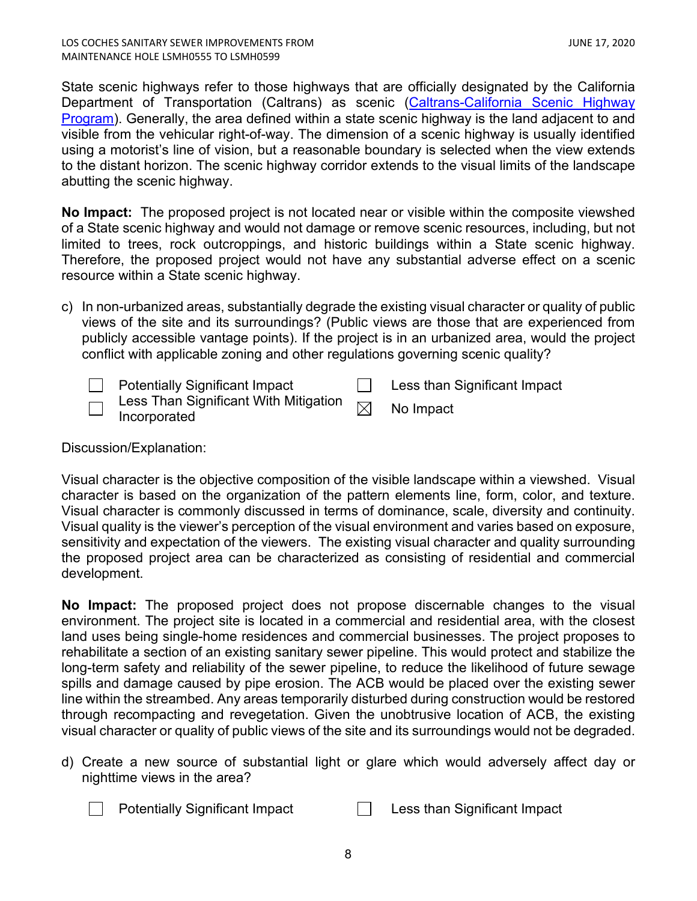State scenic highways refer to those highways that are officially designated by the California Department of Transportation (Caltrans) as scenic ([Caltrans-California Scenic Highway Program]). Generally, the area defined within a state scenic highway is the land adjacent to and visible from the vehicular right-of-way. The dimension of a scenic highway is usually identified using a motorist's line of vision, but a reasonable boundary is selected when the view extends to the distant horizon. The scenic highway corridor extends to the visual limits of the landscape abutting the scenic highway.

**No Impact:** The proposed project is not located near or visible within the composite viewshed of a State scenic highway and would not damage or remove scenic resources, including, but not limited to trees, rock outcroppings, and historic buildings within a State scenic highway. Therefore, the proposed project would not have any substantial adverse effect on a scenic resource within a State scenic highway.

c) In non-urbanized areas, substantially degrade the existing visual character or quality of public views of the site and its surroundings? (Public views are those that are experienced from publicly accessible vantage points). If the project is in an urbanized area, would the project conflict with applicable zoning and other regulations governing scenic quality?

☐ Potentially Significant Impact ☐ Less than Significant Impact
☐ Less Than Significant With Mitigation Incorporated ☒ No Impact

Discussion/Explanation:

Visual character is the objective composition of the visible landscape within a viewshed. Visual character is based on the organization of the pattern elements line, form, color, and texture. Visual character is commonly discussed in terms of dominance, scale, diversity and continuity. Visual quality is the viewer's perception of the visual environment and varies based on exposure, sensitivity and expectation of the viewers. The existing visual character and quality surrounding the proposed project area can be characterized as consisting of residential and commercial development.

**No Impact:** The proposed project does not propose discernable changes to the visual environment. The project site is located in a commercial and residential area, with the closest land uses being single-home residences and commercial businesses. The project proposes to rehabilitate a section of an existing sanitary sewer pipeline. This would protect and stabilize the long-term safety and reliability of the sewer pipeline, to reduce the likelihood of future sewage spills and damage caused by pipe erosion. The ACB would be placed over the existing sewer line within the streambed. Any areas temporarily disturbed during construction would be restored through recompacting and revegetation. Given the unobtrusive location of ACB, the existing visual character or quality of public views of the site and its surroundings would not be degraded.

d) Create a new source of substantial light or glare which would adversely affect day or nighttime views in the area?

☐ Potentially Significant Impact ☐ Less than Significant Impact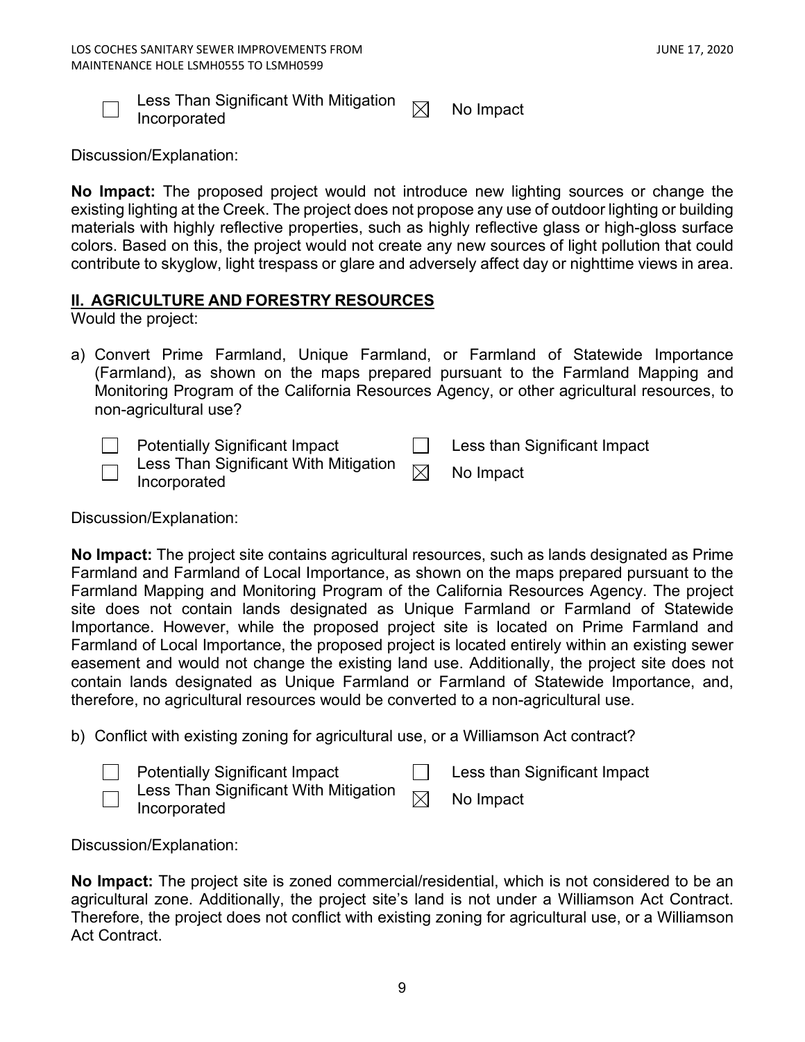☐ Less Than Significant With Mitigation Incorporated ☒ No Impact

Discussion/Explanation:

**No Impact:** The proposed project would not introduce new lighting sources or change the existing lighting at the Creek. The project does not propose any use of outdoor lighting or building materials with highly reflective properties, such as highly reflective glass or high-gloss surface colors. Based on this, the project would not create any new sources of light pollution that could contribute to skyglow, light trespass or glare and adversely affect day or nighttime views in area.

## II. AGRICULTURE AND FORESTRY RESOURCES

Would the project:

a) Convert Prime Farmland, Unique Farmland, or Farmland of Statewide Importance (Farmland), as shown on the maps prepared pursuant to the Farmland Mapping and Monitoring Program of the California Resources Agency, or other agricultural resources, to non-agricultural use?

☐ Potentially Significant Impact ☐ Less than Significant Impact
☐ Less Than Significant With Mitigation Incorporated ☒ No Impact

Discussion/Explanation:

**No Impact:** The project site contains agricultural resources, such as lands designated as Prime Farmland and Farmland of Local Importance, as shown on the maps prepared pursuant to the Farmland Mapping and Monitoring Program of the California Resources Agency. The project site does not contain lands designated as Unique Farmland or Farmland of Statewide Importance. However, while the proposed project site is located on Prime Farmland and Farmland of Local Importance, the proposed project is located entirely within an existing sewer easement and would not change the existing land use. Additionally, the project site does not contain lands designated as Unique Farmland or Farmland of Statewide Importance, and, therefore, no agricultural resources would be converted to a non-agricultural use.

b) Conflict with existing zoning for agricultural use, or a Williamson Act contract?

☐ Potentially Significant Impact ☐ Less than Significant Impact
☐ Less Than Significant With Mitigation Incorporated ☒ No Impact

Discussion/Explanation:

**No Impact:** The project site is zoned commercial/residential, which is not considered to be an agricultural zone. Additionally, the project site's land is not under a Williamson Act Contract. Therefore, the project does not conflict with existing zoning for agricultural use, or a Williamson Act Contract.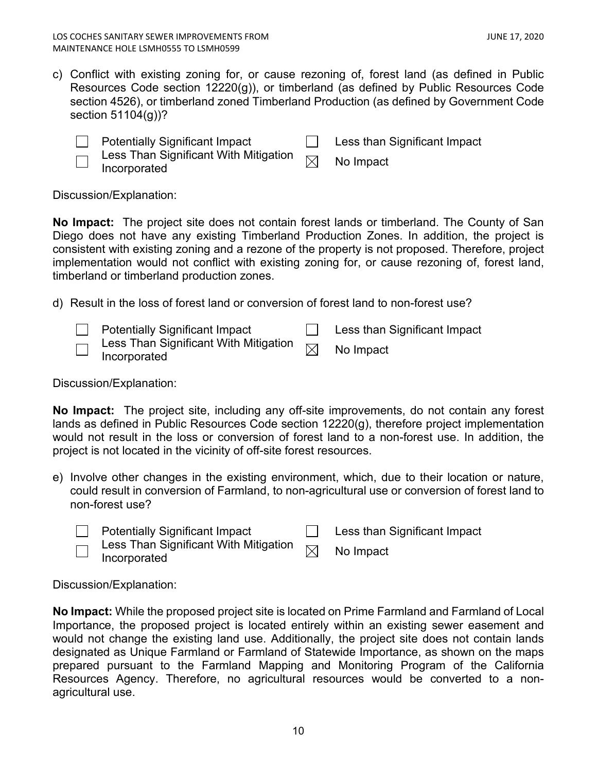c) Conflict with existing zoning for, or cause rezoning of, forest land (as defined in Public Resources Code section 12220(g)), or timberland (as defined by Public Resources Code section 4526), or timberland zoned Timberland Production (as defined by Government Code section 51104(g))?

- ☐ Potentially Significant Impact
- ☐ Less Than Significant With Mitigation Incorporated
- ☐ Less than Significant Impact
- ☒ No Impact

Discussion/Explanation:

**No Impact:** The project site does not contain forest lands or timberland. The County of San Diego does not have any existing Timberland Production Zones. In addition, the project is consistent with existing zoning and a rezone of the property is not proposed. Therefore, project implementation would not conflict with existing zoning for, or cause rezoning of, forest land, timberland or timberland production zones.

d) Result in the loss of forest land or conversion of forest land to non-forest use?

- ☐ Potentially Significant Impact
- ☐ Less Than Significant With Mitigation Incorporated
- ☐ Less than Significant Impact
- ☒ No Impact

Discussion/Explanation:

**No Impact:** The project site, including any off-site improvements, do not contain any forest lands as defined in Public Resources Code section 12220(g), therefore project implementation would not result in the loss or conversion of forest land to a non-forest use. In addition, the project is not located in the vicinity of off-site forest resources.

e) Involve other changes in the existing environment, which, due to their location or nature, could result in conversion of Farmland, to non-agricultural use or conversion of forest land to non-forest use?

- ☐ Potentially Significant Impact
- ☐ Less Than Significant With Mitigation Incorporated
- ☐ Less than Significant Impact
- ☒ No Impact

Discussion/Explanation:

**No Impact:** While the proposed project site is located on Prime Farmland and Farmland of Local Importance, the proposed project is located entirely within an existing sewer easement and would not change the existing land use. Additionally, the project site does not contain lands designated as Unique Farmland or Farmland of Statewide Importance, as shown on the maps prepared pursuant to the Farmland Mapping and Monitoring Program of the California Resources Agency. Therefore, no agricultural resources would be converted to a non-agricultural use.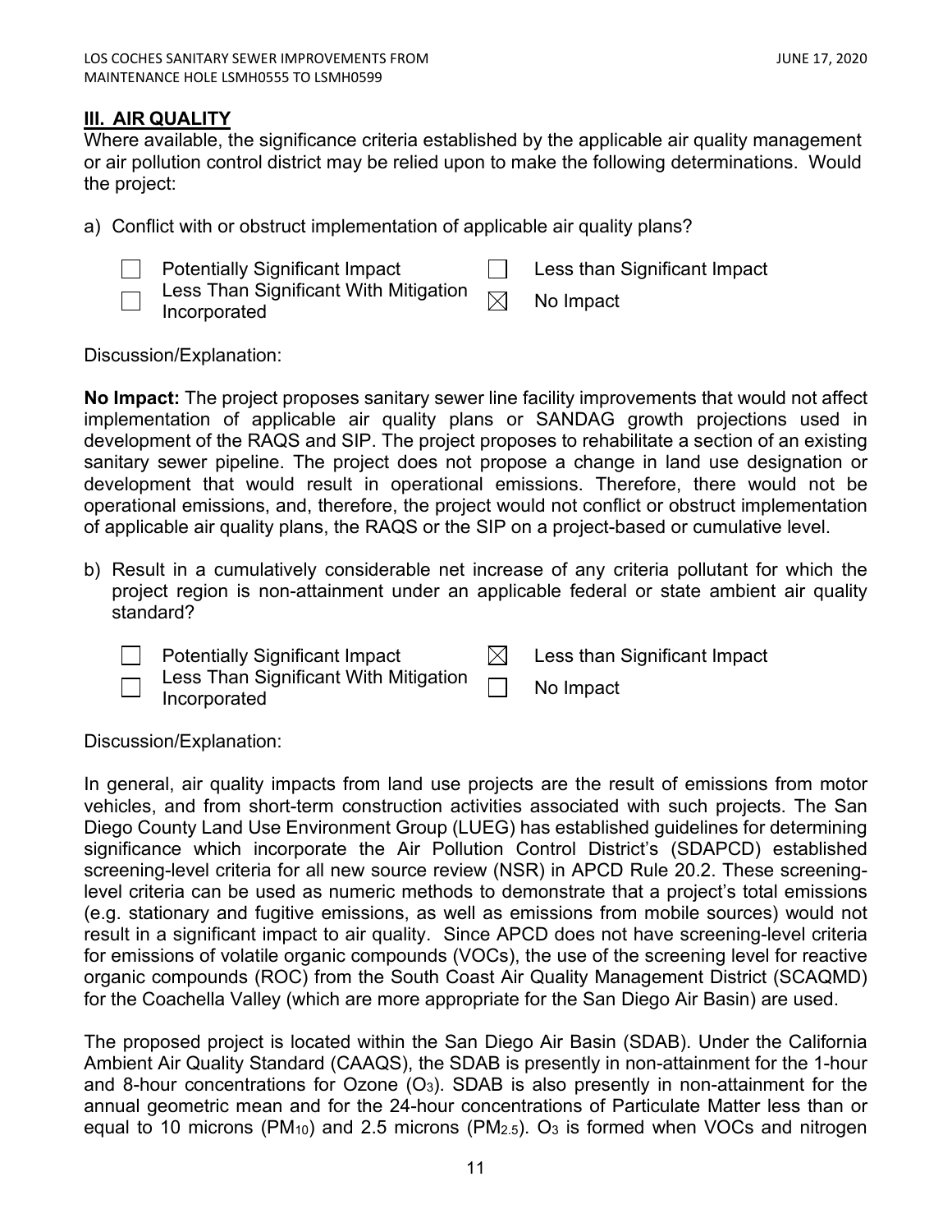## III. AIR QUALITY

Where available, the significance criteria established by the applicable air quality management or air pollution control district may be relied upon to make the following determinations. Would the project:

a) Conflict with or obstruct implementation of applicable air quality plans?

- ☐ Potentially Significant Impact
- ☐ Less Than Significant With Mitigation Incorporated
- ☐ Less than Significant Impact
- ☒ No Impact

Discussion/Explanation:

**No Impact:** The project proposes sanitary sewer line facility improvements that would not affect implementation of applicable air quality plans or SANDAG growth projections used in development of the RAQS and SIP. The project proposes to rehabilitate a section of an existing sanitary sewer pipeline. The project does not propose a change in land use designation or development that would result in operational emissions. Therefore, there would not be operational emissions, and, therefore, the project would not conflict or obstruct implementation of applicable air quality plans, the RAQS or the SIP on a project-based or cumulative level.

b) Result in a cumulatively considerable net increase of any criteria pollutant for which the project region is non-attainment under an applicable federal or state ambient air quality standard?

- ☐ Potentially Significant Impact
- ☐ Less Than Significant With Mitigation Incorporated
- ☒ Less than Significant Impact
- ☐ No Impact

Discussion/Explanation:

In general, air quality impacts from land use projects are the result of emissions from motor vehicles, and from short-term construction activities associated with such projects. The San Diego County Land Use Environment Group (LUEG) has established guidelines for determining significance which incorporate the Air Pollution Control District's (SDAPCD) established screening-level criteria for all new source review (NSR) in APCD Rule 20.2. These screening-level criteria can be used as numeric methods to demonstrate that a project's total emissions (e.g. stationary and fugitive emissions, as well as emissions from mobile sources) would not result in a significant impact to air quality. Since APCD does not have screening-level criteria for emissions of volatile organic compounds (VOCs), the use of the screening level for reactive organic compounds (ROC) from the South Coast Air Quality Management District (SCAQMD) for the Coachella Valley (which are more appropriate for the San Diego Air Basin) are used.

The proposed project is located within the San Diego Air Basin (SDAB). Under the California Ambient Air Quality Standard (CAAQS), the SDAB is presently in non-attainment for the 1-hour and 8-hour concentrations for Ozone ($O_3$). SDAB is also presently in non-attainment for the annual geometric mean and for the 24-hour concentrations of Particulate Matter less than or equal to 10 microns ($PM_{10}$) and 2.5 microns ($PM_{2.5}$). $O_3$ is formed when VOCs and nitrogen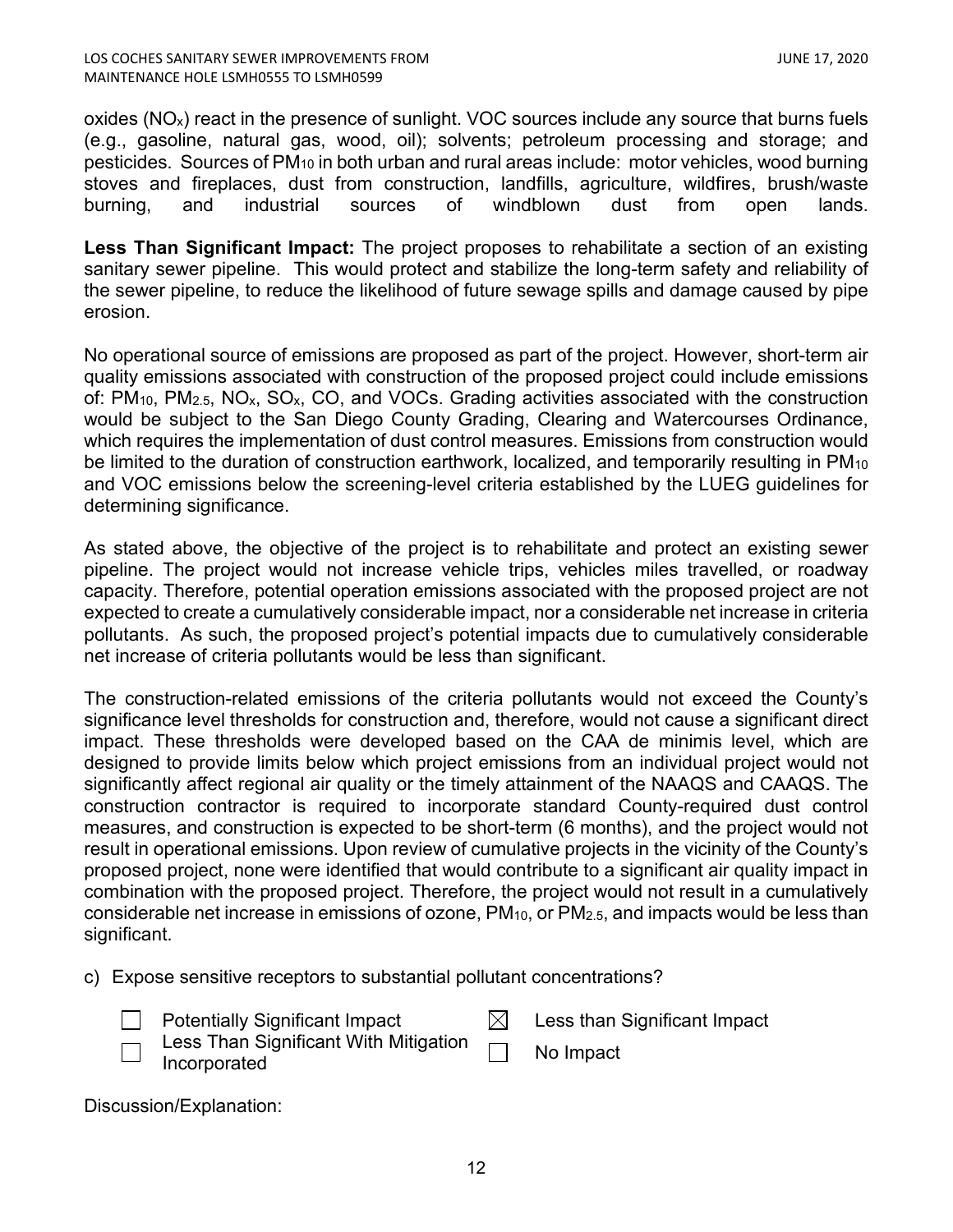oxides ($NO_x$) react in the presence of sunlight. VOC sources include any source that burns fuels (e.g., gasoline, natural gas, wood, oil); solvents; petroleum processing and storage; and pesticides. Sources of $PM_{10}$ in both urban and rural areas include: motor vehicles, wood burning stoves and fireplaces, dust from construction, landfills, agriculture, wildfires, brush/waste burning, and industrial sources of windblown dust from open lands.

**Less Than Significant Impact:** The project proposes to rehabilitate a section of an existing sanitary sewer pipeline. This would protect and stabilize the long-term safety and reliability of the sewer pipeline, to reduce the likelihood of future sewage spills and damage caused by pipe erosion.

No operational source of emissions are proposed as part of the project. However, short-term air quality emissions associated with construction of the proposed project could include emissions of: $PM_{10}$, $PM_{2.5}$, $NO_x$, $SO_x$, CO, and VOCs. Grading activities associated with the construction would be subject to the San Diego County Grading, Clearing and Watercourses Ordinance, which requires the implementation of dust control measures. Emissions from construction would be limited to the duration of construction earthwork, localized, and temporarily resulting in $PM_{10}$ and VOC emissions below the screening-level criteria established by the LUEG guidelines for determining significance.

As stated above, the objective of the project is to rehabilitate and protect an existing sewer pipeline. The project would not increase vehicle trips, vehicles miles travelled, or roadway capacity. Therefore, potential operation emissions associated with the proposed project are not expected to create a cumulatively considerable impact, nor a considerable net increase in criteria pollutants. As such, the proposed project's potential impacts due to cumulatively considerable net increase of criteria pollutants would be less than significant.

The construction-related emissions of the criteria pollutants would not exceed the County's significance level thresholds for construction and, therefore, would not cause a significant direct impact. These thresholds were developed based on the CAA de minimis level, which are designed to provide limits below which project emissions from an individual project would not significantly affect regional air quality or the timely attainment of the NAAQS and CAAQS. The construction contractor is required to incorporate standard County-required dust control measures, and construction is expected to be short-term (6 months), and the project would not result in operational emissions. Upon review of cumulative projects in the vicinity of the County's proposed project, none were identified that would contribute to a significant air quality impact in combination with the proposed project. Therefore, the project would not result in a cumulatively considerable net increase in emissions of ozone, $PM_{10}$, or $PM_{2.5}$, and impacts would be less than significant.

c) Expose sensitive receptors to substantial pollutant concentrations?

- ☐ Potentially Significant Impact
- ☒ Less than Significant Impact
- ☐ Less Than Significant With Mitigation Incorporated
- ☐ No Impact

Discussion/Explanation: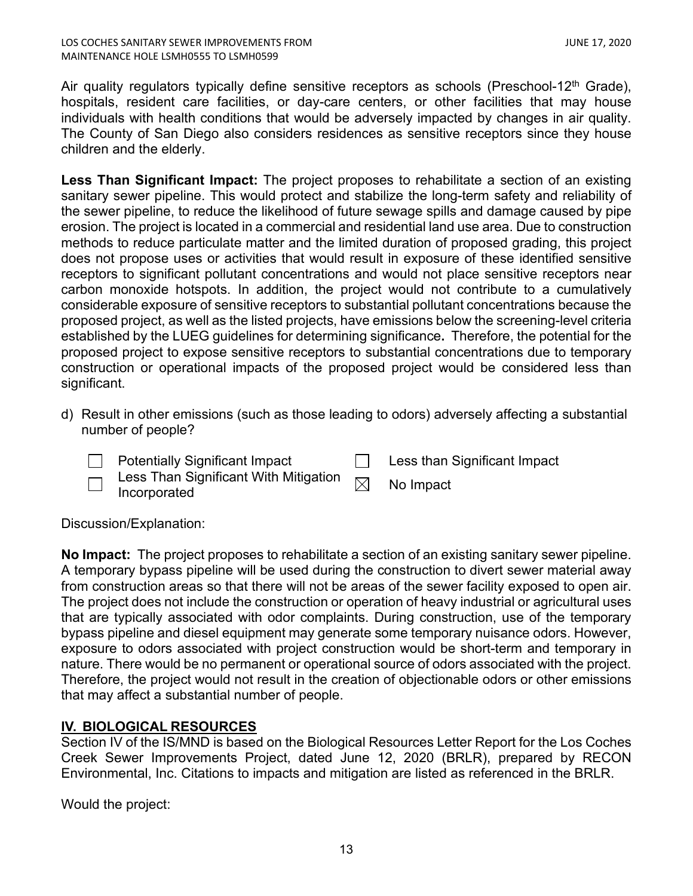Air quality regulators typically define sensitive receptors as schools (Preschool-12th Grade), hospitals, resident care facilities, or day-care centers, or other facilities that may house individuals with health conditions that would be adversely impacted by changes in air quality. The County of San Diego also considers residences as sensitive receptors since they house children and the elderly.

**Less Than Significant Impact:** The project proposes to rehabilitate a section of an existing sanitary sewer pipeline. This would protect and stabilize the long-term safety and reliability of the sewer pipeline, to reduce the likelihood of future sewage spills and damage caused by pipe erosion. The project is located in a commercial and residential land use area. Due to construction methods to reduce particulate matter and the limited duration of proposed grading, this project does not propose uses or activities that would result in exposure of these identified sensitive receptors to significant pollutant concentrations and would not place sensitive receptors near carbon monoxide hotspots. In addition, the project would not contribute to a cumulatively considerable exposure of sensitive receptors to substantial pollutant concentrations because the proposed project, as well as the listed projects, have emissions below the screening-level criteria established by the LUEG guidelines for determining significance**.** Therefore, the potential for the proposed project to expose sensitive receptors to substantial concentrations due to temporary construction or operational impacts of the proposed project would be considered less than significant.

d) Result in other emissions (such as those leading to odors) adversely affecting a substantial number of people?

☐ Potentially Significant Impact
☐ Less than Significant Impact
☐ Less Than Significant With Mitigation Incorporated
☒ No Impact

Discussion/Explanation:

**No Impact:** The project proposes to rehabilitate a section of an existing sanitary sewer pipeline. A temporary bypass pipeline will be used during the construction to divert sewer material away from construction areas so that there will not be areas of the sewer facility exposed to open air. The project does not include the construction or operation of heavy industrial or agricultural uses that are typically associated with odor complaints. During construction, use of the temporary bypass pipeline and diesel equipment may generate some temporary nuisance odors. However, exposure to odors associated with project construction would be short-term and temporary in nature. There would be no permanent or operational source of odors associated with the project. Therefore, the project would not result in the creation of objectionable odors or other emissions that may affect a substantial number of people.

## IV. BIOLOGICAL RESOURCES

Section IV of the IS/MND is based on the Biological Resources Letter Report for the Los Coches Creek Sewer Improvements Project, dated June 12, 2020 (BRLR), prepared by RECON Environmental, Inc. Citations to impacts and mitigation are listed as referenced in the BRLR.

Would the project: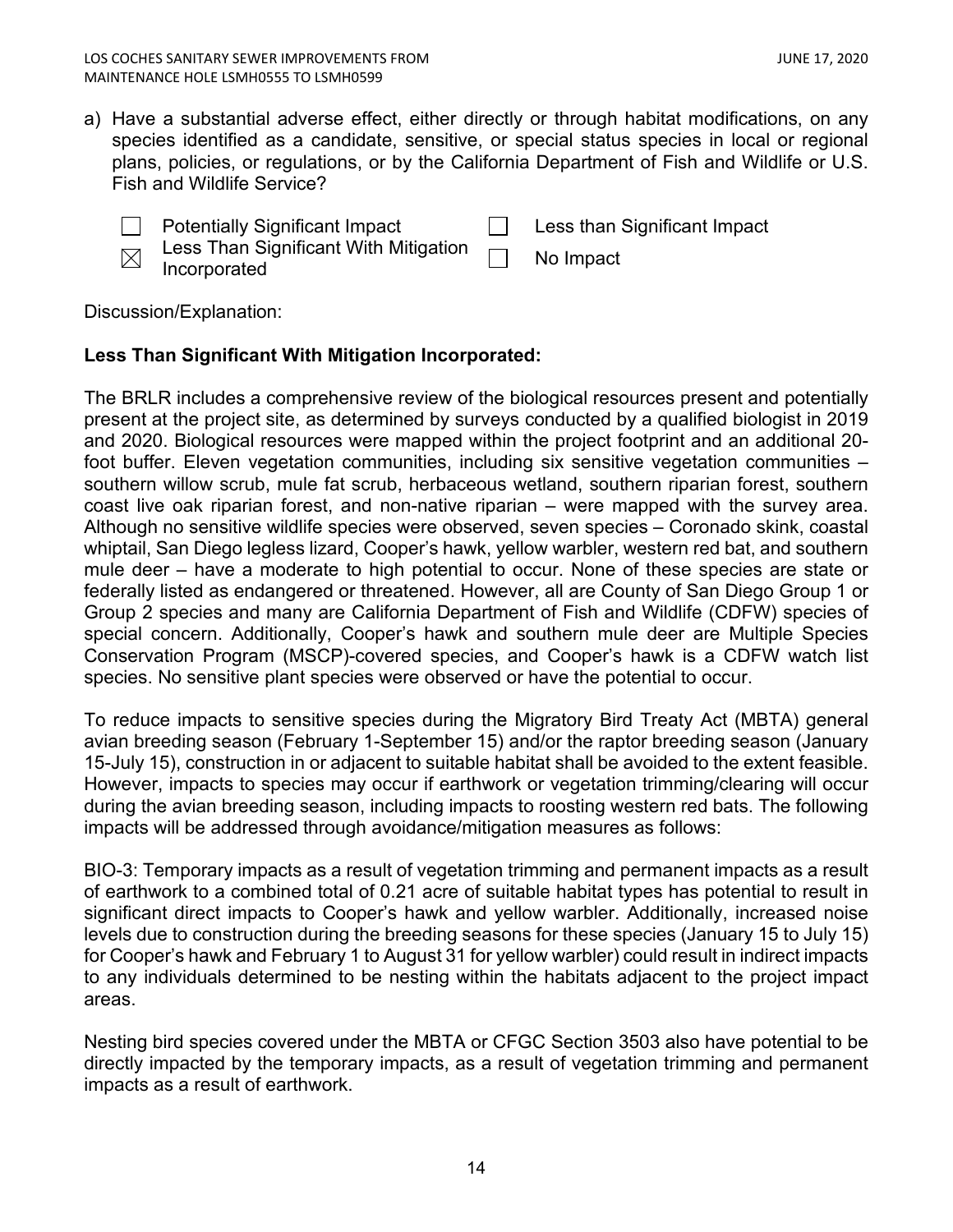a) Have a substantial adverse effect, either directly or through habitat modifications, on any species identified as a candidate, sensitive, or special status species in local or regional plans, policies, or regulations, or by the California Department of Fish and Wildlife or U.S. Fish and Wildlife Service?

- ☐ Potentially Significant Impact
- ☒ Less Than Significant With Mitigation Incorporated
- ☐ Less than Significant Impact
- ☐ No Impact

Discussion/Explanation:

**Less Than Significant With Mitigation Incorporated:**

The BRLR includes a comprehensive review of the biological resources present and potentially present at the project site, as determined by surveys conducted by a qualified biologist in 2019 and 2020. Biological resources were mapped within the project footprint and an additional 20-foot buffer. Eleven vegetation communities, including six sensitive vegetation communities – southern willow scrub, mule fat scrub, herbaceous wetland, southern riparian forest, southern coast live oak riparian forest, and non-native riparian – were mapped with the survey area. Although no sensitive wildlife species were observed, seven species – Coronado skink, coastal whiptail, San Diego legless lizard, Cooper's hawk, yellow warbler, western red bat, and southern mule deer – have a moderate to high potential to occur. None of these species are state or federally listed as endangered or threatened. However, all are County of San Diego Group 1 or Group 2 species and many are California Department of Fish and Wildlife (CDFW) species of special concern. Additionally, Cooper's hawk and southern mule deer are Multiple Species Conservation Program (MSCP)-covered species, and Cooper's hawk is a CDFW watch list species. No sensitive plant species were observed or have the potential to occur.

To reduce impacts to sensitive species during the Migratory Bird Treaty Act (MBTA) general avian breeding season (February 1-September 15) and/or the raptor breeding season (January 15-July 15), construction in or adjacent to suitable habitat shall be avoided to the extent feasible. However, impacts to species may occur if earthwork or vegetation trimming/clearing will occur during the avian breeding season, including impacts to roosting western red bats. The following impacts will be addressed through avoidance/mitigation measures as follows:

BIO-3: Temporary impacts as a result of vegetation trimming and permanent impacts as a result of earthwork to a combined total of 0.21 acre of suitable habitat types has potential to result in significant direct impacts to Cooper's hawk and yellow warbler. Additionally, increased noise levels due to construction during the breeding seasons for these species (January 15 to July 15) for Cooper's hawk and February 1 to August 31 for yellow warbler) could result in indirect impacts to any individuals determined to be nesting within the habitats adjacent to the project impact areas.

Nesting bird species covered under the MBTA or CFGC Section 3503 also have potential to be directly impacted by the temporary impacts, as a result of vegetation trimming and permanent impacts as a result of earthwork.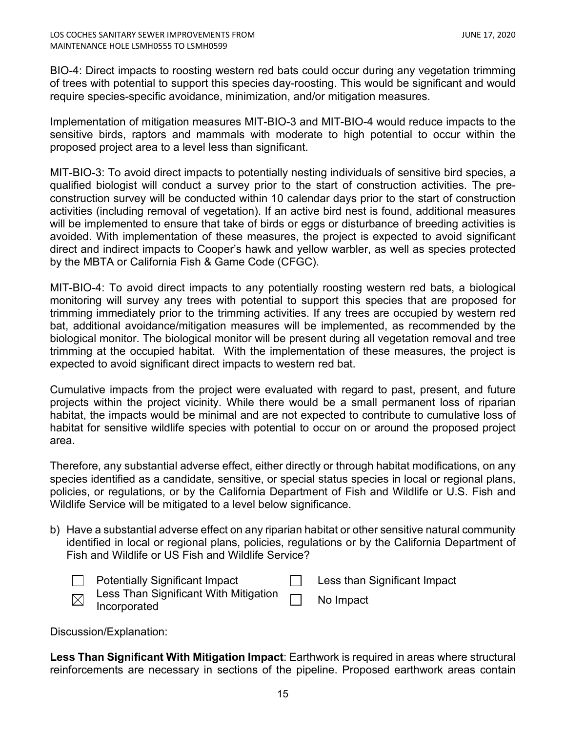BIO-4: Direct impacts to roosting western red bats could occur during any vegetation trimming of trees with potential to support this species day-roosting. This would be significant and would require species-specific avoidance, minimization, and/or mitigation measures.

Implementation of mitigation measures MIT-BIO-3 and MIT-BIO-4 would reduce impacts to the sensitive birds, raptors and mammals with moderate to high potential to occur within the proposed project area to a level less than significant.

MIT-BIO-3: To avoid direct impacts to potentially nesting individuals of sensitive bird species, a qualified biologist will conduct a survey prior to the start of construction activities. The pre-construction survey will be conducted within 10 calendar days prior to the start of construction activities (including removal of vegetation). If an active bird nest is found, additional measures will be implemented to ensure that take of birds or eggs or disturbance of breeding activities is avoided. With implementation of these measures, the project is expected to avoid significant direct and indirect impacts to Cooper's hawk and yellow warbler, as well as species protected by the MBTA or California Fish & Game Code (CFGC).

MIT-BIO-4: To avoid direct impacts to any potentially roosting western red bats, a biological monitoring will survey any trees with potential to support this species that are proposed for trimming immediately prior to the trimming activities. If any trees are occupied by western red bat, additional avoidance/mitigation measures will be implemented, as recommended by the biological monitor. The biological monitor will be present during all vegetation removal and tree trimming at the occupied habitat. With the implementation of these measures, the project is expected to avoid significant direct impacts to western red bat.

Cumulative impacts from the project were evaluated with regard to past, present, and future projects within the project vicinity. While there would be a small permanent loss of riparian habitat, the impacts would be minimal and are not expected to contribute to cumulative loss of habitat for sensitive wildlife species with potential to occur on or around the proposed project area.

Therefore, any substantial adverse effect, either directly or through habitat modifications, on any species identified as a candidate, sensitive, or special status species in local or regional plans, policies, or regulations, or by the California Department of Fish and Wildlife or U.S. Fish and Wildlife Service will be mitigated to a level below significance.

b) Have a substantial adverse effect on any riparian habitat or other sensitive natural community identified in local or regional plans, policies, regulations or by the California Department of Fish and Wildlife or US Fish and Wildlife Service?

- ☐ Potentially Significant Impact
- ☐ Less than Significant Impact
- ☒ Less Than Significant With Mitigation Incorporated
- ☐ No Impact

Discussion/Explanation:

**Less Than Significant With Mitigation Impact**: Earthwork is required in areas where structural reinforcements are necessary in sections of the pipeline. Proposed earthwork areas contain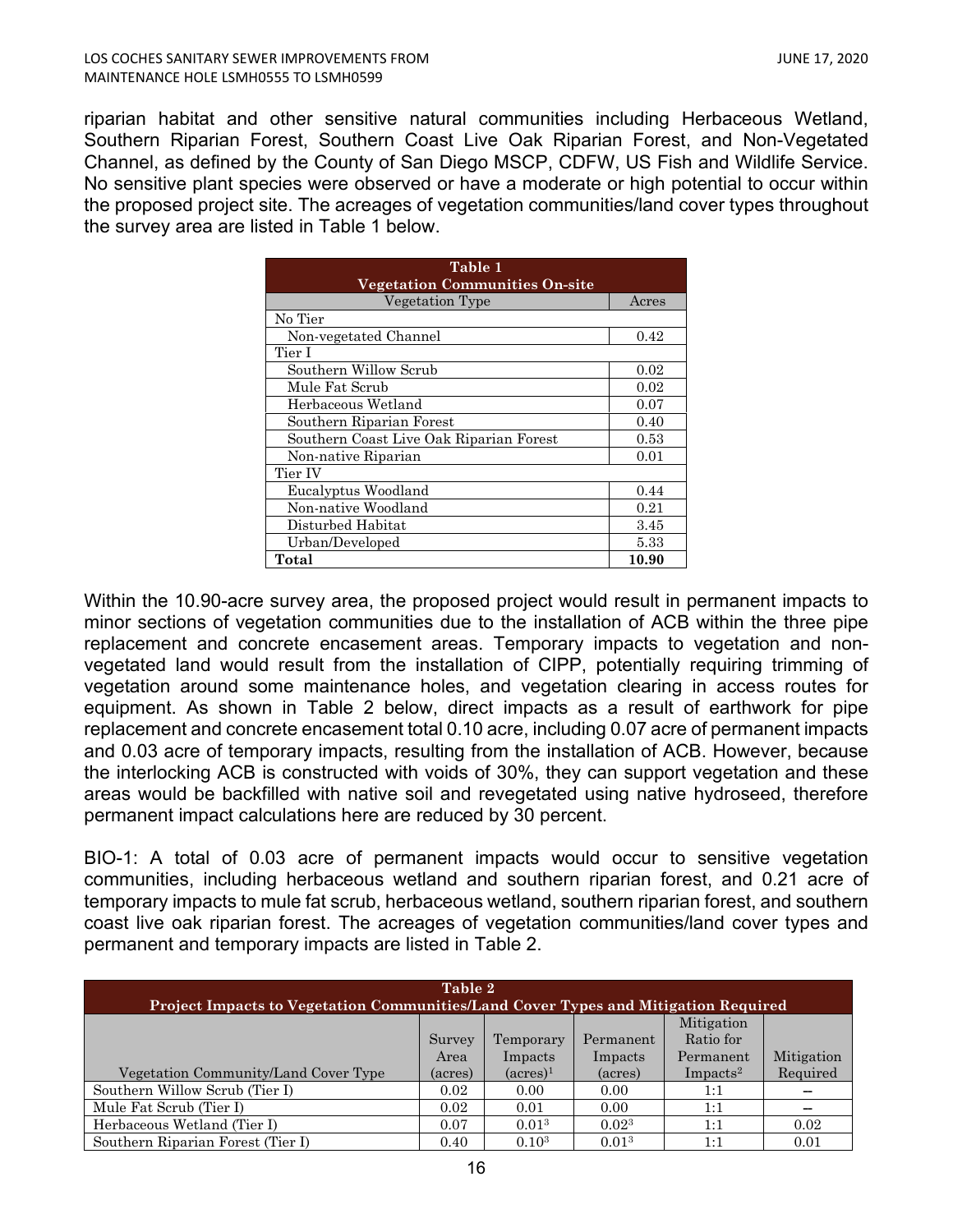riparian habitat and other sensitive natural communities including Herbaceous Wetland, Southern Riparian Forest, Southern Coast Live Oak Riparian Forest, and Non-Vegetated Channel, as defined by the County of San Diego MSCP, CDFW, US Fish and Wildlife Service. No sensitive plant species were observed or have a moderate or high potential to occur within the proposed project site. The acreages of vegetation communities/land cover types throughout the survey area are listed in Table 1 below.

| Table 1<br>Vegetation Communities On-site | |
|---|---|
| Vegetation Type | Acres |
| No Tier | |
| Non-vegetated Channel | 0.42 |
| Tier I | |
| Southern Willow Scrub | 0.02 |
| Mule Fat Scrub | 0.02 |
| Herbaceous Wetland | 0.07 |
| Southern Riparian Forest | 0.40 |
| Southern Coast Live Oak Riparian Forest | 0.53 |
| Non-native Riparian | 0.01 |
| Tier IV | |
| Eucalyptus Woodland | 0.44 |
| Non-native Woodland | 0.21 |
| Disturbed Habitat | 3.45 |
| Urban/Developed | 5.33 |
| **Total** | **10.90** |

Within the 10.90-acre survey area, the proposed project would result in permanent impacts to minor sections of vegetation communities due to the installation of ACB within the three pipe replacement and concrete encasement areas. Temporary impacts to vegetation and non-vegetated land would result from the installation of CIPP, potentially requiring trimming of vegetation around some maintenance holes, and vegetation clearing in access routes for equipment. As shown in Table 2 below, direct impacts as a result of earthwork for pipe replacement and concrete encasement total 0.10 acre, including 0.07 acre of permanent impacts and 0.03 acre of temporary impacts, resulting from the installation of ACB. However, because the interlocking ACB is constructed with voids of 30%, they can support vegetation and these areas would be backfilled with native soil and revegetated using native hydroseed, therefore permanent impact calculations here are reduced by 30 percent.

BIO-1: A total of 0.03 acre of permanent impacts would occur to sensitive vegetation communities, including herbaceous wetland and southern riparian forest, and 0.21 acre of temporary impacts to mule fat scrub, herbaceous wetland, southern riparian forest, and southern coast live oak riparian forest. The acreages of vegetation communities/land cover types and permanent and temporary impacts are listed in Table 2.

| Table 2<br>Project Impacts to Vegetation Communities/Land Cover Types and Mitigation Required | | | | | |
|---|---|---|---|---|---|
| Vegetation Community/Land Cover Type | Survey Area (acres) | Temporary Impacts (acres)[1] | Permanent Impacts (acres) | Mitigation Ratio for Permanent Impacts[2] | Mitigation Required |
| Southern Willow Scrub (Tier I) | 0.02 | 0.00 | 0.00 | 1:1 | -- |
| Mule Fat Scrub (Tier I) | 0.02 | 0.01 | 0.00 | 1:1 | -- |
| Herbaceous Wetland (Tier I) | 0.07 | 0.01[3] | 0.02[3] | 1:1 | 0.02 |
| Southern Riparian Forest (Tier I) | 0.40 | 0.10[3] | 0.01[3] | 1:1 | 0.01 |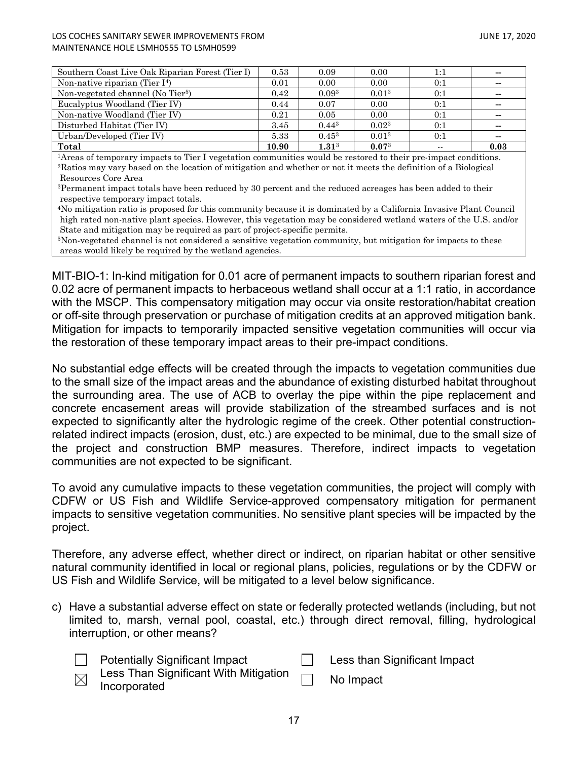| Southern Coast Live Oak Riparian Forest (Tier I) | 0.53 | 0.09 | 0.00 | 1:1 | – |
|---|---|---|---|---|---|
| Non-native riparian (Tier I[4]) | 0.01 | 0.00 | 0.00 | 0:1 | – |
| Non-vegetated channel (No Tier[5]) | 0.42 | 0.09[3] | 0.01[3] | 0:1 | – |
| Eucalyptus Woodland (Tier IV) | 0.44 | 0.07 | 0.00 | 0:1 | – |
| Non-native Woodland (Tier IV) | 0.21 | 0.05 | 0.00 | 0:1 | – |
| Disturbed Habitat (Tier IV) | 3.45 | 0.44[3] | 0.02[3] | 0:1 | – |
| Urban/Developed (Tier IV) | 5.33 | 0.45[3] | 0.01[3] | 0:1 | – |
| **Total** | **10.90** | **1.31**[3] | **0.07**[3] | -- | **0.03** |

[1]Areas of temporary impacts to Tier I vegetation communities would be restored to their pre-impact conditions.
[2]Ratios may vary based on the location of mitigation and whether or not it meets the definition of a Biological Resources Core Area
[3]Permanent impact totals have been reduced by 30 percent and the reduced acreages has been added to their respective temporary impact totals.
[4]No mitigation ratio is proposed for this community because it is dominated by a California Invasive Plant Council high rated non-native plant species. However, this vegetation may be considered wetland waters of the U.S. and/or State and mitigation may be required as part of project-specific permits.
[5]Non-vegetated channel is not considered a sensitive vegetation community, but mitigation for impacts to these areas would likely be required by the wetland agencies.

MIT-BIO-1: In-kind mitigation for 0.01 acre of permanent impacts to southern riparian forest and 0.02 acre of permanent impacts to herbaceous wetland shall occur at a 1:1 ratio, in accordance with the MSCP. This compensatory mitigation may occur via onsite restoration/habitat creation or off-site through preservation or purchase of mitigation credits at an approved mitigation bank. Mitigation for impacts to temporarily impacted sensitive vegetation communities will occur via the restoration of these temporary impact areas to their pre-impact conditions.

No substantial edge effects will be created through the impacts to vegetation communities due to the small size of the impact areas and the abundance of existing disturbed habitat throughout the surrounding area. The use of ACB to overlay the pipe within the pipe replacement and concrete encasement areas will provide stabilization of the streambed surfaces and is not expected to significantly alter the hydrologic regime of the creek. Other potential construction-related indirect impacts (erosion, dust, etc.) are expected to be minimal, due to the small size of the project and construction BMP measures. Therefore, indirect impacts to vegetation communities are not expected to be significant.

To avoid any cumulative impacts to these vegetation communities, the project will comply with CDFW or US Fish and Wildlife Service-approved compensatory mitigation for permanent impacts to sensitive vegetation communities. No sensitive plant species will be impacted by the project.

Therefore, any adverse effect, whether direct or indirect, on riparian habitat or other sensitive natural community identified in local or regional plans, policies, regulations or by the CDFW or US Fish and Wildlife Service, will be mitigated to a level below significance.

c) Have a substantial adverse effect on state or federally protected wetlands (including, but not limited to, marsh, vernal pool, coastal, etc.) through direct removal, filling, hydrological interruption, or other means?

- ☐ Potentially Significant Impact
- ☒ Less Than Significant With Mitigation Incorporated
- ☐ Less than Significant Impact
- ☐ No Impact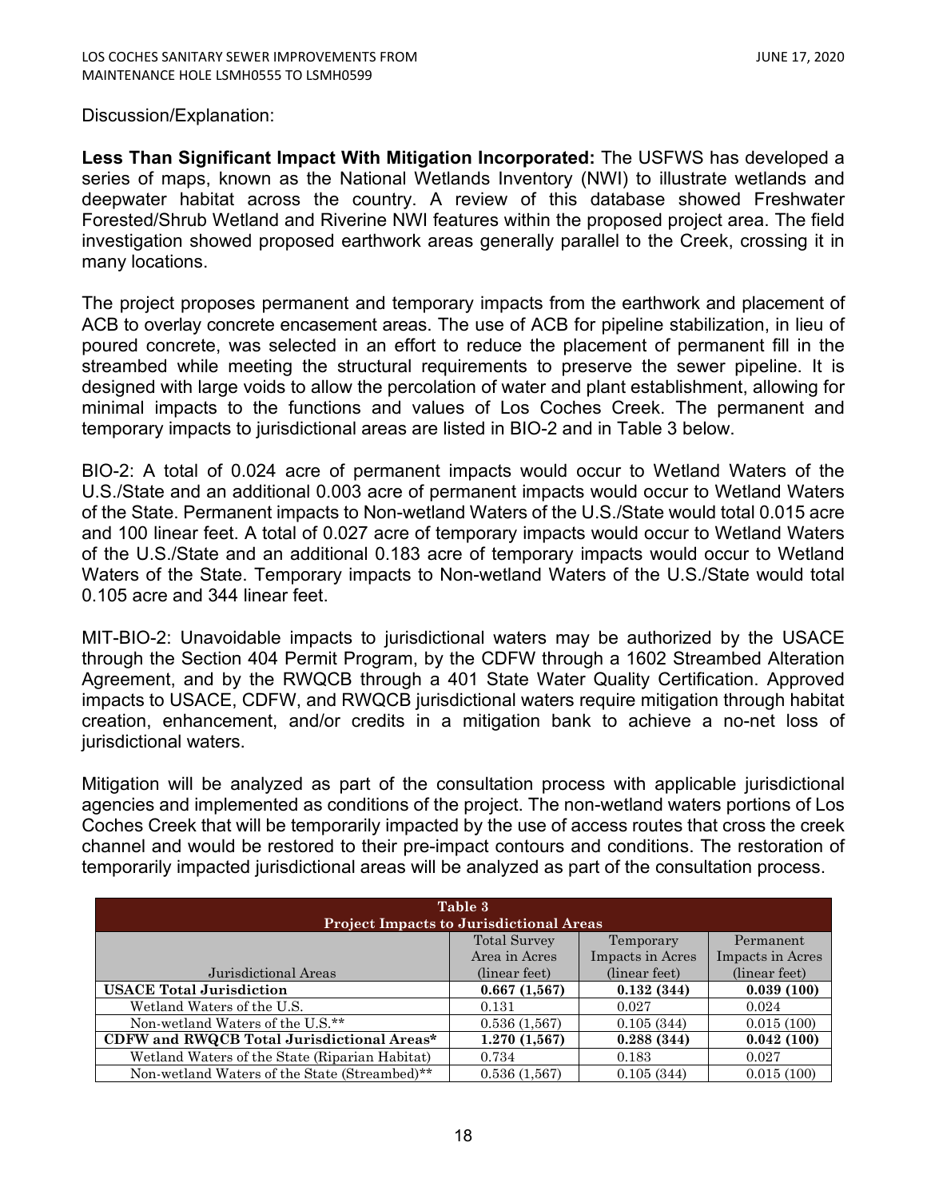Discussion/Explanation:

**Less Than Significant Impact With Mitigation Incorporated:** The USFWS has developed a series of maps, known as the National Wetlands Inventory (NWI) to illustrate wetlands and deepwater habitat across the country. A review of this database showed Freshwater Forested/Shrub Wetland and Riverine NWI features within the proposed project area. The field investigation showed proposed earthwork areas generally parallel to the Creek, crossing it in many locations.

The project proposes permanent and temporary impacts from the earthwork and placement of ACB to overlay concrete encasement areas. The use of ACB for pipeline stabilization, in lieu of poured concrete, was selected in an effort to reduce the placement of permanent fill in the streambed while meeting the structural requirements to preserve the sewer pipeline. It is designed with large voids to allow the percolation of water and plant establishment, allowing for minimal impacts to the functions and values of Los Coches Creek. The permanent and temporary impacts to jurisdictional areas are listed in BIO-2 and in Table 3 below.

BIO-2: A total of 0.024 acre of permanent impacts would occur to Wetland Waters of the U.S./State and an additional 0.003 acre of permanent impacts would occur to Wetland Waters of the State. Permanent impacts to Non-wetland Waters of the U.S./State would total 0.015 acre and 100 linear feet. A total of 0.027 acre of temporary impacts would occur to Wetland Waters of the U.S./State and an additional 0.183 acre of temporary impacts would occur to Wetland Waters of the State. Temporary impacts to Non-wetland Waters of the U.S./State would total 0.105 acre and 344 linear feet.

MIT-BIO-2: Unavoidable impacts to jurisdictional waters may be authorized by the USACE through the Section 404 Permit Program, by the CDFW through a 1602 Streambed Alteration Agreement, and by the RWQCB through a 401 State Water Quality Certification. Approved impacts to USACE, CDFW, and RWQCB jurisdictional waters require mitigation through habitat creation, enhancement, and/or credits in a mitigation bank to achieve a no-net loss of jurisdictional waters.

Mitigation will be analyzed as part of the consultation process with applicable jurisdictional agencies and implemented as conditions of the project. The non-wetland waters portions of Los Coches Creek that will be temporarily impacted by the use of access routes that cross the creek channel and would be restored to their pre-impact contours and conditions. The restoration of temporarily impacted jurisdictional areas will be analyzed as part of the consultation process.

**Table 3**
**Project Impacts to Jurisdictional Areas**

| Jurisdictional Areas | Total Survey Area in Acres (linear feet) | Temporary Impacts in Acres (linear feet) | Permanent Impacts in Acres (linear feet) |
|---|---|---|---|
| **USACE Total Jurisdiction** | **0.667 (1,567)** | **0.132 (344)** | **0.039 (100)** |
| Wetland Waters of the U.S. | 0.131 | 0.027 | 0.024 |
| Non-wetland Waters of the U.S.** | 0.536 (1,567) | 0.105 (344) | 0.015 (100) |
| **CDFW and RWQCB Total Jurisdictional Areas*** | **1.270 (1,567)** | **0.288 (344)** | **0.042 (100)** |
| Wetland Waters of the State (Riparian Habitat) | 0.734 | 0.183 | 0.027 |
| Non-wetland Waters of the State (Streambed)** | 0.536 (1,567) | 0.105 (344) | 0.015 (100) |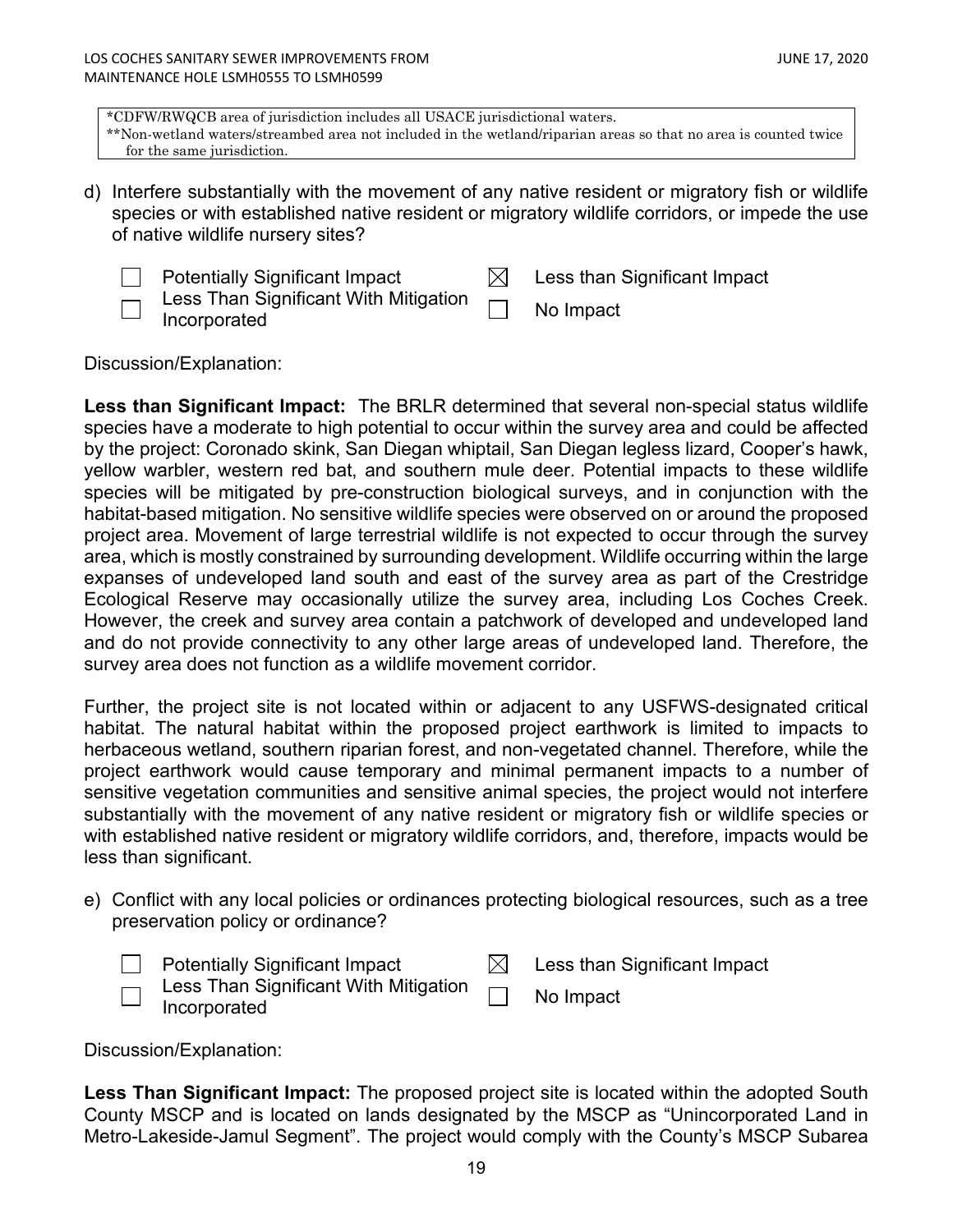*CDFW/RWQCB area of jurisdiction includes all USACE jurisdictional waters.
**Non-wetland waters/streambed area not included in the wetland/riparian areas so that no area is counted twice for the same jurisdiction.

d) Interfere substantially with the movement of any native resident or migratory fish or wildlife species or with established native resident or migratory wildlife corridors, or impede the use of native wildlife nursery sites?

- ☐ Potentially Significant Impact
- ☐ Less Than Significant With Mitigation Incorporated
- ☒ Less than Significant Impact
- ☐ No Impact

Discussion/Explanation:

**Less than Significant Impact:** The BRLR determined that several non-special status wildlife species have a moderate to high potential to occur within the survey area and could be affected by the project: Coronado skink, San Diegan whiptail, San Diegan legless lizard, Cooper's hawk, yellow warbler, western red bat, and southern mule deer. Potential impacts to these wildlife species will be mitigated by pre-construction biological surveys, and in conjunction with the habitat-based mitigation. No sensitive wildlife species were observed on or around the proposed project area. Movement of large terrestrial wildlife is not expected to occur through the survey area, which is mostly constrained by surrounding development. Wildlife occurring within the large expanses of undeveloped land south and east of the survey area as part of the Crestridge Ecological Reserve may occasionally utilize the survey area, including Los Coches Creek. However, the creek and survey area contain a patchwork of developed and undeveloped land and do not provide connectivity to any other large areas of undeveloped land. Therefore, the survey area does not function as a wildlife movement corridor.

Further, the project site is not located within or adjacent to any USFWS-designated critical habitat. The natural habitat within the proposed project earthwork is limited to impacts to herbaceous wetland, southern riparian forest, and non-vegetated channel. Therefore, while the project earthwork would cause temporary and minimal permanent impacts to a number of sensitive vegetation communities and sensitive animal species, the project would not interfere substantially with the movement of any native resident or migratory fish or wildlife species or with established native resident or migratory wildlife corridors, and, therefore, impacts would be less than significant.

e) Conflict with any local policies or ordinances protecting biological resources, such as a tree preservation policy or ordinance?

- ☐ Potentially Significant Impact
- ☐ Less Than Significant With Mitigation Incorporated
- ☒ Less than Significant Impact
- ☐ No Impact

Discussion/Explanation:

**Less Than Significant Impact:** The proposed project site is located within the adopted South County MSCP and is located on lands designated by the MSCP as "Unincorporated Land in Metro-Lakeside-Jamul Segment". The project would comply with the County's MSCP Subarea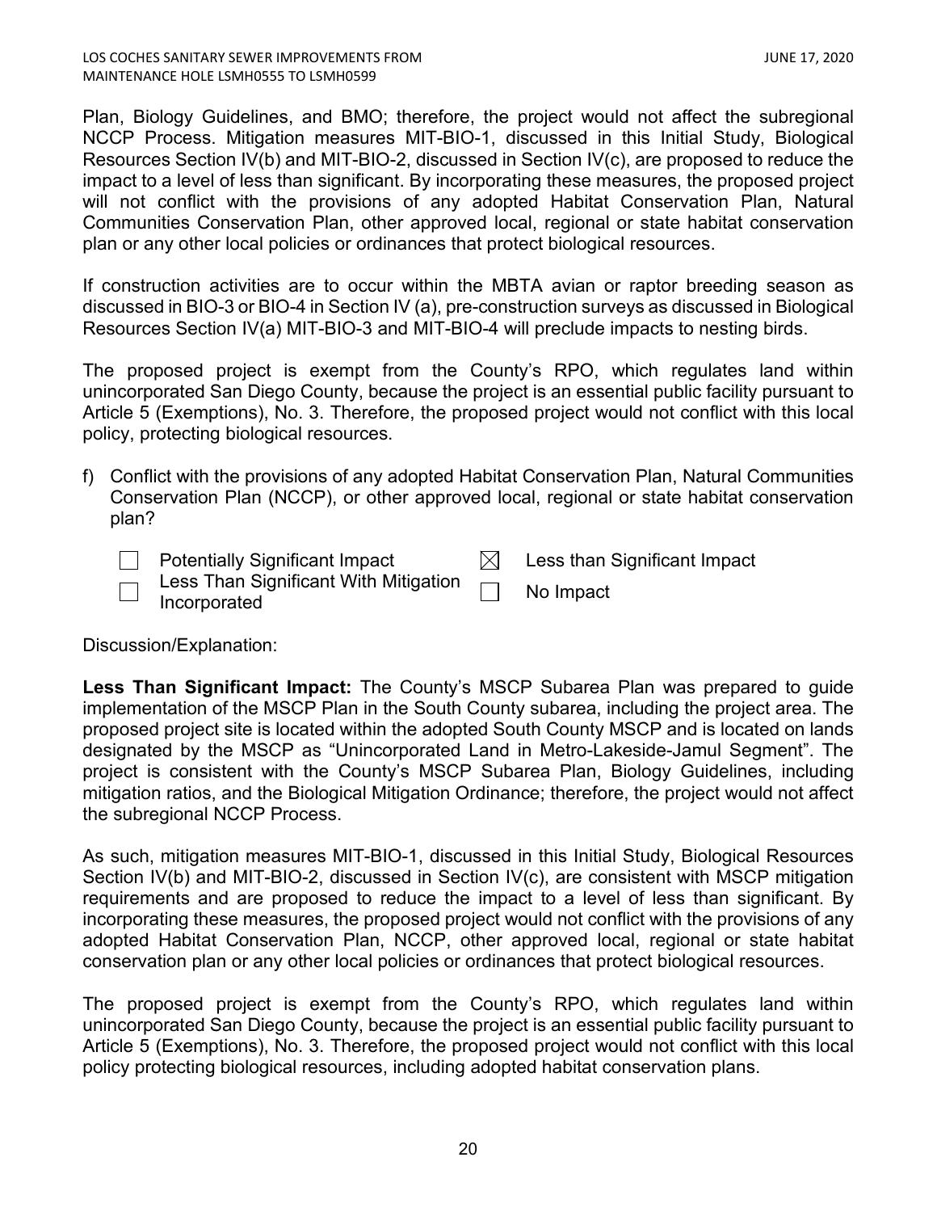Plan, Biology Guidelines, and BMO; therefore, the project would not affect the subregional NCCP Process. Mitigation measures MIT-BIO-1, discussed in this Initial Study, Biological Resources Section IV(b) and MIT-BIO-2, discussed in Section IV(c), are proposed to reduce the impact to a level of less than significant. By incorporating these measures, the proposed project will not conflict with the provisions of any adopted Habitat Conservation Plan, Natural Communities Conservation Plan, other approved local, regional or state habitat conservation plan or any other local policies or ordinances that protect biological resources.

If construction activities are to occur within the MBTA avian or raptor breeding season as discussed in BIO-3 or BIO-4 in Section IV (a), pre-construction surveys as discussed in Biological Resources Section IV(a) MIT-BIO-3 and MIT-BIO-4 will preclude impacts to nesting birds.

The proposed project is exempt from the County's RPO, which regulates land within unincorporated San Diego County, because the project is an essential public facility pursuant to Article 5 (Exemptions), No. 3. Therefore, the proposed project would not conflict with this local policy, protecting biological resources.

f) Conflict with the provisions of any adopted Habitat Conservation Plan, Natural Communities Conservation Plan (NCCP), or other approved local, regional or state habitat conservation plan?

- ☐ Potentially Significant Impact
- ☐ Less Than Significant With Mitigation Incorporated
- ☒ Less than Significant Impact
- ☐ No Impact

Discussion/Explanation:

**Less Than Significant Impact:** The County's MSCP Subarea Plan was prepared to guide implementation of the MSCP Plan in the South County subarea, including the project area. The proposed project site is located within the adopted South County MSCP and is located on lands designated by the MSCP as "Unincorporated Land in Metro-Lakeside-Jamul Segment". The project is consistent with the County's MSCP Subarea Plan, Biology Guidelines, including mitigation ratios, and the Biological Mitigation Ordinance; therefore, the project would not affect the subregional NCCP Process.

As such, mitigation measures MIT-BIO-1, discussed in this Initial Study, Biological Resources Section IV(b) and MIT-BIO-2, discussed in Section IV(c), are consistent with MSCP mitigation requirements and are proposed to reduce the impact to a level of less than significant. By incorporating these measures, the proposed project would not conflict with the provisions of any adopted Habitat Conservation Plan, NCCP, other approved local, regional or state habitat conservation plan or any other local policies or ordinances that protect biological resources.

The proposed project is exempt from the County's RPO, which regulates land within unincorporated San Diego County, because the project is an essential public facility pursuant to Article 5 (Exemptions), No. 3. Therefore, the proposed project would not conflict with this local policy protecting biological resources, including adopted habitat conservation plans.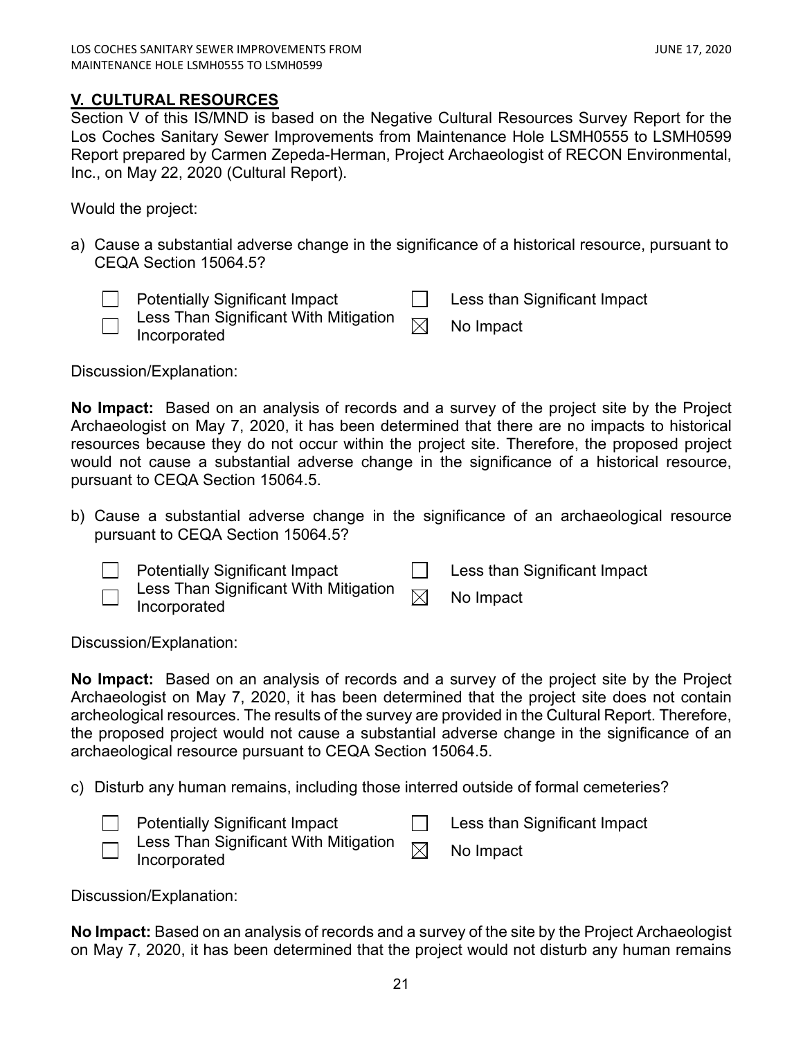## V. CULTURAL RESOURCES

Section V of this IS/MND is based on the Negative Cultural Resources Survey Report for the Los Coches Sanitary Sewer Improvements from Maintenance Hole LSMH0555 to LSMH0599 Report prepared by Carmen Zepeda-Herman, Project Archaeologist of RECON Environmental, Inc., on May 22, 2020 (Cultural Report).

Would the project:

a) Cause a substantial adverse change in the significance of a historical resource, pursuant to CEQA Section 15064.5?

- ☐ Potentially Significant Impact
- ☐ Less Than Significant With Mitigation Incorporated
- ☐ Less than Significant Impact
- ☒ No Impact

Discussion/Explanation:

**No Impact:** Based on an analysis of records and a survey of the project site by the Project Archaeologist on May 7, 2020, it has been determined that there are no impacts to historical resources because they do not occur within the project site. Therefore, the proposed project would not cause a substantial adverse change in the significance of a historical resource, pursuant to CEQA Section 15064.5.

b) Cause a substantial adverse change in the significance of an archaeological resource pursuant to CEQA Section 15064.5?

- ☐ Potentially Significant Impact
- ☐ Less Than Significant With Mitigation Incorporated
- ☐ Less than Significant Impact
- ☒ No Impact

Discussion/Explanation:

**No Impact:** Based on an analysis of records and a survey of the project site by the Project Archaeologist on May 7, 2020, it has been determined that the project site does not contain archeological resources. The results of the survey are provided in the Cultural Report. Therefore, the proposed project would not cause a substantial adverse change in the significance of an archaeological resource pursuant to CEQA Section 15064.5.

c) Disturb any human remains, including those interred outside of formal cemeteries?

- ☐ Potentially Significant Impact
- ☐ Less Than Significant With Mitigation Incorporated
- ☐ Less than Significant Impact
- ☒ No Impact

Discussion/Explanation:

**No Impact:** Based on an analysis of records and a survey of the site by the Project Archaeologist on May 7, 2020, it has been determined that the project would not disturb any human remains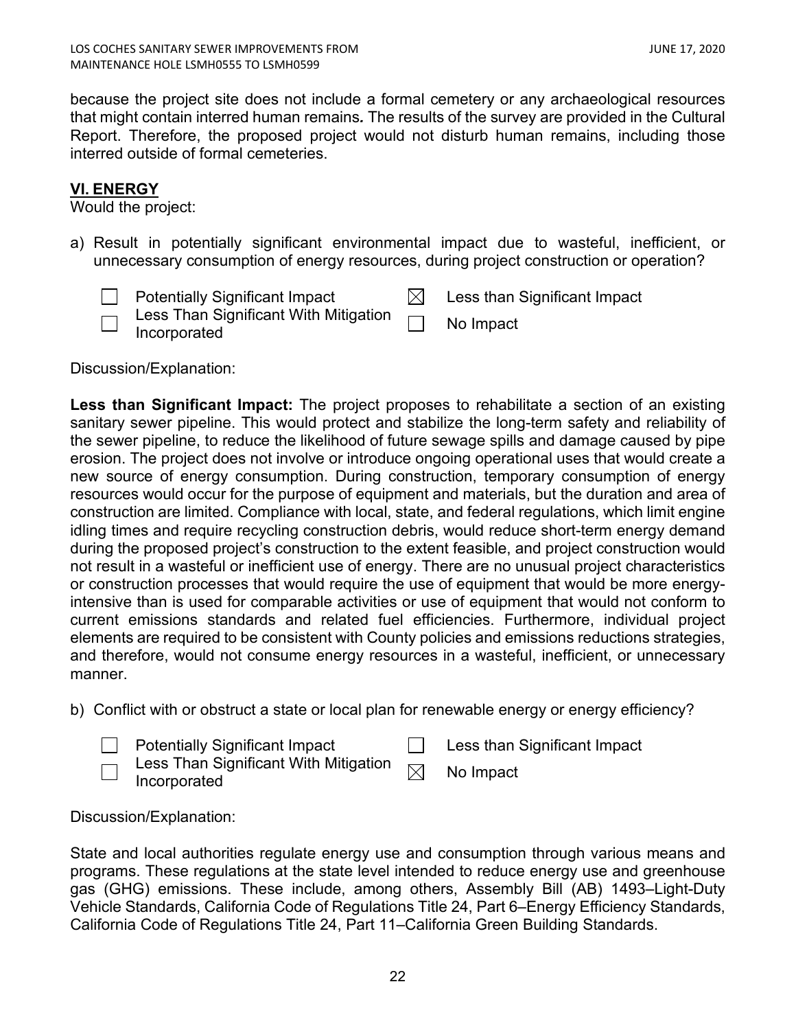because the project site does not include a formal cemetery or any archaeological resources that might contain interred human remains*.* The results of the survey are provided in the Cultural Report. Therefore, the proposed project would not disturb human remains, including those interred outside of formal cemeteries.

## VI. ENERGY

Would the project:

a) Result in potentially significant environmental impact due to wasteful, inefficient, or unnecessary consumption of energy resources, during project construction or operation?

- ☐ Potentially Significant Impact
- ☐ Less Than Significant With Mitigation Incorporated
- ☒ Less than Significant Impact
- ☐ No Impact

Discussion/Explanation:

**Less than Significant Impact:** The project proposes to rehabilitate a section of an existing sanitary sewer pipeline. This would protect and stabilize the long-term safety and reliability of the sewer pipeline, to reduce the likelihood of future sewage spills and damage caused by pipe erosion. The project does not involve or introduce ongoing operational uses that would create a new source of energy consumption. During construction, temporary consumption of energy resources would occur for the purpose of equipment and materials, but the duration and area of construction are limited. Compliance with local, state, and federal regulations, which limit engine idling times and require recycling construction debris, would reduce short-term energy demand during the proposed project's construction to the extent feasible, and project construction would not result in a wasteful or inefficient use of energy. There are no unusual project characteristics or construction processes that would require the use of equipment that would be more energy-intensive than is used for comparable activities or use of equipment that would not conform to current emissions standards and related fuel efficiencies. Furthermore, individual project elements are required to be consistent with County policies and emissions reductions strategies, and therefore, would not consume energy resources in a wasteful, inefficient, or unnecessary manner.

b) Conflict with or obstruct a state or local plan for renewable energy or energy efficiency?

- ☐ Potentially Significant Impact
- ☐ Less Than Significant With Mitigation Incorporated
- ☐ Less than Significant Impact
- ☒ No Impact

Discussion/Explanation:

State and local authorities regulate energy use and consumption through various means and programs. These regulations at the state level intended to reduce energy use and greenhouse gas (GHG) emissions. These include, among others, Assembly Bill (AB) 1493–Light-Duty Vehicle Standards, California Code of Regulations Title 24, Part 6–Energy Efficiency Standards, California Code of Regulations Title 24, Part 11–California Green Building Standards.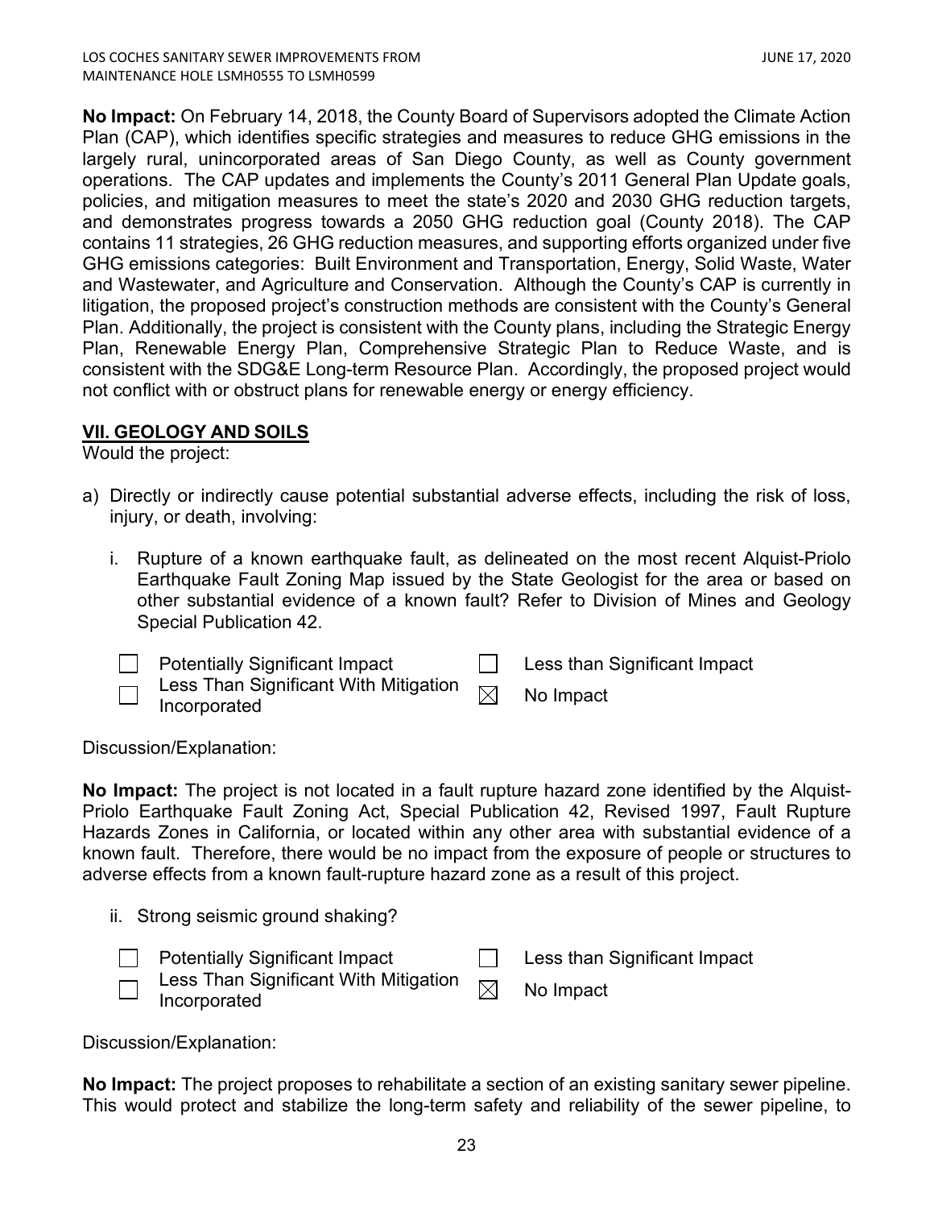**No Impact:** On February 14, 2018, the County Board of Supervisors adopted the Climate Action Plan (CAP), which identifies specific strategies and measures to reduce GHG emissions in the largely rural, unincorporated areas of San Diego County, as well as County government operations. The CAP updates and implements the County's 2011 General Plan Update goals, policies, and mitigation measures to meet the state's 2020 and 2030 GHG reduction targets, and demonstrates progress towards a 2050 GHG reduction goal (County 2018). The CAP contains 11 strategies, 26 GHG reduction measures, and supporting efforts organized under five GHG emissions categories: Built Environment and Transportation, Energy, Solid Waste, Water and Wastewater, and Agriculture and Conservation. Although the County's CAP is currently in litigation, the proposed project's construction methods are consistent with the County's General Plan. Additionally, the project is consistent with the County plans, including the Strategic Energy Plan, Renewable Energy Plan, Comprehensive Strategic Plan to Reduce Waste, and is consistent with the SDG&E Long-term Resource Plan. Accordingly, the proposed project would not conflict with or obstruct plans for renewable energy or energy efficiency.

## VII. GEOLOGY AND SOILS

Would the project:

a) Directly or indirectly cause potential substantial adverse effects, including the risk of loss, injury, or death, involving:

   i. Rupture of a known earthquake fault, as delineated on the most recent Alquist-Priolo Earthquake Fault Zoning Map issued by the State Geologist for the area or based on other substantial evidence of a known fault? Refer to Division of Mines and Geology Special Publication 42.

| | | | |
|---|---|---|---|
| ☐ | Potentially Significant Impact | ☐ | Less than Significant Impact |
| ☐ | Less Than Significant With Mitigation Incorporated | ☒ | No Impact |

Discussion/Explanation:

**No Impact:** The project is not located in a fault rupture hazard zone identified by the Alquist-Priolo Earthquake Fault Zoning Act, Special Publication 42, Revised 1997, Fault Rupture Hazards Zones in California, or located within any other area with substantial evidence of a known fault. Therefore, there would be no impact from the exposure of people or structures to adverse effects from a known fault-rupture hazard zone as a result of this project.

   ii. Strong seismic ground shaking?

| | | | |
|---|---|---|---|
| ☐ | Potentially Significant Impact | ☐ | Less than Significant Impact |
| ☐ | Less Than Significant With Mitigation Incorporated | ☒ | No Impact |

Discussion/Explanation:

**No Impact:** The project proposes to rehabilitate a section of an existing sanitary sewer pipeline. This would protect and stabilize the long-term safety and reliability of the sewer pipeline, to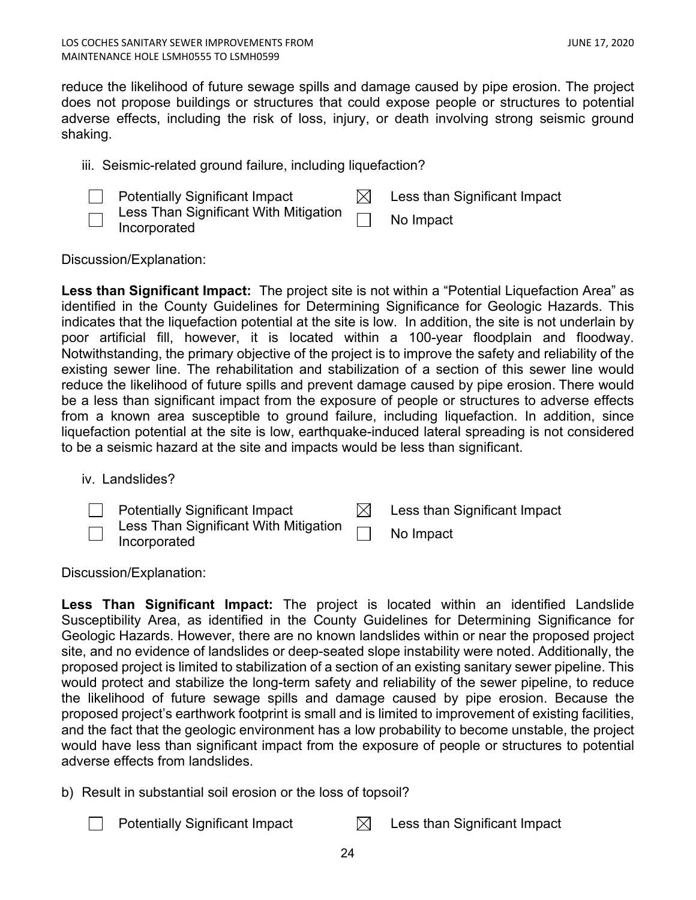reduce the likelihood of future sewage spills and damage caused by pipe erosion. The project does not propose buildings or structures that could expose people or structures to potential adverse effects, including the risk of loss, injury, or death involving strong seismic ground shaking.

iii. Seismic-related ground failure, including liquefaction?

- ☐ Potentially Significant Impact
- ☒ Less than Significant Impact
- ☐ Less Than Significant With Mitigation Incorporated
- ☐ No Impact

Discussion/Explanation:

**Less than Significant Impact:** The project site is not within a "Potential Liquefaction Area" as identified in the County Guidelines for Determining Significance for Geologic Hazards. This indicates that the liquefaction potential at the site is low. In addition, the site is not underlain by poor artificial fill, however, it is located within a 100-year floodplain and floodway. Notwithstanding, the primary objective of the project is to improve the safety and reliability of the existing sewer line. The rehabilitation and stabilization of a section of this sewer line would reduce the likelihood of future spills and prevent damage caused by pipe erosion. There would be a less than significant impact from the exposure of people or structures to adverse effects from a known area susceptible to ground failure, including liquefaction. In addition, since liquefaction potential at the site is low, earthquake-induced lateral spreading is not considered to be a seismic hazard at the site and impacts would be less than significant.

iv. Landslides?

- ☐ Potentially Significant Impact
- ☒ Less than Significant Impact
- ☐ Less Than Significant With Mitigation Incorporated
- ☐ No Impact

Discussion/Explanation:

**Less Than Significant Impact:** The project is located within an identified Landslide Susceptibility Area, as identified in the County Guidelines for Determining Significance for Geologic Hazards. However, there are no known landslides within or near the proposed project site, and no evidence of landslides or deep-seated slope instability were noted. Additionally, the proposed project is limited to stabilization of a section of an existing sanitary sewer pipeline. This would protect and stabilize the long-term safety and reliability of the sewer pipeline, to reduce the likelihood of future sewage spills and damage caused by pipe erosion. Because the proposed project's earthwork footprint is small and is limited to improvement of existing facilities, and the fact that the geologic environment has a low probability to become unstable, the project would have less than significant impact from the exposure of people or structures to potential adverse effects from landslides.

b) Result in substantial soil erosion or the loss of topsoil?

- ☐ Potentially Significant Impact
- ☒ Less than Significant Impact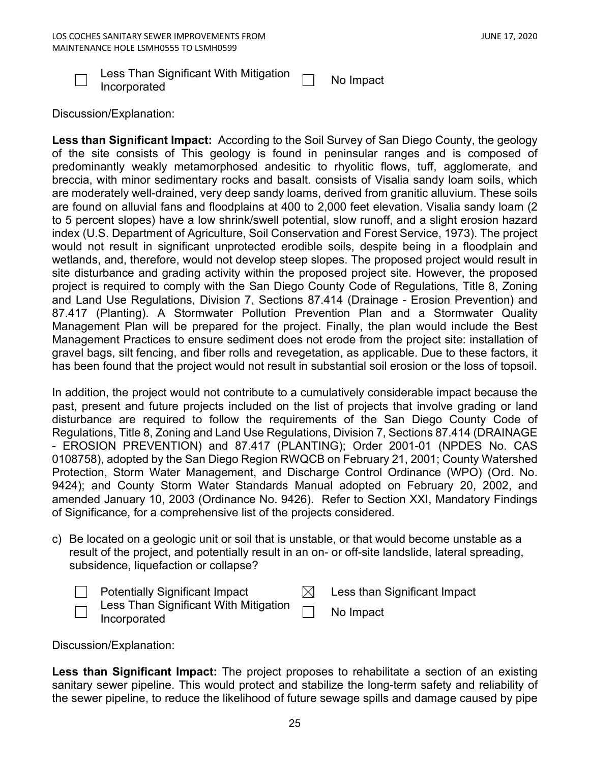☐ Less Than Significant With Mitigation Incorporated ☐ No Impact

Discussion/Explanation:

**Less than Significant Impact:** According to the Soil Survey of San Diego County, the geology of the site consists of This geology is found in peninsular ranges and is composed of predominantly weakly metamorphosed andesitic to rhyolitic flows, tuff, agglomerate, and breccia, with minor sedimentary rocks and basalt. consists of Visalia sandy loam soils, which are moderately well-drained, very deep sandy loams, derived from granitic alluvium. These soils are found on alluvial fans and floodplains at 400 to 2,000 feet elevation. Visalia sandy loam (2 to 5 percent slopes) have a low shrink/swell potential, slow runoff, and a slight erosion hazard index (U.S. Department of Agriculture, Soil Conservation and Forest Service, 1973). The project would not result in significant unprotected erodible soils, despite being in a floodplain and wetlands, and, therefore, would not develop steep slopes. The proposed project would result in site disturbance and grading activity within the proposed project site. However, the proposed project is required to comply with the San Diego County Code of Regulations, Title 8, Zoning and Land Use Regulations, Division 7, Sections 87.414 (Drainage - Erosion Prevention) and 87.417 (Planting). A Stormwater Pollution Prevention Plan and a Stormwater Quality Management Plan will be prepared for the project. Finally, the plan would include the Best Management Practices to ensure sediment does not erode from the project site: installation of gravel bags, silt fencing, and fiber rolls and revegetation, as applicable. Due to these factors, it has been found that the project would not result in substantial soil erosion or the loss of topsoil.

In addition, the project would not contribute to a cumulatively considerable impact because the past, present and future projects included on the list of projects that involve grading or land disturbance are required to follow the requirements of the San Diego County Code of Regulations, Title 8, Zoning and Land Use Regulations, Division 7, Sections 87.414 (DRAINAGE - EROSION PREVENTION) and 87.417 (PLANTING); Order 2001-01 (NPDES No. CAS 0108758), adopted by the San Diego Region RWQCB on February 21, 2001; County Watershed Protection, Storm Water Management, and Discharge Control Ordinance (WPO) (Ord. No. 9424); and County Storm Water Standards Manual adopted on February 20, 2002, and amended January 10, 2003 (Ordinance No. 9426). Refer to Section XXI, Mandatory Findings of Significance, for a comprehensive list of the projects considered.

c) Be located on a geologic unit or soil that is unstable, or that would become unstable as a result of the project, and potentially result in an on- or off-site landslide, lateral spreading, subsidence, liquefaction or collapse?

☐ Potentially Significant Impact ☒ Less than Significant Impact
☐ Less Than Significant With Mitigation Incorporated ☐ No Impact

Discussion/Explanation:

**Less than Significant Impact:** The project proposes to rehabilitate a section of an existing sanitary sewer pipeline. This would protect and stabilize the long-term safety and reliability of the sewer pipeline, to reduce the likelihood of future sewage spills and damage caused by pipe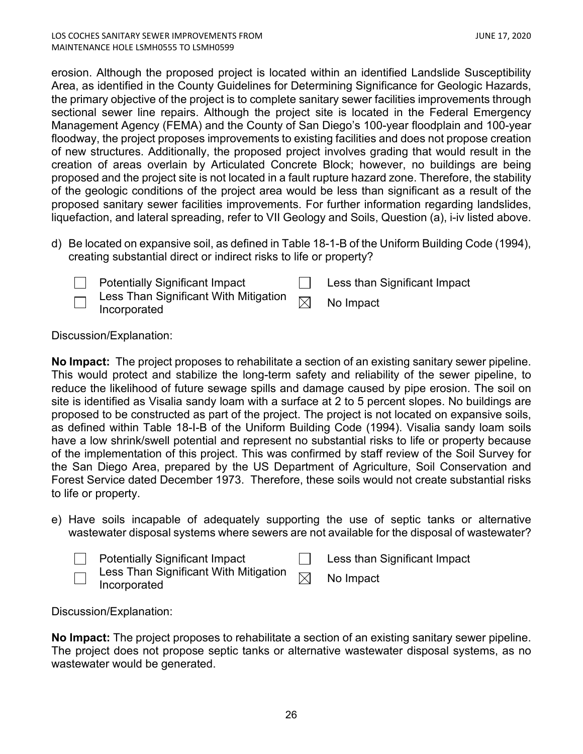erosion. Although the proposed project is located within an identified Landslide Susceptibility Area, as identified in the County Guidelines for Determining Significance for Geologic Hazards, the primary objective of the project is to complete sanitary sewer facilities improvements through sectional sewer line repairs. Although the project site is located in the Federal Emergency Management Agency (FEMA) and the County of San Diego's 100-year floodplain and 100-year floodway, the project proposes improvements to existing facilities and does not propose creation of new structures. Additionally, the proposed project involves grading that would result in the creation of areas overlain by Articulated Concrete Block; however, no buildings are being proposed and the project site is not located in a fault rupture hazard zone. Therefore, the stability of the geologic conditions of the project area would be less than significant as a result of the proposed sanitary sewer facilities improvements. For further information regarding landslides, liquefaction, and lateral spreading, refer to VII Geology and Soils, Question (a), i-iv listed above.

d) Be located on expansive soil, as defined in Table 18-1-B of the Uniform Building Code (1994), creating substantial direct or indirect risks to life or property?

- ☐ Potentially Significant Impact
- ☐ Less Than Significant With Mitigation Incorporated
- ☐ Less than Significant Impact
- ☒ No Impact

Discussion/Explanation:

**No Impact:** The project proposes to rehabilitate a section of an existing sanitary sewer pipeline. This would protect and stabilize the long-term safety and reliability of the sewer pipeline, to reduce the likelihood of future sewage spills and damage caused by pipe erosion. The soil on site is identified as Visalia sandy loam with a surface at 2 to 5 percent slopes. No buildings are proposed to be constructed as part of the project. The project is not located on expansive soils, as defined within Table 18-I-B of the Uniform Building Code (1994). Visalia sandy loam soils have a low shrink/swell potential and represent no substantial risks to life or property because of the implementation of this project. This was confirmed by staff review of the Soil Survey for the San Diego Area, prepared by the US Department of Agriculture, Soil Conservation and Forest Service dated December 1973. Therefore, these soils would not create substantial risks to life or property.

e) Have soils incapable of adequately supporting the use of septic tanks or alternative wastewater disposal systems where sewers are not available for the disposal of wastewater?

- ☐ Potentially Significant Impact
- ☐ Less Than Significant With Mitigation Incorporated
- ☐ Less than Significant Impact
- ☒ No Impact

Discussion/Explanation:

**No Impact:** The project proposes to rehabilitate a section of an existing sanitary sewer pipeline. The project does not propose septic tanks or alternative wastewater disposal systems, as no wastewater would be generated.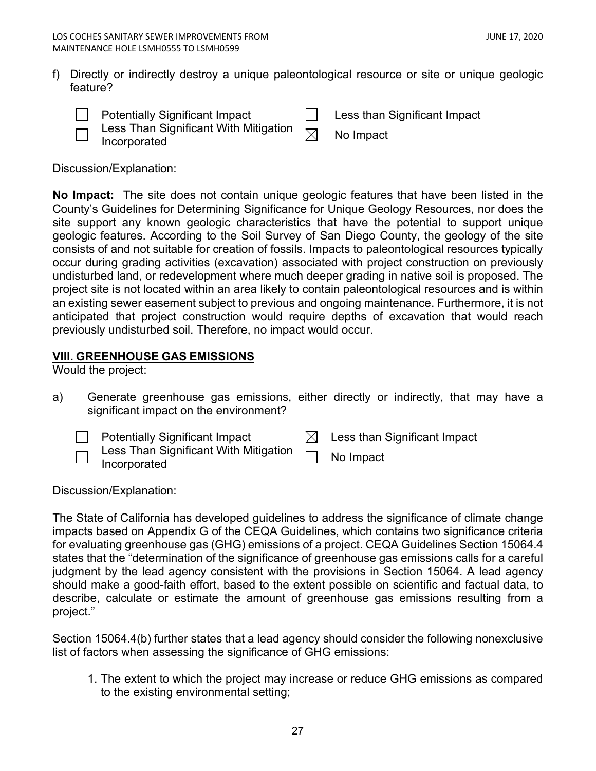f) Directly or indirectly destroy a unique paleontological resource or site or unique geologic feature?

☐ Potentially Significant Impact
☐ Less Than Significant With Mitigation Incorporated
☐ Less than Significant Impact
☒ No Impact

Discussion/Explanation:

**No Impact:** The site does not contain unique geologic features that have been listed in the County's Guidelines for Determining Significance for Unique Geology Resources, nor does the site support any known geologic characteristics that have the potential to support unique geologic features. According to the Soil Survey of San Diego County, the geology of the site consists of and not suitable for creation of fossils. Impacts to paleontological resources typically occur during grading activities (excavation) associated with project construction on previously undisturbed land, or redevelopment where much deeper grading in native soil is proposed. The project site is not located within an area likely to contain paleontological resources and is within an existing sewer easement subject to previous and ongoing maintenance. Furthermore, it is not anticipated that project construction would require depths of excavation that would reach previously undisturbed soil. Therefore, no impact would occur.

## VIII. GREENHOUSE GAS EMISSIONS

Would the project:

a) Generate greenhouse gas emissions, either directly or indirectly, that may have a significant impact on the environment?

☐ Potentially Significant Impact
☐ Less Than Significant With Mitigation Incorporated
☒ Less than Significant Impact
☐ No Impact

Discussion/Explanation:

The State of California has developed guidelines to address the significance of climate change impacts based on Appendix G of the CEQA Guidelines, which contains two significance criteria for evaluating greenhouse gas (GHG) emissions of a project. CEQA Guidelines Section 15064.4 states that the "determination of the significance of greenhouse gas emissions calls for a careful judgment by the lead agency consistent with the provisions in Section 15064. A lead agency should make a good-faith effort, based to the extent possible on scientific and factual data, to describe, calculate or estimate the amount of greenhouse gas emissions resulting from a project."

Section 15064.4(b) further states that a lead agency should consider the following nonexclusive list of factors when assessing the significance of GHG emissions:

1. The extent to which the project may increase or reduce GHG emissions as compared to the existing environmental setting;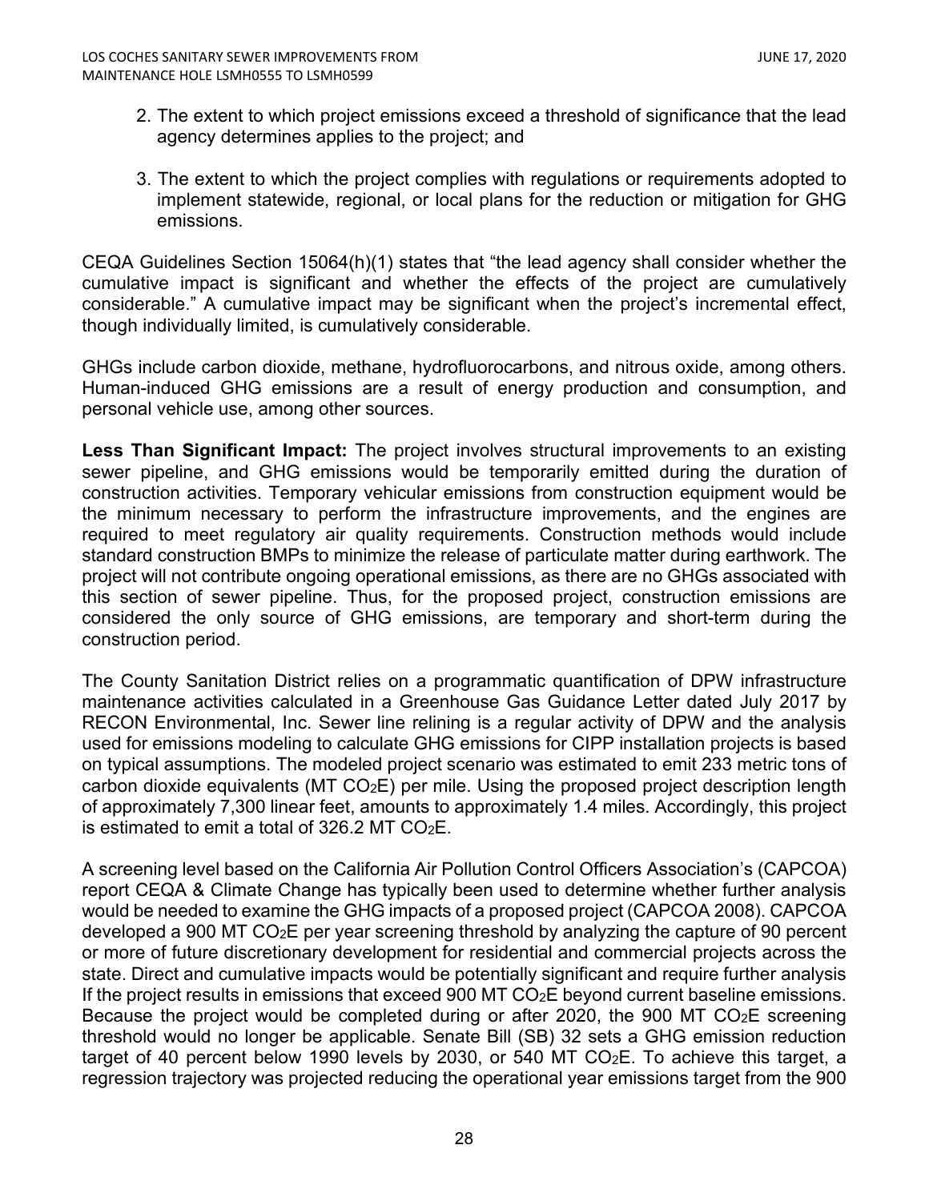2. The extent to which project emissions exceed a threshold of significance that the lead agency determines applies to the project; and

3. The extent to which the project complies with regulations or requirements adopted to implement statewide, regional, or local plans for the reduction or mitigation for GHG emissions.

CEQA Guidelines Section 15064(h)(1) states that "the lead agency shall consider whether the cumulative impact is significant and whether the effects of the project are cumulatively considerable." A cumulative impact may be significant when the project's incremental effect, though individually limited, is cumulatively considerable.

GHGs include carbon dioxide, methane, hydrofluorocarbons, and nitrous oxide, among others. Human-induced GHG emissions are a result of energy production and consumption, and personal vehicle use, among other sources.

**Less Than Significant Impact:** The project involves structural improvements to an existing sewer pipeline, and GHG emissions would be temporarily emitted during the duration of construction activities. Temporary vehicular emissions from construction equipment would be the minimum necessary to perform the infrastructure improvements, and the engines are required to meet regulatory air quality requirements. Construction methods would include standard construction BMPs to minimize the release of particulate matter during earthwork. The project will not contribute ongoing operational emissions, as there are no GHGs associated with this section of sewer pipeline. Thus, for the proposed project, construction emissions are considered the only source of GHG emissions, are temporary and short-term during the construction period.

The County Sanitation District relies on a programmatic quantification of DPW infrastructure maintenance activities calculated in a Greenhouse Gas Guidance Letter dated July 2017 by RECON Environmental, Inc. Sewer line relining is a regular activity of DPW and the analysis used for emissions modeling to calculate GHG emissions for CIPP installation projects is based on typical assumptions. The modeled project scenario was estimated to emit 233 metric tons of carbon dioxide equivalents (MT $CO_2E$) per mile. Using the proposed project description length of approximately 7,300 linear feet, amounts to approximately 1.4 miles. Accordingly, this project is estimated to emit a total of 326.2 MT $CO_2E$.

A screening level based on the California Air Pollution Control Officers Association's (CAPCOA) report CEQA & Climate Change has typically been used to determine whether further analysis would be needed to examine the GHG impacts of a proposed project (CAPCOA 2008). CAPCOA developed a 900 MT $CO_2E$ per year screening threshold by analyzing the capture of 90 percent or more of future discretionary development for residential and commercial projects across the state. Direct and cumulative impacts would be potentially significant and require further analysis If the project results in emissions that exceed 900 MT $CO_2E$ beyond current baseline emissions. Because the project would be completed during or after 2020, the 900 MT $CO_2E$ screening threshold would no longer be applicable. Senate Bill (SB) 32 sets a GHG emission reduction target of 40 percent below 1990 levels by 2030, or 540 MT $CO_2E$. To achieve this target, a regression trajectory was projected reducing the operational year emissions target from the 900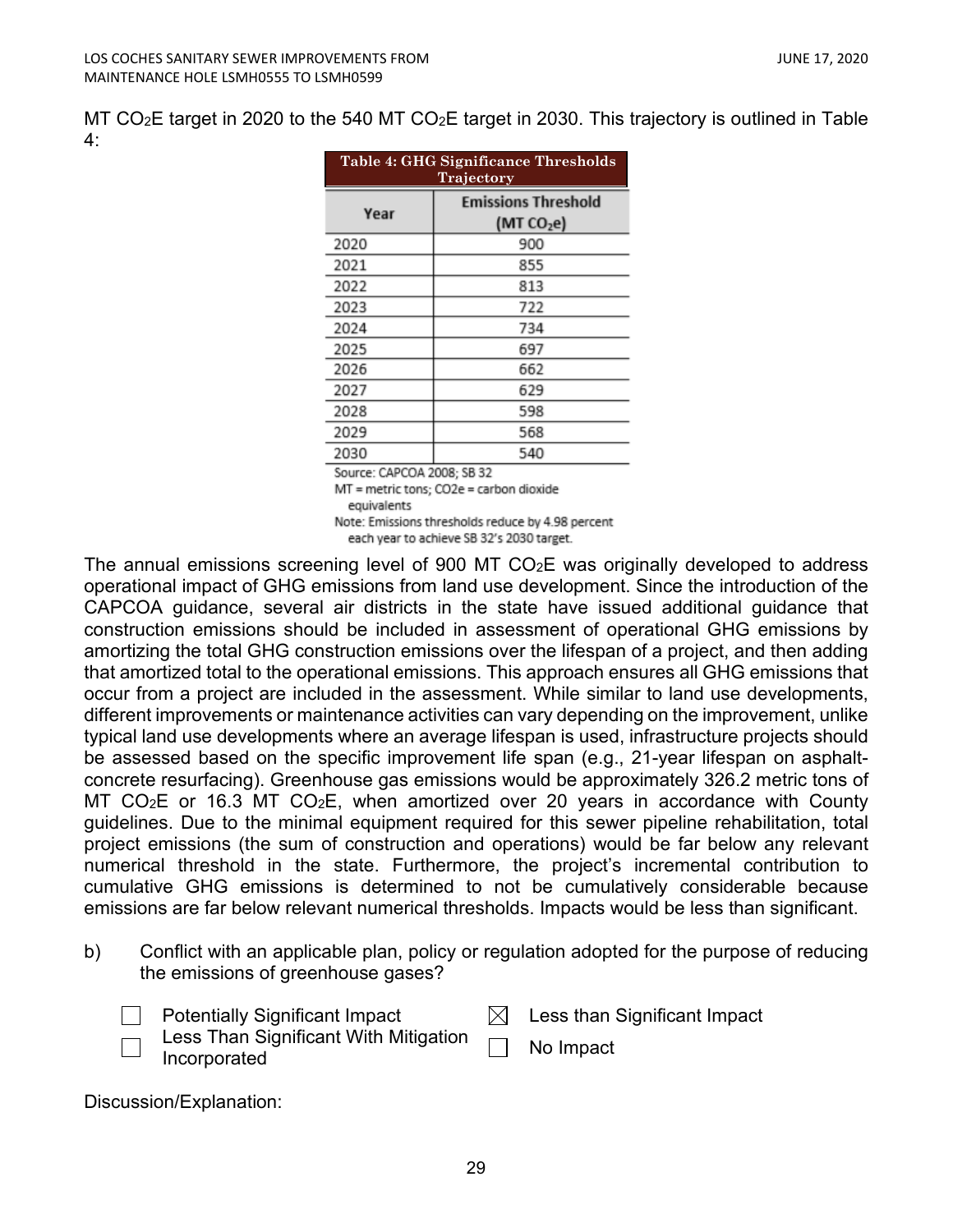MT $CO_2E$ target in 2020 to the 540 MT $CO_2E$ target in 2030. This trajectory is outlined in Table 4:

**Table 4: GHG Significance Thresholds Trajectory**

| Year | Emissions Threshold (MT $CO_2e$) |
|---|---|
| 2020 | 900 |
| 2021 | 855 |
| 2022 | 813 |
| 2023 | 722 |
| 2024 | 734 |
| 2025 | 697 |
| 2026 | 662 |
| 2027 | 629 |
| 2028 | 598 |
| 2029 | 568 |
| 2030 | 540 |

Source: CAPCOA 2008; SB 32

MT = metric tons; CO2e = carbon dioxide equivalents

Note: Emissions thresholds reduce by 4.98 percent each year to achieve SB 32's 2030 target.

The annual emissions screening level of 900 MT $CO_2E$ was originally developed to address operational impact of GHG emissions from land use development. Since the introduction of the CAPCOA guidance, several air districts in the state have issued additional guidance that construction emissions should be included in assessment of operational GHG emissions by amortizing the total GHG construction emissions over the lifespan of a project, and then adding that amortized total to the operational emissions. This approach ensures all GHG emissions that occur from a project are included in the assessment. While similar to land use developments, different improvements or maintenance activities can vary depending on the improvement, unlike typical land use developments where an average lifespan is used, infrastructure projects should be assessed based on the specific improvement life span (e.g., 21-year lifespan on asphalt-concrete resurfacing). Greenhouse gas emissions would be approximately 326.2 metric tons of MT $CO_2E$ or 16.3 MT $CO_2E$, when amortized over 20 years in accordance with County guidelines. Due to the minimal equipment required for this sewer pipeline rehabilitation, total project emissions (the sum of construction and operations) would be far below any relevant numerical threshold in the state. Furthermore, the project's incremental contribution to cumulative GHG emissions is determined to not be cumulatively considerable because emissions are far below relevant numerical thresholds. Impacts would be less than significant.

b) Conflict with an applicable plan, policy or regulation adopted for the purpose of reducing the emissions of greenhouse gases?

- ☐ Potentially Significant Impact
- ☐ Less Than Significant With Mitigation Incorporated
- ☒ Less than Significant Impact
- ☐ No Impact

Discussion/Explanation: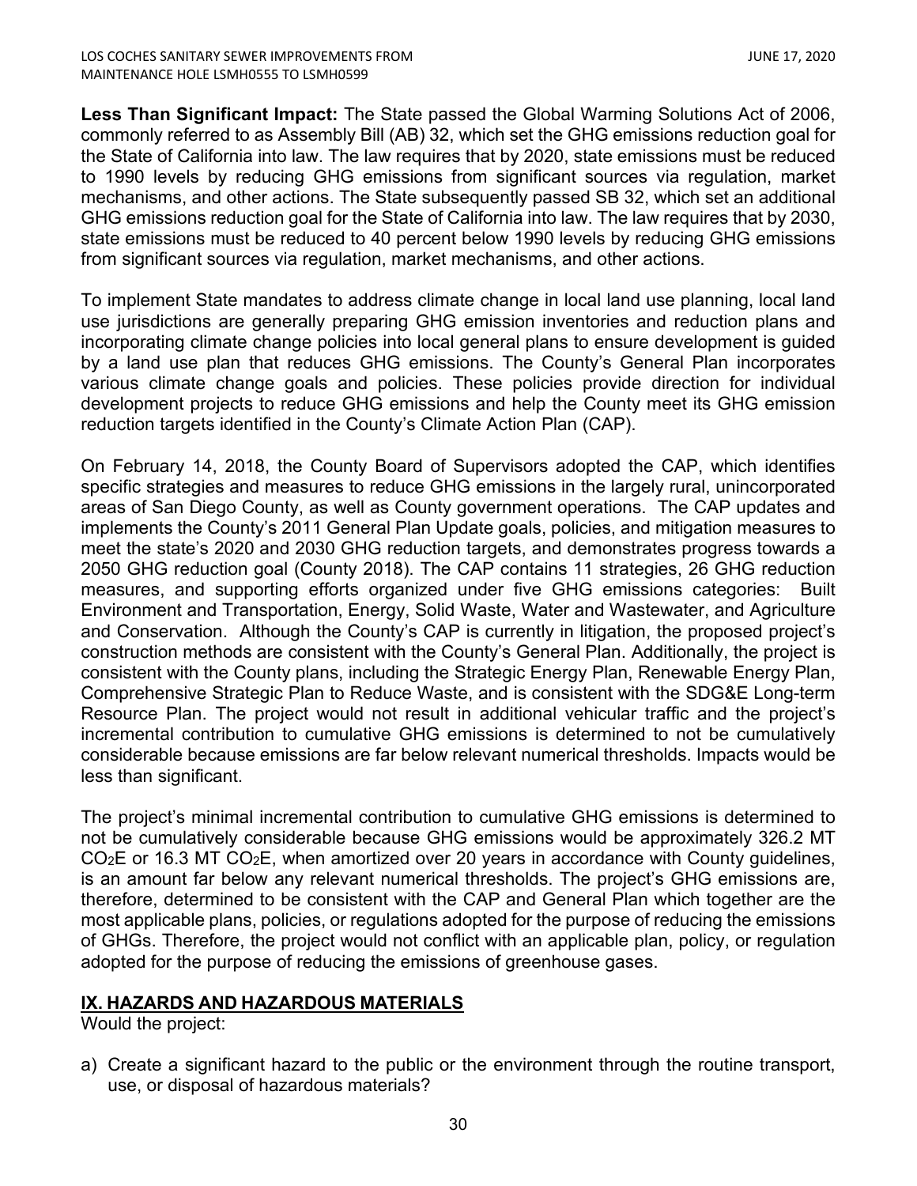**Less Than Significant Impact:** The State passed the Global Warming Solutions Act of 2006, commonly referred to as Assembly Bill (AB) 32, which set the GHG emissions reduction goal for the State of California into law. The law requires that by 2020, state emissions must be reduced to 1990 levels by reducing GHG emissions from significant sources via regulation, market mechanisms, and other actions. The State subsequently passed SB 32, which set an additional GHG emissions reduction goal for the State of California into law. The law requires that by 2030, state emissions must be reduced to 40 percent below 1990 levels by reducing GHG emissions from significant sources via regulation, market mechanisms, and other actions.

To implement State mandates to address climate change in local land use planning, local land use jurisdictions are generally preparing GHG emission inventories and reduction plans and incorporating climate change policies into local general plans to ensure development is guided by a land use plan that reduces GHG emissions. The County's General Plan incorporates various climate change goals and policies. These policies provide direction for individual development projects to reduce GHG emissions and help the County meet its GHG emission reduction targets identified in the County's Climate Action Plan (CAP).

On February 14, 2018, the County Board of Supervisors adopted the CAP, which identifies specific strategies and measures to reduce GHG emissions in the largely rural, unincorporated areas of San Diego County, as well as County government operations. The CAP updates and implements the County's 2011 General Plan Update goals, policies, and mitigation measures to meet the state's 2020 and 2030 GHG reduction targets, and demonstrates progress towards a 2050 GHG reduction goal (County 2018). The CAP contains 11 strategies, 26 GHG reduction measures, and supporting efforts organized under five GHG emissions categories: Built Environment and Transportation, Energy, Solid Waste, Water and Wastewater, and Agriculture and Conservation. Although the County's CAP is currently in litigation, the proposed project's construction methods are consistent with the County's General Plan. Additionally, the project is consistent with the County plans, including the Strategic Energy Plan, Renewable Energy Plan, Comprehensive Strategic Plan to Reduce Waste, and is consistent with the SDG&E Long-term Resource Plan. The project would not result in additional vehicular traffic and the project's incremental contribution to cumulative GHG emissions is determined to not be cumulatively considerable because emissions are far below relevant numerical thresholds. Impacts would be less than significant.

The project's minimal incremental contribution to cumulative GHG emissions is determined to not be cumulatively considerable because GHG emissions would be approximately 326.2 MT $CO_2E$ or 16.3 MT $CO_2E$, when amortized over 20 years in accordance with County guidelines, is an amount far below any relevant numerical thresholds. The project's GHG emissions are, therefore, determined to be consistent with the CAP and General Plan which together are the most applicable plans, policies, or regulations adopted for the purpose of reducing the emissions of GHGs. Therefore, the project would not conflict with an applicable plan, policy, or regulation adopted for the purpose of reducing the emissions of greenhouse gases.

## IX. HAZARDS AND HAZARDOUS MATERIALS

Would the project:

a) Create a significant hazard to the public or the environment through the routine transport, use, or disposal of hazardous materials?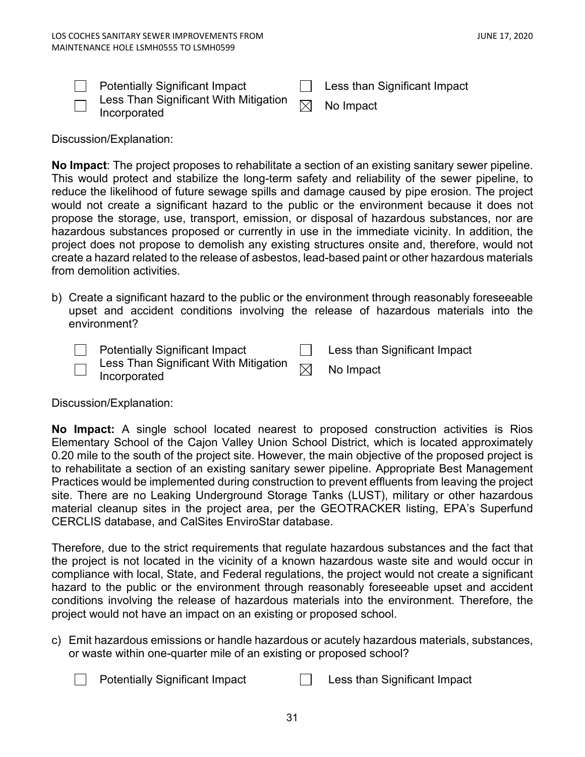☐ Potentially Significant Impact ☐ Less than Significant Impact

☐ Less Than Significant With Mitigation Incorporated ☒ No Impact

Discussion/Explanation:

**No Impact**: The project proposes to rehabilitate a section of an existing sanitary sewer pipeline. This would protect and stabilize the long-term safety and reliability of the sewer pipeline, to reduce the likelihood of future sewage spills and damage caused by pipe erosion. The project would not create a significant hazard to the public or the environment because it does not propose the storage, use, transport, emission, or disposal of hazardous substances, nor are hazardous substances proposed or currently in use in the immediate vicinity. In addition, the project does not propose to demolish any existing structures onsite and, therefore, would not create a hazard related to the release of asbestos, lead-based paint or other hazardous materials from demolition activities.

b) Create a significant hazard to the public or the environment through reasonably foreseeable upset and accident conditions involving the release of hazardous materials into the environment?

☐ Potentially Significant Impact ☐ Less than Significant Impact

☐ Less Than Significant With Mitigation Incorporated ☒ No Impact

Discussion/Explanation:

**No Impact:** A single school located nearest to proposed construction activities is Rios Elementary School of the Cajon Valley Union School District, which is located approximately 0.20 mile to the south of the project site. However, the main objective of the proposed project is to rehabilitate a section of an existing sanitary sewer pipeline. Appropriate Best Management Practices would be implemented during construction to prevent effluents from leaving the project site. There are no Leaking Underground Storage Tanks (LUST), military or other hazardous material cleanup sites in the project area, per the GEOTRACKER listing, EPA's Superfund CERCLIS database, and CalSites EnviroStar database.

Therefore, due to the strict requirements that regulate hazardous substances and the fact that the project is not located in the vicinity of a known hazardous waste site and would occur in compliance with local, State, and Federal regulations, the project would not create a significant hazard to the public or the environment through reasonably foreseeable upset and accident conditions involving the release of hazardous materials into the environment. Therefore, the project would not have an impact on an existing or proposed school.

c) Emit hazardous emissions or handle hazardous or acutely hazardous materials, substances, or waste within one-quarter mile of an existing or proposed school?

☐ Potentially Significant Impact ☐ Less than Significant Impact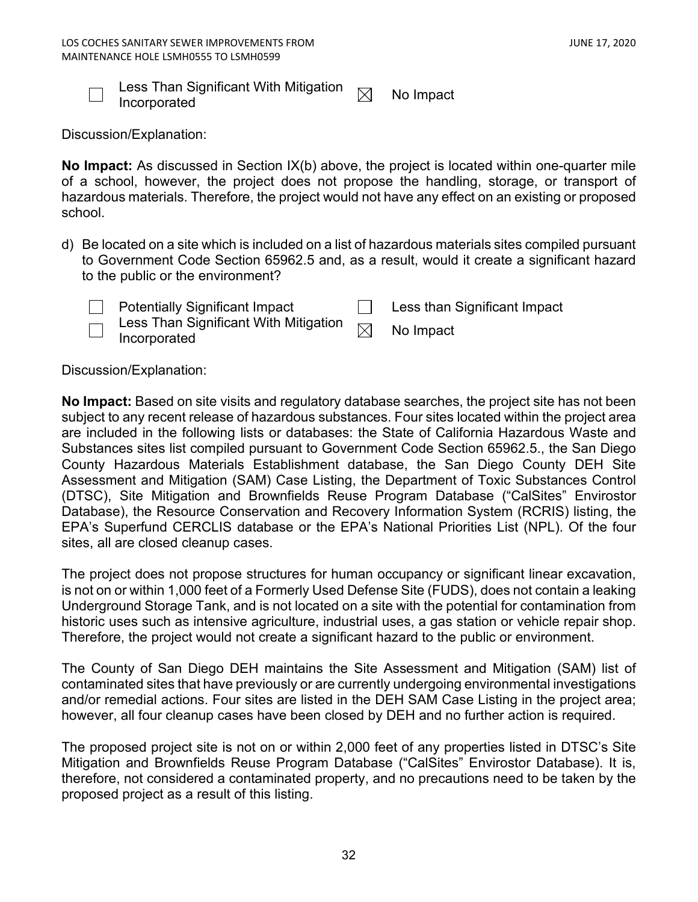☐ Less Than Significant With Mitigation Incorporated ☒ No Impact

Discussion/Explanation:

**No Impact:** As discussed in Section IX(b) above, the project is located within one-quarter mile of a school, however, the project does not propose the handling, storage, or transport of hazardous materials. Therefore, the project would not have any effect on an existing or proposed school.

d) Be located on a site which is included on a list of hazardous materials sites compiled pursuant to Government Code Section 65962.5 and, as a result, would it create a significant hazard to the public or the environment?

☐ Potentially Significant Impact ☐ Less than Significant Impact
☐ Less Than Significant With Mitigation Incorporated ☒ No Impact

Discussion/Explanation:

**No Impact:** Based on site visits and regulatory database searches, the project site has not been subject to any recent release of hazardous substances. Four sites located within the project area are included in the following lists or databases: the State of California Hazardous Waste and Substances sites list compiled pursuant to Government Code Section 65962.5., the San Diego County Hazardous Materials Establishment database, the San Diego County DEH Site Assessment and Mitigation (SAM) Case Listing, the Department of Toxic Substances Control (DTSC), Site Mitigation and Brownfields Reuse Program Database ("CalSites" Envirostor Database), the Resource Conservation and Recovery Information System (RCRIS) listing, the EPA's Superfund CERCLIS database or the EPA's National Priorities List (NPL). Of the four sites, all are closed cleanup cases.

The project does not propose structures for human occupancy or significant linear excavation, is not on or within 1,000 feet of a Formerly Used Defense Site (FUDS), does not contain a leaking Underground Storage Tank, and is not located on a site with the potential for contamination from historic uses such as intensive agriculture, industrial uses, a gas station or vehicle repair shop. Therefore, the project would not create a significant hazard to the public or environment.

The County of San Diego DEH maintains the Site Assessment and Mitigation (SAM) list of contaminated sites that have previously or are currently undergoing environmental investigations and/or remedial actions. Four sites are listed in the DEH SAM Case Listing in the project area; however, all four cleanup cases have been closed by DEH and no further action is required.

The proposed project site is not on or within 2,000 feet of any properties listed in DTSC's Site Mitigation and Brownfields Reuse Program Database ("CalSites" Envirostor Database). It is, therefore, not considered a contaminated property, and no precautions need to be taken by the proposed project as a result of this listing.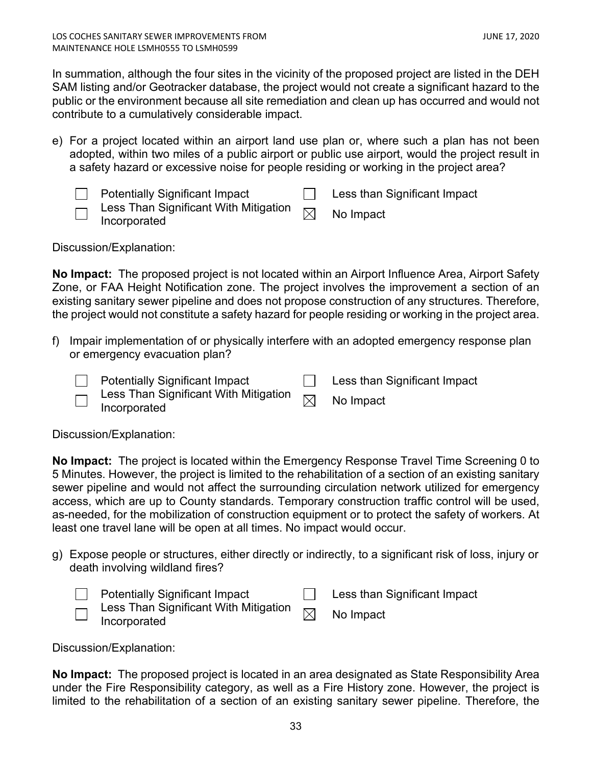In summation, although the four sites in the vicinity of the proposed project are listed in the DEH SAM listing and/or Geotracker database, the project would not create a significant hazard to the public or the environment because all site remediation and clean up has occurred and would not contribute to a cumulatively considerable impact.

e) For a project located within an airport land use plan or, where such a plan has not been adopted, within two miles of a public airport or public use airport, would the project result in a safety hazard or excessive noise for people residing or working in the project area?

☐ Potentially Significant Impact ☐ Less than Significant Impact
☐ Less Than Significant With Mitigation Incorporated ☒ No Impact

Discussion/Explanation:

**No Impact:** The proposed project is not located within an Airport Influence Area, Airport Safety Zone, or FAA Height Notification zone. The project involves the improvement a section of an existing sanitary sewer pipeline and does not propose construction of any structures. Therefore, the project would not constitute a safety hazard for people residing or working in the project area.

f) Impair implementation of or physically interfere with an adopted emergency response plan or emergency evacuation plan?

☐ Potentially Significant Impact ☐ Less than Significant Impact
☐ Less Than Significant With Mitigation Incorporated ☒ No Impact

Discussion/Explanation:

**No Impact:** The project is located within the Emergency Response Travel Time Screening 0 to 5 Minutes. However, the project is limited to the rehabilitation of a section of an existing sanitary sewer pipeline and would not affect the surrounding circulation network utilized for emergency access, which are up to County standards. Temporary construction traffic control will be used, as-needed, for the mobilization of construction equipment or to protect the safety of workers. At least one travel lane will be open at all times. No impact would occur.

g) Expose people or structures, either directly or indirectly, to a significant risk of loss, injury or death involving wildland fires?

☐ Potentially Significant Impact ☐ Less than Significant Impact
☐ Less Than Significant With Mitigation Incorporated ☒ No Impact

Discussion/Explanation:

**No Impact:** The proposed project is located in an area designated as State Responsibility Area under the Fire Responsibility category, as well as a Fire History zone. However, the project is limited to the rehabilitation of a section of an existing sanitary sewer pipeline. Therefore, the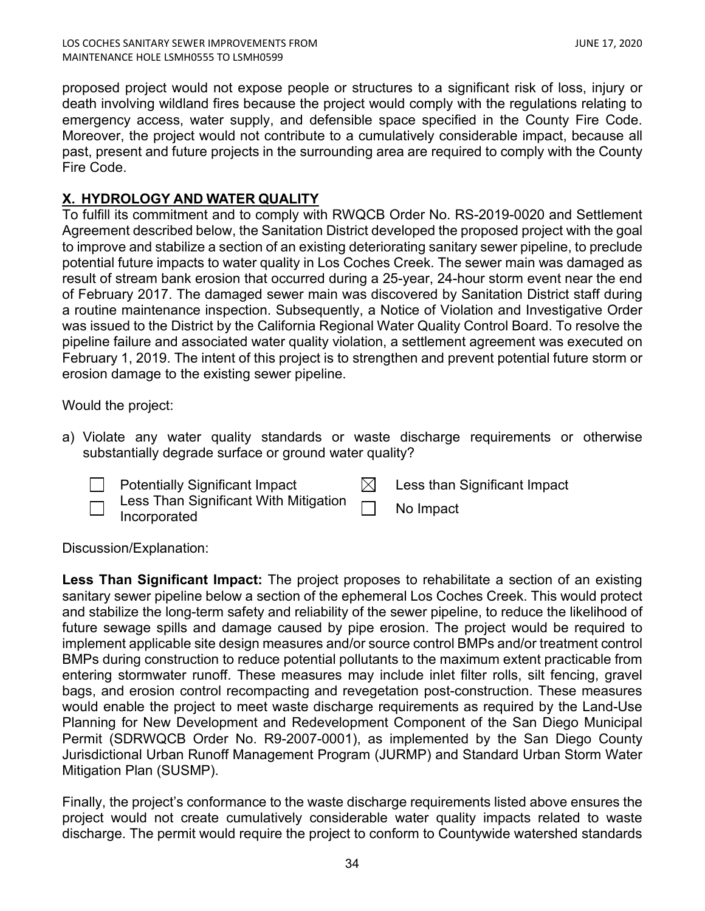proposed project would not expose people or structures to a significant risk of loss, injury or death involving wildland fires because the project would comply with the regulations relating to emergency access, water supply, and defensible space specified in the County Fire Code. Moreover, the project would not contribute to a cumulatively considerable impact, because all past, present and future projects in the surrounding area are required to comply with the County Fire Code.

## X. HYDROLOGY AND WATER QUALITY

To fulfill its commitment and to comply with RWQCB Order No. RS-2019-0020 and Settlement Agreement described below, the Sanitation District developed the proposed project with the goal to improve and stabilize a section of an existing deteriorating sanitary sewer pipeline, to preclude potential future impacts to water quality in Los Coches Creek. The sewer main was damaged as result of stream bank erosion that occurred during a 25-year, 24-hour storm event near the end of February 2017. The damaged sewer main was discovered by Sanitation District staff during a routine maintenance inspection. Subsequently, a Notice of Violation and Investigative Order was issued to the District by the California Regional Water Quality Control Board. To resolve the pipeline failure and associated water quality violation, a settlement agreement was executed on February 1, 2019. The intent of this project is to strengthen and prevent potential future storm or erosion damage to the existing sewer pipeline.

Would the project:

a) Violate any water quality standards or waste discharge requirements or otherwise substantially degrade surface or ground water quality?

☐ Potentially Significant Impact
☒ Less than Significant Impact
☐ Less Than Significant With Mitigation Incorporated
☐ No Impact

Discussion/Explanation:

**Less Than Significant Impact:** The project proposes to rehabilitate a section of an existing sanitary sewer pipeline below a section of the ephemeral Los Coches Creek. This would protect and stabilize the long-term safety and reliability of the sewer pipeline, to reduce the likelihood of future sewage spills and damage caused by pipe erosion. The project would be required to implement applicable site design measures and/or source control BMPs and/or treatment control BMPs during construction to reduce potential pollutants to the maximum extent practicable from entering stormwater runoff. These measures may include inlet filter rolls, silt fencing, gravel bags, and erosion control recompacting and revegetation post-construction. These measures would enable the project to meet waste discharge requirements as required by the Land-Use Planning for New Development and Redevelopment Component of the San Diego Municipal Permit (SDRWQCB Order No. R9-2007-0001), as implemented by the San Diego County Jurisdictional Urban Runoff Management Program (JURMP) and Standard Urban Storm Water Mitigation Plan (SUSMP).

Finally, the project's conformance to the waste discharge requirements listed above ensures the project would not create cumulatively considerable water quality impacts related to waste discharge. The permit would require the project to conform to Countywide watershed standards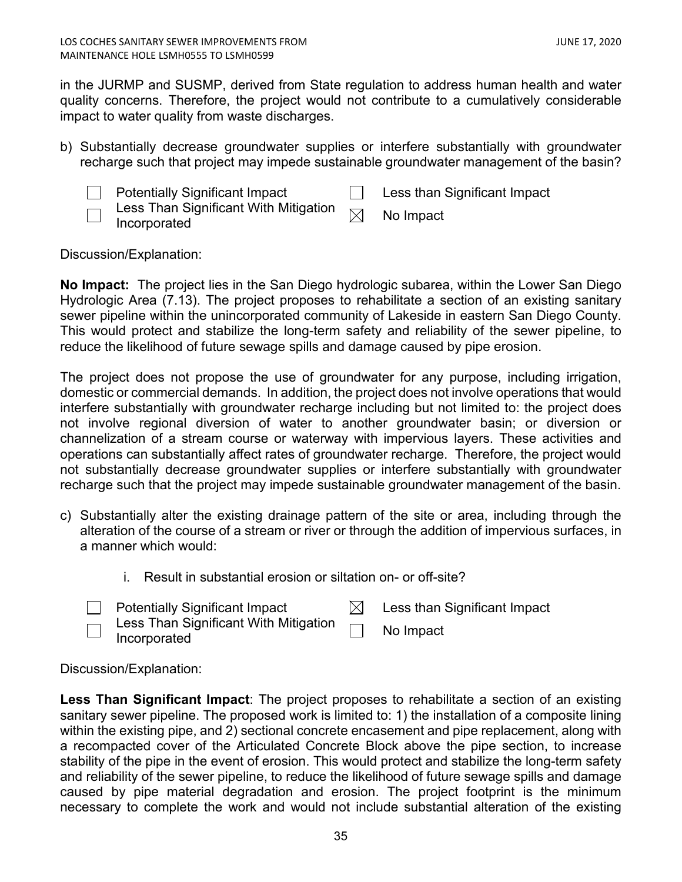in the JURMP and SUSMP, derived from State regulation to address human health and water quality concerns. Therefore, the project would not contribute to a cumulatively considerable impact to water quality from waste discharges.

b) Substantially decrease groundwater supplies or interfere substantially with groundwater recharge such that project may impede sustainable groundwater management of the basin?

☐ Potentially Significant Impact ☐ Less than Significant Impact
☐ Less Than Significant With Mitigation Incorporated ☒ No Impact

Discussion/Explanation:

**No Impact:** The project lies in the San Diego hydrologic subarea, within the Lower San Diego Hydrologic Area (7.13). The project proposes to rehabilitate a section of an existing sanitary sewer pipeline within the unincorporated community of Lakeside in eastern San Diego County. This would protect and stabilize the long-term safety and reliability of the sewer pipeline, to reduce the likelihood of future sewage spills and damage caused by pipe erosion.

The project does not propose the use of groundwater for any purpose, including irrigation, domestic or commercial demands. In addition, the project does not involve operations that would interfere substantially with groundwater recharge including but not limited to: the project does not involve regional diversion of water to another groundwater basin; or diversion or channelization of a stream course or waterway with impervious layers. These activities and operations can substantially affect rates of groundwater recharge. Therefore, the project would not substantially decrease groundwater supplies or interfere substantially with groundwater recharge such that the project may impede sustainable groundwater management of the basin.

c) Substantially alter the existing drainage pattern of the site or area, including through the alteration of the course of a stream or river or through the addition of impervious surfaces, in a manner which would:

i. Result in substantial erosion or siltation on- or off-site?

☐ Potentially Significant Impact ☒ Less than Significant Impact
☐ Less Than Significant With Mitigation Incorporated ☐ No Impact

Discussion/Explanation:

**Less Than Significant Impact**: The project proposes to rehabilitate a section of an existing sanitary sewer pipeline. The proposed work is limited to: 1) the installation of a composite lining within the existing pipe, and 2) sectional concrete encasement and pipe replacement, along with a recompacted cover of the Articulated Concrete Block above the pipe section, to increase stability of the pipe in the event of erosion. This would protect and stabilize the long-term safety and reliability of the sewer pipeline, to reduce the likelihood of future sewage spills and damage caused by pipe material degradation and erosion. The project footprint is the minimum necessary to complete the work and would not include substantial alteration of the existing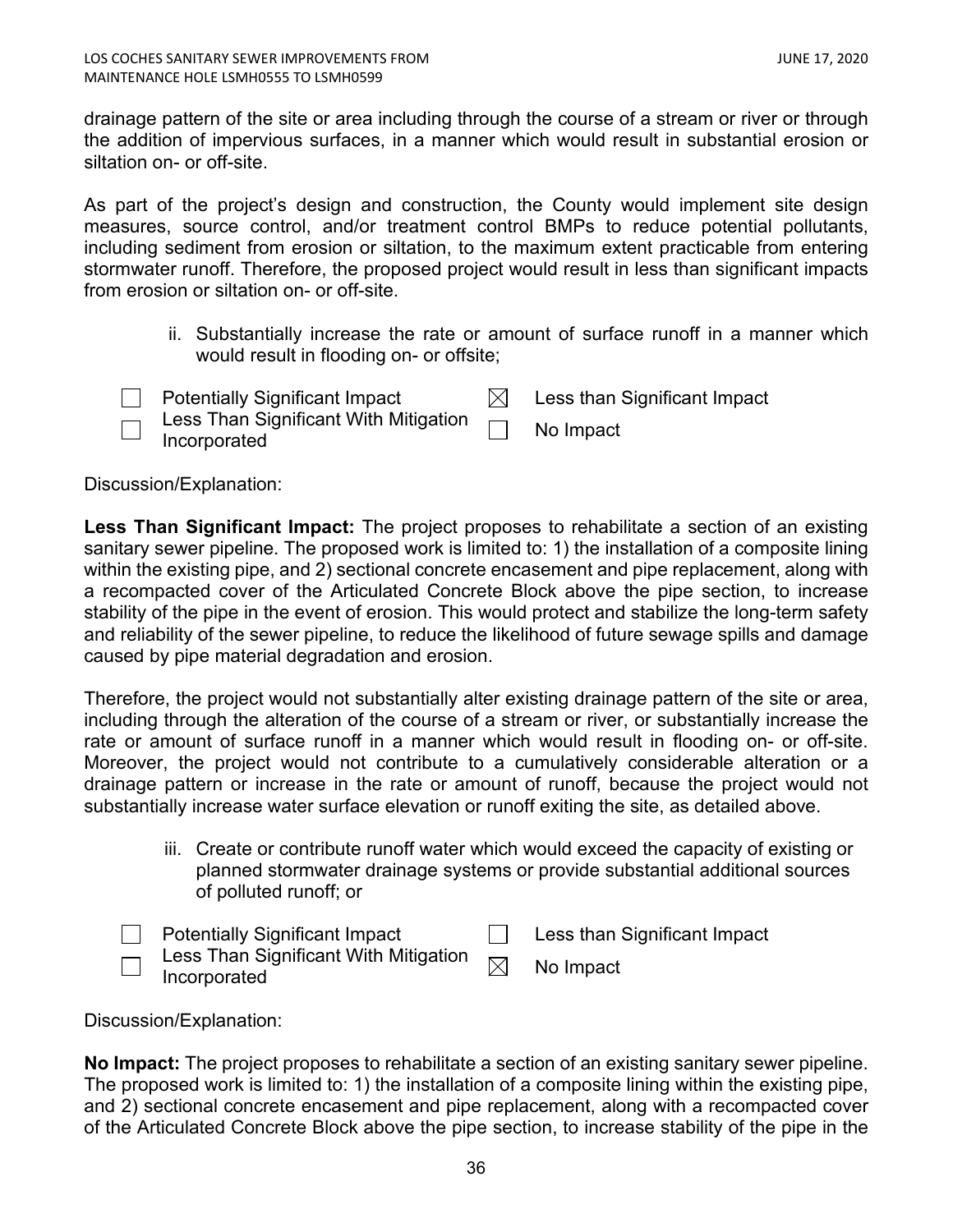drainage pattern of the site or area including through the course of a stream or river or through the addition of impervious surfaces, in a manner which would result in substantial erosion or siltation on- or off-site.

As part of the project's design and construction, the County would implement site design measures, source control, and/or treatment control BMPs to reduce potential pollutants, including sediment from erosion or siltation, to the maximum extent practicable from entering stormwater runoff. Therefore, the proposed project would result in less than significant impacts from erosion or siltation on- or off-site.

ii. Substantially increase the rate or amount of surface runoff in a manner which would result in flooding on- or offsite;

| | | | |
|---|---|---|---|
| ☐ | Potentially Significant Impact | ☒ | Less than Significant Impact |
| ☐ | Less Than Significant With Mitigation Incorporated | ☐ | No Impact |

Discussion/Explanation:

**Less Than Significant Impact:** The project proposes to rehabilitate a section of an existing sanitary sewer pipeline. The proposed work is limited to: 1) the installation of a composite lining within the existing pipe, and 2) sectional concrete encasement and pipe replacement, along with a recompacted cover of the Articulated Concrete Block above the pipe section, to increase stability of the pipe in the event of erosion. This would protect and stabilize the long-term safety and reliability of the sewer pipeline, to reduce the likelihood of future sewage spills and damage caused by pipe material degradation and erosion.

Therefore, the project would not substantially alter existing drainage pattern of the site or area, including through the alteration of the course of a stream or river, or substantially increase the rate or amount of surface runoff in a manner which would result in flooding on- or off-site. Moreover, the project would not contribute to a cumulatively considerable alteration or a drainage pattern or increase in the rate or amount of runoff, because the project would not substantially increase water surface elevation or runoff exiting the site, as detailed above.

iii. Create or contribute runoff water which would exceed the capacity of existing or planned stormwater drainage systems or provide substantial additional sources of polluted runoff; or

| | | | |
|---|---|---|---|
| ☐ | Potentially Significant Impact | ☐ | Less than Significant Impact |
| ☐ | Less Than Significant With Mitigation Incorporated | ☒ | No Impact |

Discussion/Explanation:

**No Impact:** The project proposes to rehabilitate a section of an existing sanitary sewer pipeline. The proposed work is limited to: 1) the installation of a composite lining within the existing pipe, and 2) sectional concrete encasement and pipe replacement, along with a recompacted cover of the Articulated Concrete Block above the pipe section, to increase stability of the pipe in the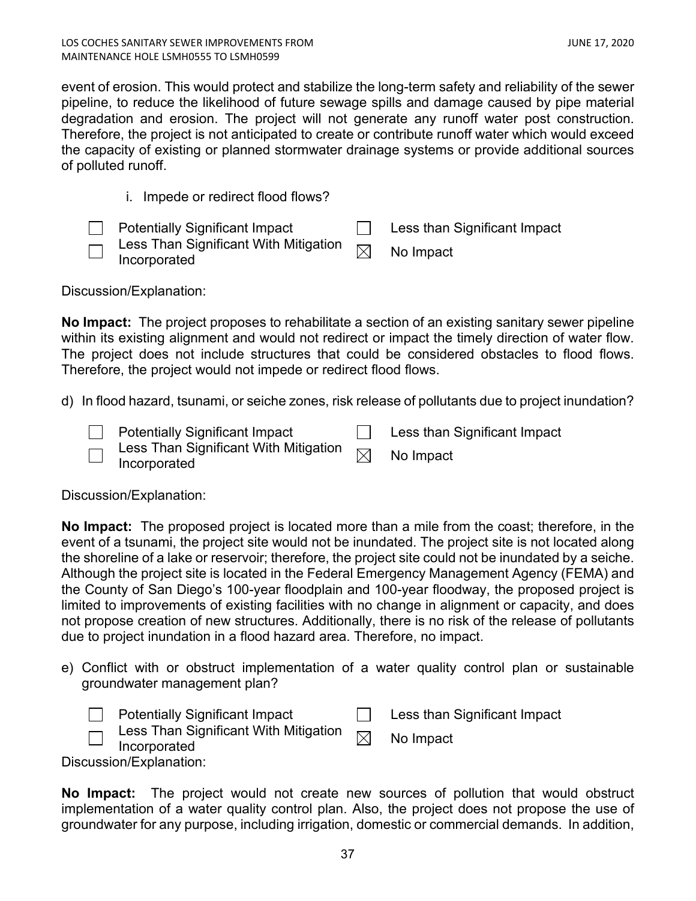event of erosion. This would protect and stabilize the long-term safety and reliability of the sewer pipeline, to reduce the likelihood of future sewage spills and damage caused by pipe material degradation and erosion. The project will not generate any runoff water post construction. Therefore, the project is not anticipated to create or contribute runoff water which would exceed the capacity of existing or planned stormwater drainage systems or provide additional sources of polluted runoff.

i. Impede or redirect flood flows?

- ☐ Potentially Significant Impact
- ☐ Less Than Significant With Mitigation Incorporated
- ☐ Less than Significant Impact
- ☒ No Impact

Discussion/Explanation:

**No Impact:** The project proposes to rehabilitate a section of an existing sanitary sewer pipeline within its existing alignment and would not redirect or impact the timely direction of water flow. The project does not include structures that could be considered obstacles to flood flows. Therefore, the project would not impede or redirect flood flows.

d) In flood hazard, tsunami, or seiche zones, risk release of pollutants due to project inundation?

- ☐ Potentially Significant Impact
- ☐ Less Than Significant With Mitigation Incorporated
- ☐ Less than Significant Impact
- ☒ No Impact

Discussion/Explanation:

**No Impact:** The proposed project is located more than a mile from the coast; therefore, in the event of a tsunami, the project site would not be inundated. The project site is not located along the shoreline of a lake or reservoir; therefore, the project site could not be inundated by a seiche. Although the project site is located in the Federal Emergency Management Agency (FEMA) and the County of San Diego's 100-year floodplain and 100-year floodway, the proposed project is limited to improvements of existing facilities with no change in alignment or capacity, and does not propose creation of new structures. Additionally, there is no risk of the release of pollutants due to project inundation in a flood hazard area. Therefore, no impact.

e) Conflict with or obstruct implementation of a water quality control plan or sustainable groundwater management plan?

- ☐ Potentially Significant Impact
- ☐ Less Than Significant With Mitigation Incorporated
- ☐ Less than Significant Impact
- ☒ No Impact

Discussion/Explanation:

**No Impact:** The project would not create new sources of pollution that would obstruct implementation of a water quality control plan. Also, the project does not propose the use of groundwater for any purpose, including irrigation, domestic or commercial demands. In addition,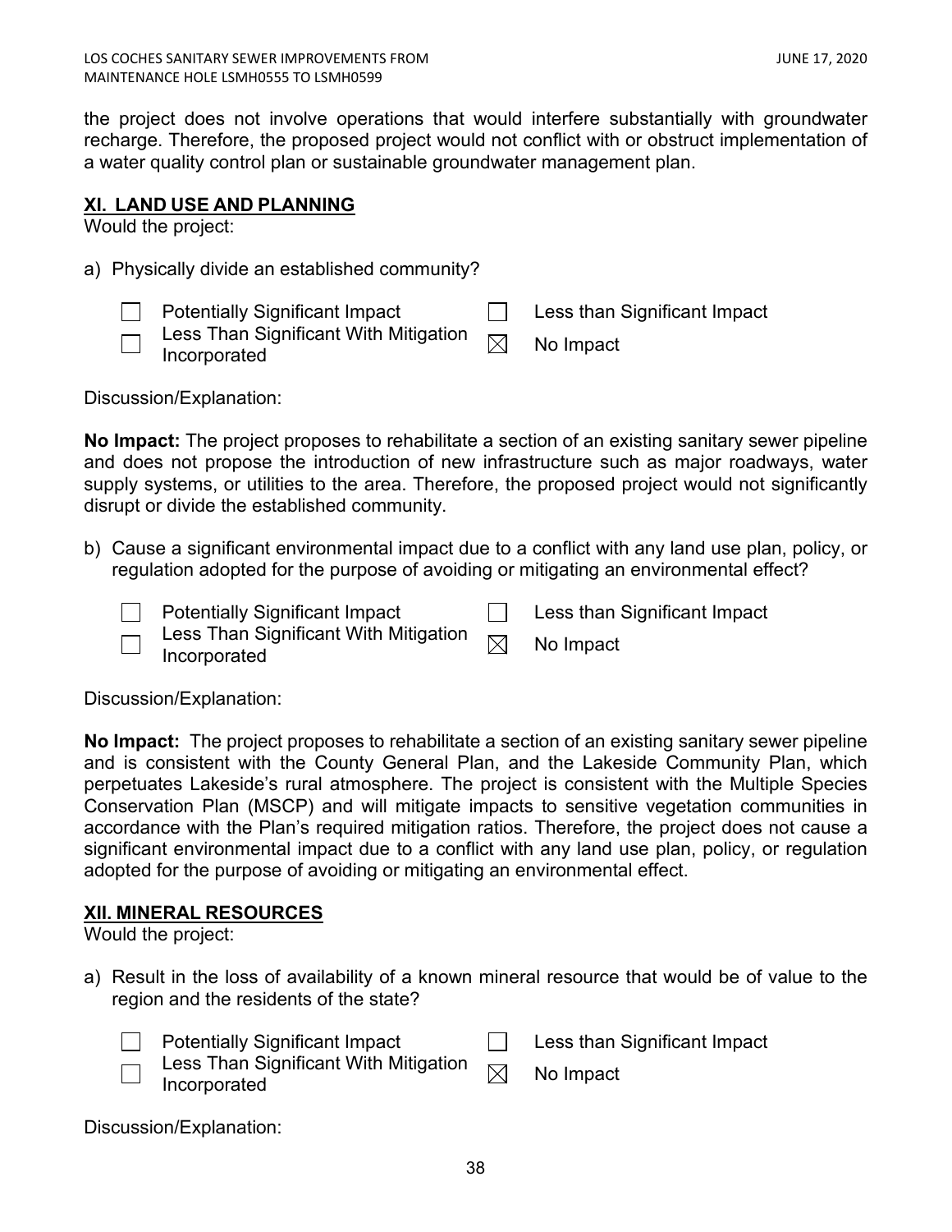the project does not involve operations that would interfere substantially with groundwater recharge. Therefore, the proposed project would not conflict with or obstruct implementation of a water quality control plan or sustainable groundwater management plan.

## XI. LAND USE AND PLANNING

Would the project:

a) Physically divide an established community?

| | | | |
|---|---|---|---|
| ☐ | Potentially Significant Impact | ☐ | Less than Significant Impact |
| ☐ | Less Than Significant With Mitigation Incorporated | ☒ | No Impact |

Discussion/Explanation:

**No Impact:** The project proposes to rehabilitate a section of an existing sanitary sewer pipeline and does not propose the introduction of new infrastructure such as major roadways, water supply systems, or utilities to the area. Therefore, the proposed project would not significantly disrupt or divide the established community.

b) Cause a significant environmental impact due to a conflict with any land use plan, policy, or regulation adopted for the purpose of avoiding or mitigating an environmental effect?

| | | | |
|---|---|---|---|
| ☐ | Potentially Significant Impact | ☐ | Less than Significant Impact |
| ☐ | Less Than Significant With Mitigation Incorporated | ☒ | No Impact |

Discussion/Explanation:

**No Impact:** The project proposes to rehabilitate a section of an existing sanitary sewer pipeline and is consistent with the County General Plan, and the Lakeside Community Plan, which perpetuates Lakeside's rural atmosphere. The project is consistent with the Multiple Species Conservation Plan (MSCP) and will mitigate impacts to sensitive vegetation communities in accordance with the Plan's required mitigation ratios. Therefore, the project does not cause a significant environmental impact due to a conflict with any land use plan, policy, or regulation adopted for the purpose of avoiding or mitigating an environmental effect.

## XII. MINERAL RESOURCES

Would the project:

a) Result in the loss of availability of a known mineral resource that would be of value to the region and the residents of the state?

| | | | |
|---|---|---|---|
| ☐ | Potentially Significant Impact | ☐ | Less than Significant Impact |
| ☐ | Less Than Significant With Mitigation Incorporated | ☒ | No Impact |

Discussion/Explanation: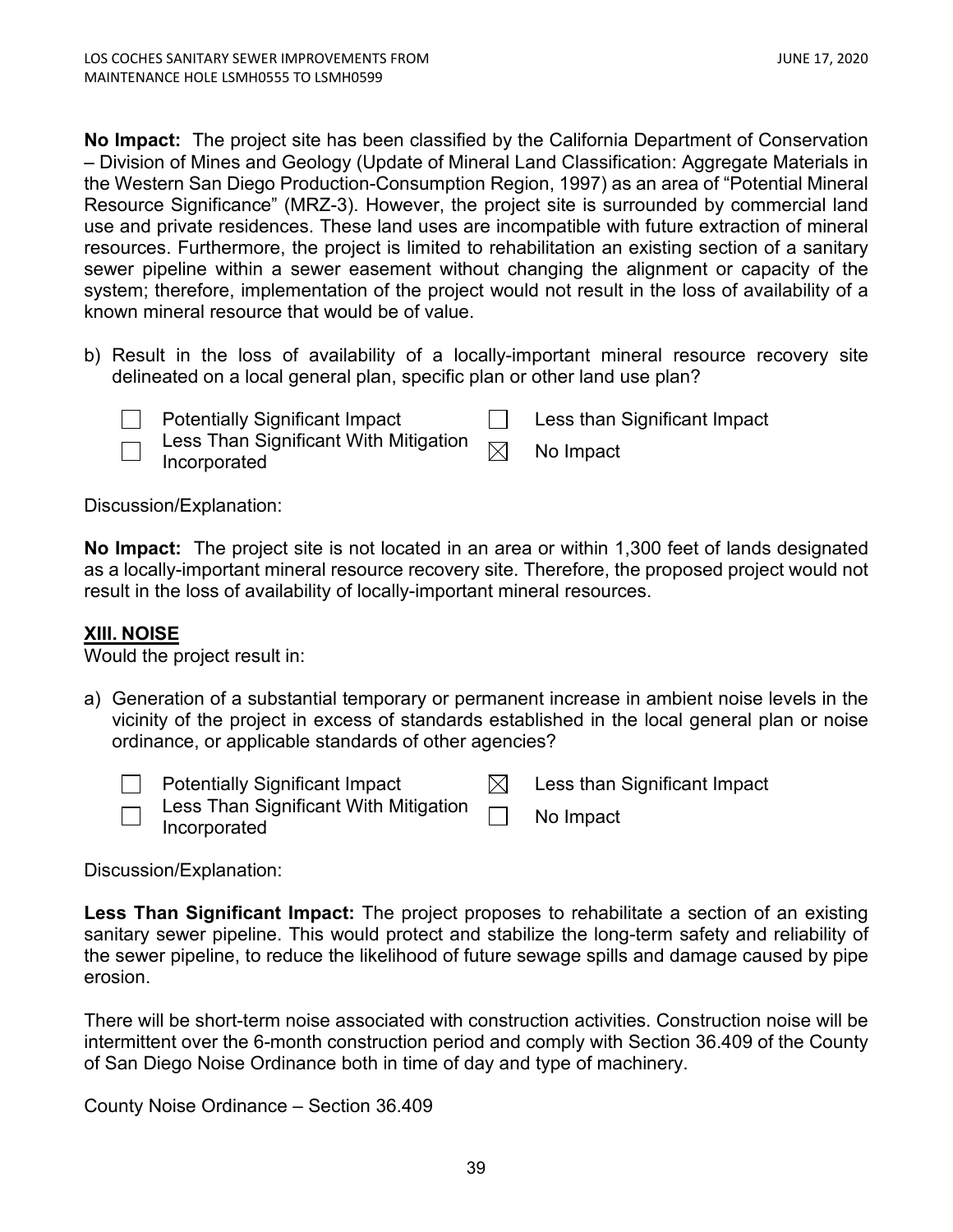**No Impact:** The project site has been classified by the California Department of Conservation – Division of Mines and Geology (Update of Mineral Land Classification: Aggregate Materials in the Western San Diego Production-Consumption Region, 1997) as an area of "Potential Mineral Resource Significance" (MRZ-3). However, the project site is surrounded by commercial land use and private residences. These land uses are incompatible with future extraction of mineral resources. Furthermore, the project is limited to rehabilitation an existing section of a sanitary sewer pipeline within a sewer easement without changing the alignment or capacity of the system; therefore, implementation of the project would not result in the loss of availability of a known mineral resource that would be of value.

b) Result in the loss of availability of a locally-important mineral resource recovery site delineated on a local general plan, specific plan or other land use plan?

- ☐ Potentially Significant Impact
- ☐ Less Than Significant With Mitigation Incorporated
- ☐ Less than Significant Impact
- ☒ No Impact

Discussion/Explanation:

**No Impact:** The project site is not located in an area or within 1,300 feet of lands designated as a locally-important mineral resource recovery site. Therefore, the proposed project would not result in the loss of availability of locally-important mineral resources.

## XIII. NOISE

Would the project result in:

a) Generation of a substantial temporary or permanent increase in ambient noise levels in the vicinity of the project in excess of standards established in the local general plan or noise ordinance, or applicable standards of other agencies?

- ☐ Potentially Significant Impact
- ☐ Less Than Significant With Mitigation Incorporated
- ☒ Less than Significant Impact
- ☐ No Impact

Discussion/Explanation:

**Less Than Significant Impact:** The project proposes to rehabilitate a section of an existing sanitary sewer pipeline. This would protect and stabilize the long-term safety and reliability of the sewer pipeline, to reduce the likelihood of future sewage spills and damage caused by pipe erosion.

There will be short-term noise associated with construction activities. Construction noise will be intermittent over the 6-month construction period and comply with Section 36.409 of the County of San Diego Noise Ordinance both in time of day and type of machinery.

County Noise Ordinance – Section 36.409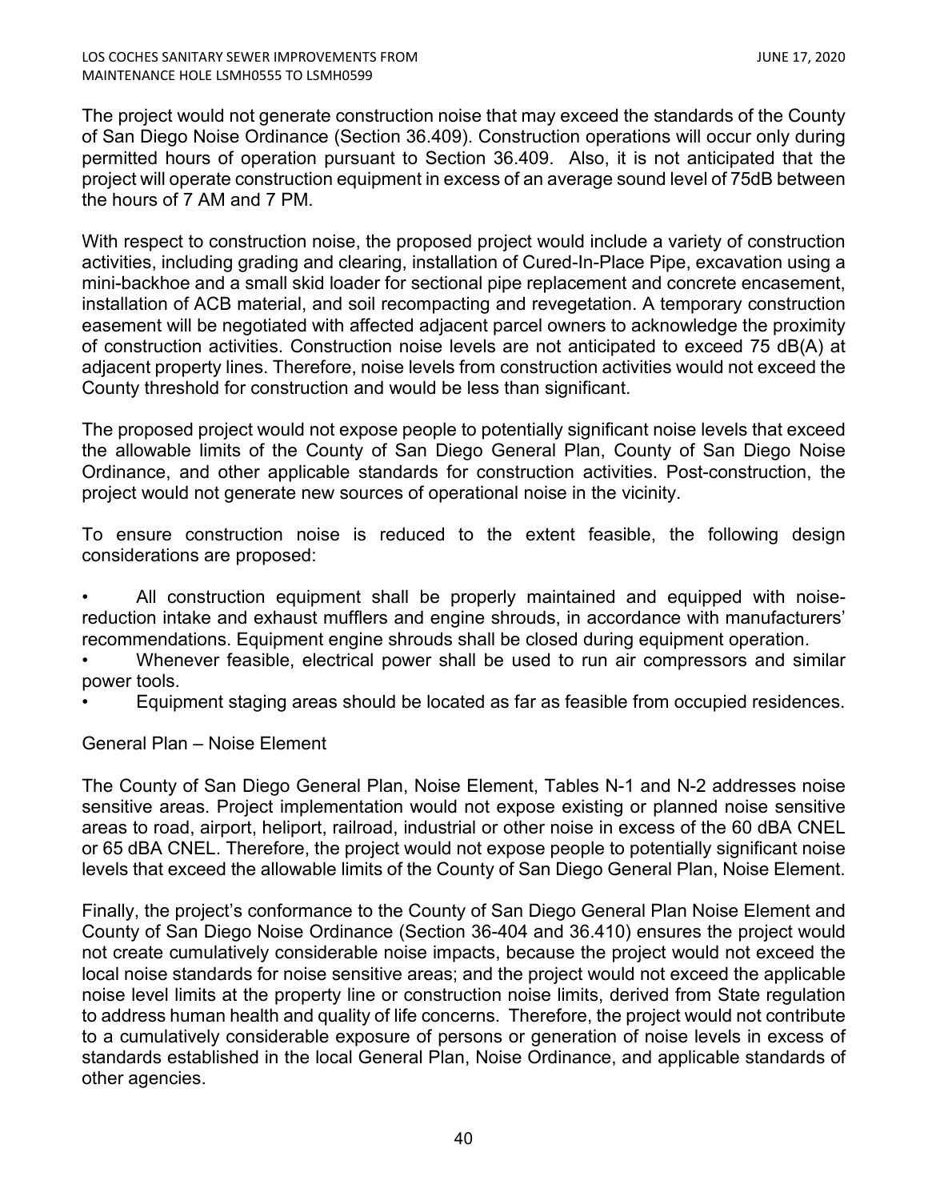The project would not generate construction noise that may exceed the standards of the County of San Diego Noise Ordinance (Section 36.409). Construction operations will occur only during permitted hours of operation pursuant to Section 36.409. Also, it is not anticipated that the project will operate construction equipment in excess of an average sound level of 75dB between the hours of 7 AM and 7 PM.

With respect to construction noise, the proposed project would include a variety of construction activities, including grading and clearing, installation of Cured-In-Place Pipe, excavation using a mini-backhoe and a small skid loader for sectional pipe replacement and concrete encasement, installation of ACB material, and soil recompacting and revegetation. A temporary construction easement will be negotiated with affected adjacent parcel owners to acknowledge the proximity of construction activities. Construction noise levels are not anticipated to exceed 75 dB(A) at adjacent property lines. Therefore, noise levels from construction activities would not exceed the County threshold for construction and would be less than significant.

The proposed project would not expose people to potentially significant noise levels that exceed the allowable limits of the County of San Diego General Plan, County of San Diego Noise Ordinance, and other applicable standards for construction activities. Post-construction, the project would not generate new sources of operational noise in the vicinity.

To ensure construction noise is reduced to the extent feasible, the following design considerations are proposed:

- All construction equipment shall be properly maintained and equipped with noise-reduction intake and exhaust mufflers and engine shrouds, in accordance with manufacturers' recommendations. Equipment engine shrouds shall be closed during equipment operation.
- Whenever feasible, electrical power shall be used to run air compressors and similar power tools.
- Equipment staging areas should be located as far as feasible from occupied residences.

General Plan – Noise Element

The County of San Diego General Plan, Noise Element, Tables N-1 and N-2 addresses noise sensitive areas. Project implementation would not expose existing or planned noise sensitive areas to road, airport, heliport, railroad, industrial or other noise in excess of the 60 dBA CNEL or 65 dBA CNEL. Therefore, the project would not expose people to potentially significant noise levels that exceed the allowable limits of the County of San Diego General Plan, Noise Element.

Finally, the project's conformance to the County of San Diego General Plan Noise Element and County of San Diego Noise Ordinance (Section 36-404 and 36.410) ensures the project would not create cumulatively considerable noise impacts, because the project would not exceed the local noise standards for noise sensitive areas; and the project would not exceed the applicable noise level limits at the property line or construction noise limits, derived from State regulation to address human health and quality of life concerns. Therefore, the project would not contribute to a cumulatively considerable exposure of persons or generation of noise levels in excess of standards established in the local General Plan, Noise Ordinance, and applicable standards of other agencies.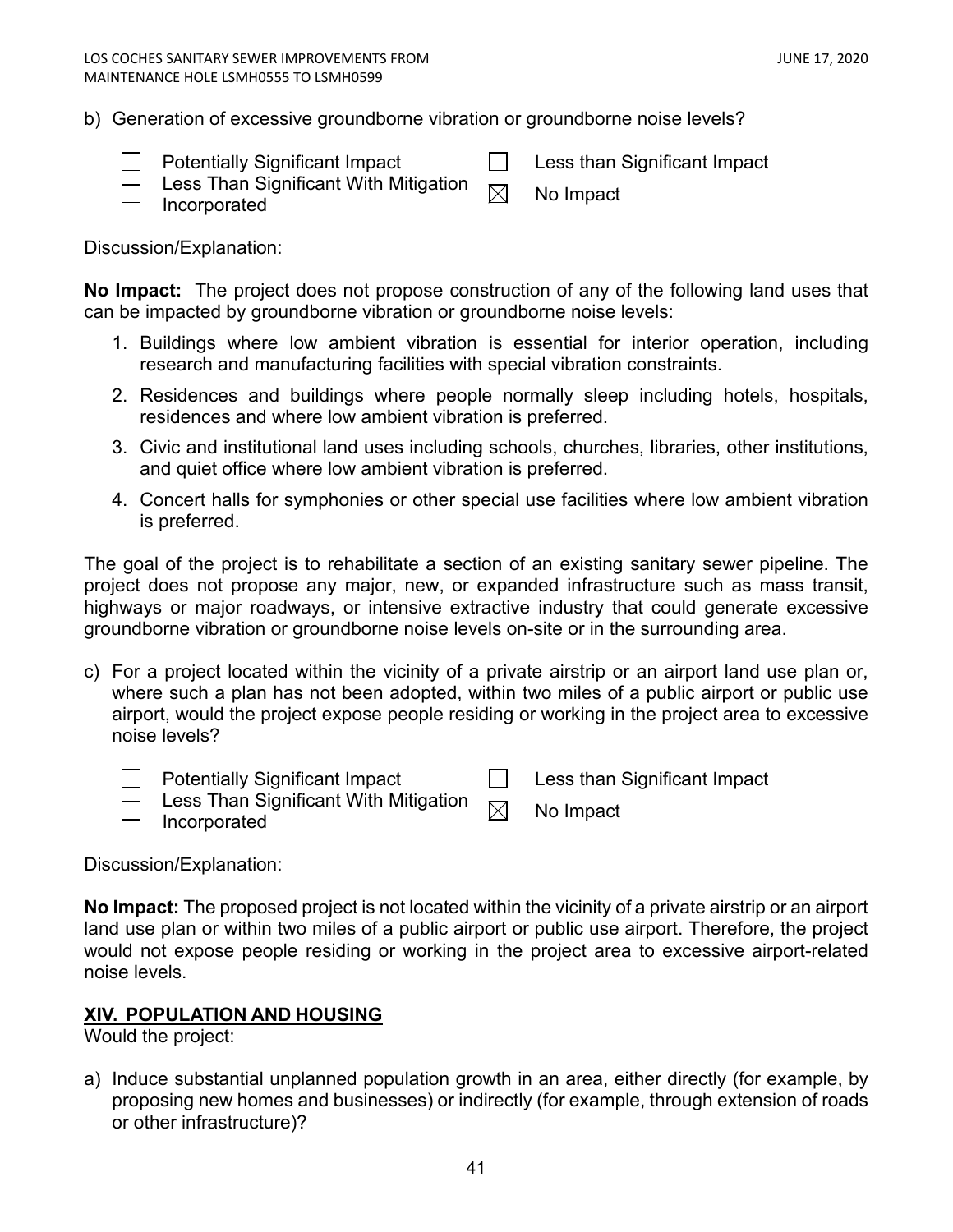b) Generation of excessive groundborne vibration or groundborne noise levels?

- ☐ Potentially Significant Impact
- ☐ Less Than Significant With Mitigation Incorporated
- ☐ Less than Significant Impact
- ☒ No Impact

Discussion/Explanation:

**No Impact:** The project does not propose construction of any of the following land uses that can be impacted by groundborne vibration or groundborne noise levels:

1. Buildings where low ambient vibration is essential for interior operation, including research and manufacturing facilities with special vibration constraints.
2. Residences and buildings where people normally sleep including hotels, hospitals, residences and where low ambient vibration is preferred.
3. Civic and institutional land uses including schools, churches, libraries, other institutions, and quiet office where low ambient vibration is preferred.
4. Concert halls for symphonies or other special use facilities where low ambient vibration is preferred.

The goal of the project is to rehabilitate a section of an existing sanitary sewer pipeline. The project does not propose any major, new, or expanded infrastructure such as mass transit, highways or major roadways, or intensive extractive industry that could generate excessive groundborne vibration or groundborne noise levels on-site or in the surrounding area.

c) For a project located within the vicinity of a private airstrip or an airport land use plan or, where such a plan has not been adopted, within two miles of a public airport or public use airport, would the project expose people residing or working in the project area to excessive noise levels?

- ☐ Potentially Significant Impact
- ☐ Less Than Significant With Mitigation Incorporated
- ☐ Less than Significant Impact
- ☒ No Impact

Discussion/Explanation:

**No Impact:** The proposed project is not located within the vicinity of a private airstrip or an airport land use plan or within two miles of a public airport or public use airport. Therefore, the project would not expose people residing or working in the project area to excessive airport-related noise levels.

## XIV. POPULATION AND HOUSING

Would the project:

a) Induce substantial unplanned population growth in an area, either directly (for example, by proposing new homes and businesses) or indirectly (for example, through extension of roads or other infrastructure)?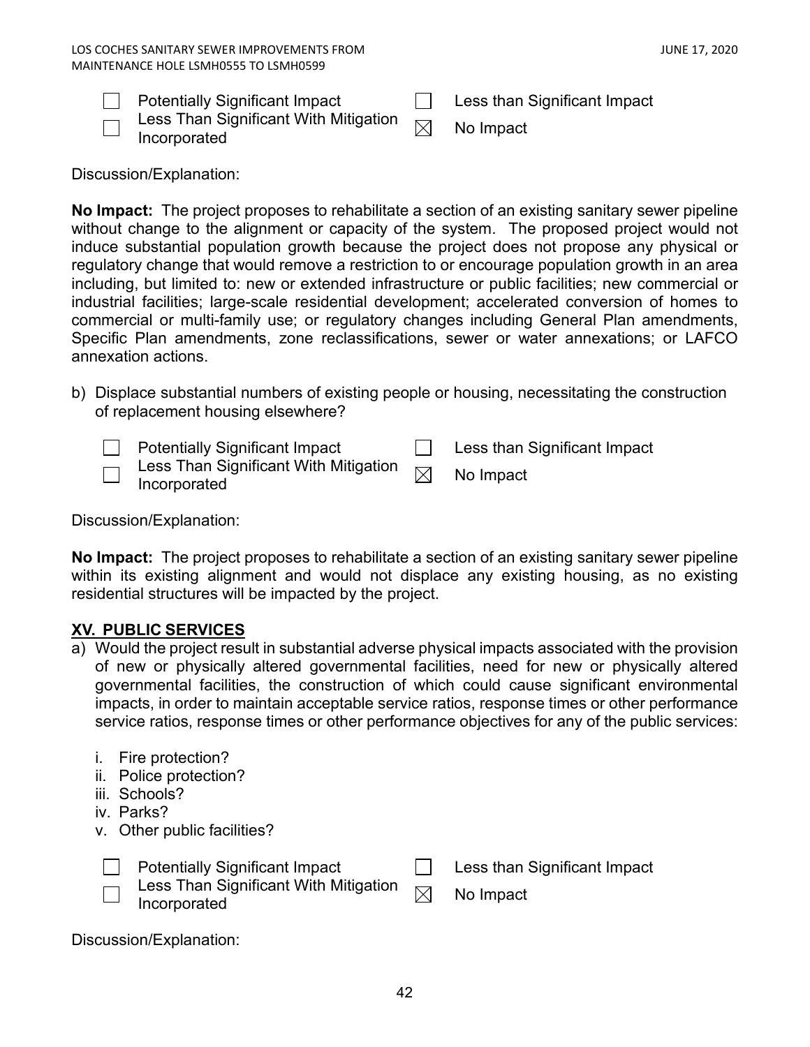- [ ] Potentially Significant Impact
- [ ] Less Than Significant With Mitigation Incorporated
- [ ] Less than Significant Impact
- [x] No Impact

Discussion/Explanation:

**No Impact:** The project proposes to rehabilitate a section of an existing sanitary sewer pipeline without change to the alignment or capacity of the system. The proposed project would not induce substantial population growth because the project does not propose any physical or regulatory change that would remove a restriction to or encourage population growth in an area including, but limited to: new or extended infrastructure or public facilities; new commercial or industrial facilities; large-scale residential development; accelerated conversion of homes to commercial or multi-family use; or regulatory changes including General Plan amendments, Specific Plan amendments, zone reclassifications, sewer or water annexations; or LAFCO annexation actions.

b) Displace substantial numbers of existing people or housing, necessitating the construction of replacement housing elsewhere?

- [ ] Potentially Significant Impact
- [ ] Less Than Significant With Mitigation Incorporated
- [ ] Less than Significant Impact
- [x] No Impact

Discussion/Explanation:

**No Impact:** The project proposes to rehabilitate a section of an existing sanitary sewer pipeline within its existing alignment and would not displace any existing housing, as no existing residential structures will be impacted by the project.

## XV. PUBLIC SERVICES

a) Would the project result in substantial adverse physical impacts associated with the provision of new or physically altered governmental facilities, need for new or physically altered governmental facilities, the construction of which could cause significant environmental impacts, in order to maintain acceptable service ratios, response times or other performance service ratios, response times or other performance objectives for any of the public services:

   i. Fire protection?
   ii. Police protection?
   iii. Schools?
   iv. Parks?
   v. Other public facilities?

- [ ] Potentially Significant Impact
- [ ] Less Than Significant With Mitigation Incorporated
- [ ] Less than Significant Impact
- [x] No Impact

Discussion/Explanation: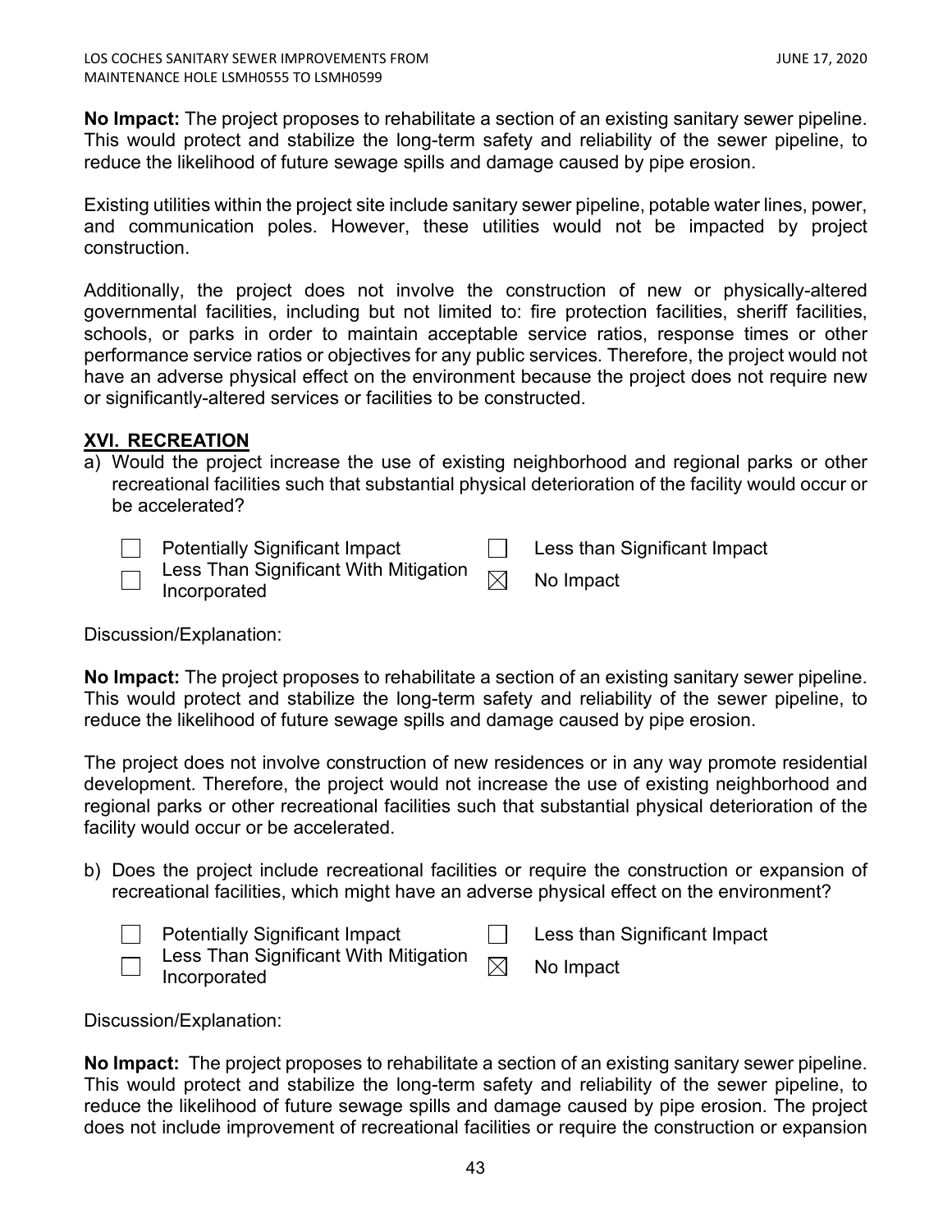**No Impact:** The project proposes to rehabilitate a section of an existing sanitary sewer pipeline. This would protect and stabilize the long-term safety and reliability of the sewer pipeline, to reduce the likelihood of future sewage spills and damage caused by pipe erosion.

Existing utilities within the project site include sanitary sewer pipeline, potable water lines, power, and communication poles. However, these utilities would not be impacted by project construction.

Additionally, the project does not involve the construction of new or physically-altered governmental facilities, including but not limited to: fire protection facilities, sheriff facilities, schools, or parks in order to maintain acceptable service ratios, response times or other performance service ratios or objectives for any public services. Therefore, the project would not have an adverse physical effect on the environment because the project does not require new or significantly-altered services or facilities to be constructed.

## XVI. RECREATION

a) Would the project increase the use of existing neighborhood and regional parks or other recreational facilities such that substantial physical deterioration of the facility would occur or be accelerated?

- ☐ Potentially Significant Impact
- ☐ Less Than Significant With Mitigation Incorporated
- ☐ Less than Significant Impact
- ☒ No Impact

Discussion/Explanation:

**No Impact:** The project proposes to rehabilitate a section of an existing sanitary sewer pipeline. This would protect and stabilize the long-term safety and reliability of the sewer pipeline, to reduce the likelihood of future sewage spills and damage caused by pipe erosion.

The project does not involve construction of new residences or in any way promote residential development. Therefore, the project would not increase the use of existing neighborhood and regional parks or other recreational facilities such that substantial physical deterioration of the facility would occur or be accelerated.

b) Does the project include recreational facilities or require the construction or expansion of recreational facilities, which might have an adverse physical effect on the environment?

- ☐ Potentially Significant Impact
- ☐ Less Than Significant With Mitigation Incorporated
- ☐ Less than Significant Impact
- ☒ No Impact

Discussion/Explanation:

**No Impact:** The project proposes to rehabilitate a section of an existing sanitary sewer pipeline. This would protect and stabilize the long-term safety and reliability of the sewer pipeline, to reduce the likelihood of future sewage spills and damage caused by pipe erosion. The project does not include improvement of recreational facilities or require the construction or expansion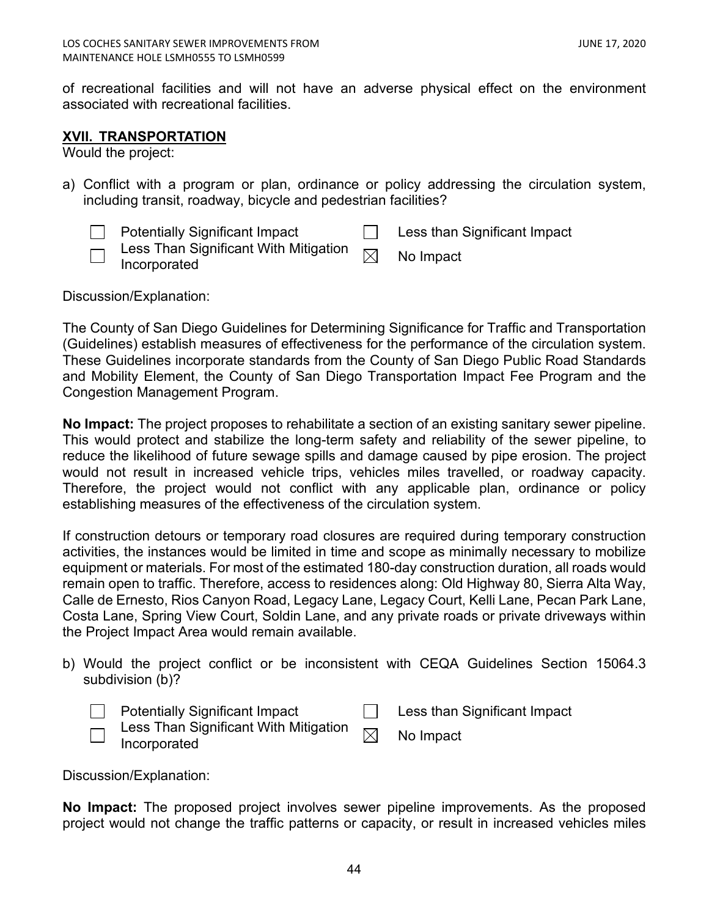of recreational facilities and will not have an adverse physical effect on the environment associated with recreational facilities.

## XVII. TRANSPORTATION

Would the project:

a) Conflict with a program or plan, ordinance or policy addressing the circulation system, including transit, roadway, bicycle and pedestrian facilities?

- ☐ Potentially Significant Impact
- ☐ Less Than Significant With Mitigation Incorporated
- ☐ Less than Significant Impact
- ☒ No Impact

Discussion/Explanation:

The County of San Diego Guidelines for Determining Significance for Traffic and Transportation (Guidelines) establish measures of effectiveness for the performance of the circulation system. These Guidelines incorporate standards from the County of San Diego Public Road Standards and Mobility Element, the County of San Diego Transportation Impact Fee Program and the Congestion Management Program.

**No Impact:** The project proposes to rehabilitate a section of an existing sanitary sewer pipeline. This would protect and stabilize the long-term safety and reliability of the sewer pipeline, to reduce the likelihood of future sewage spills and damage caused by pipe erosion. The project would not result in increased vehicle trips, vehicles miles travelled, or roadway capacity. Therefore, the project would not conflict with any applicable plan, ordinance or policy establishing measures of the effectiveness of the circulation system.

If construction detours or temporary road closures are required during temporary construction activities, the instances would be limited in time and scope as minimally necessary to mobilize equipment or materials. For most of the estimated 180-day construction duration, all roads would remain open to traffic. Therefore, access to residences along: Old Highway 80, Sierra Alta Way, Calle de Ernesto, Rios Canyon Road, Legacy Lane, Legacy Court, Kelli Lane, Pecan Park Lane, Costa Lane, Spring View Court, Soldin Lane, and any private roads or private driveways within the Project Impact Area would remain available.

b) Would the project conflict or be inconsistent with CEQA Guidelines Section 15064.3 subdivision (b)?

- ☐ Potentially Significant Impact
- ☐ Less Than Significant With Mitigation Incorporated
- ☐ Less than Significant Impact
- ☒ No Impact

Discussion/Explanation:

**No Impact:** The proposed project involves sewer pipeline improvements. As the proposed project would not change the traffic patterns or capacity, or result in increased vehicles miles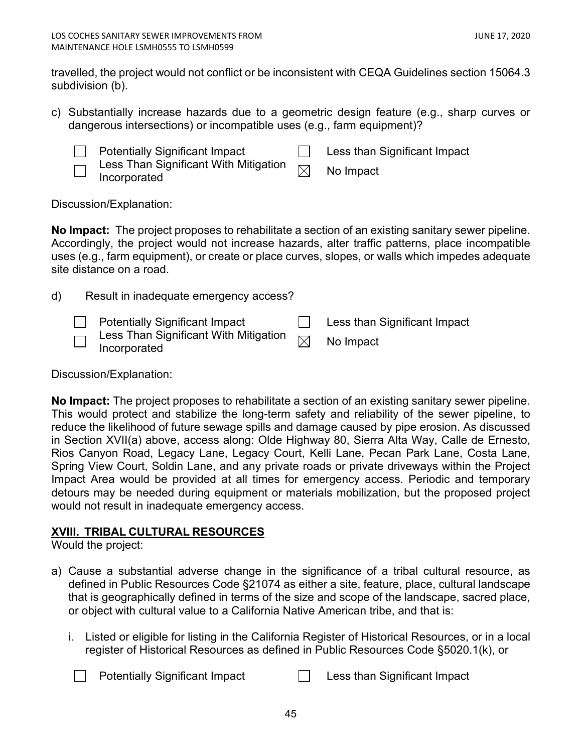travelled, the project would not conflict or be inconsistent with CEQA Guidelines section 15064.3 subdivision (b).

c) Substantially increase hazards due to a geometric design feature (e.g., sharp curves or dangerous intersections) or incompatible uses (e.g., farm equipment)?

- ☐ Potentially Significant Impact
- ☐ Less Than Significant With Mitigation Incorporated
- ☐ Less than Significant Impact
- ☒ No Impact

Discussion/Explanation:

**No Impact:** The project proposes to rehabilitate a section of an existing sanitary sewer pipeline. Accordingly, the project would not increase hazards, alter traffic patterns, place incompatible uses (e.g., farm equipment), or create or place curves, slopes, or walls which impedes adequate site distance on a road.

d) Result in inadequate emergency access?

- ☐ Potentially Significant Impact
- ☐ Less Than Significant With Mitigation Incorporated
- ☐ Less than Significant Impact
- ☒ No Impact

Discussion/Explanation:

**No Impact:** The project proposes to rehabilitate a section of an existing sanitary sewer pipeline. This would protect and stabilize the long-term safety and reliability of the sewer pipeline, to reduce the likelihood of future sewage spills and damage caused by pipe erosion. As discussed in Section XVII(a) above, access along: Olde Highway 80, Sierra Alta Way, Calle de Ernesto, Rios Canyon Road, Legacy Lane, Legacy Court, Kelli Lane, Pecan Park Lane, Costa Lane, Spring View Court, Soldin Lane, and any private roads or private driveways within the Project Impact Area would be provided at all times for emergency access. Periodic and temporary detours may be needed during equipment or materials mobilization, but the proposed project would not result in inadequate emergency access.

## XVIII. TRIBAL CULTURAL RESOURCES

Would the project:

a) Cause a substantial adverse change in the significance of a tribal cultural resource, as defined in Public Resources Code §21074 as either a site, feature, place, cultural landscape that is geographically defined in terms of the size and scope of the landscape, sacred place, or object with cultural value to a California Native American tribe, and that is:

i. Listed or eligible for listing in the California Register of Historical Resources, or in a local register of Historical Resources as defined in Public Resources Code §5020.1(k), or

- ☐ Potentially Significant Impact
- ☐ Less than Significant Impact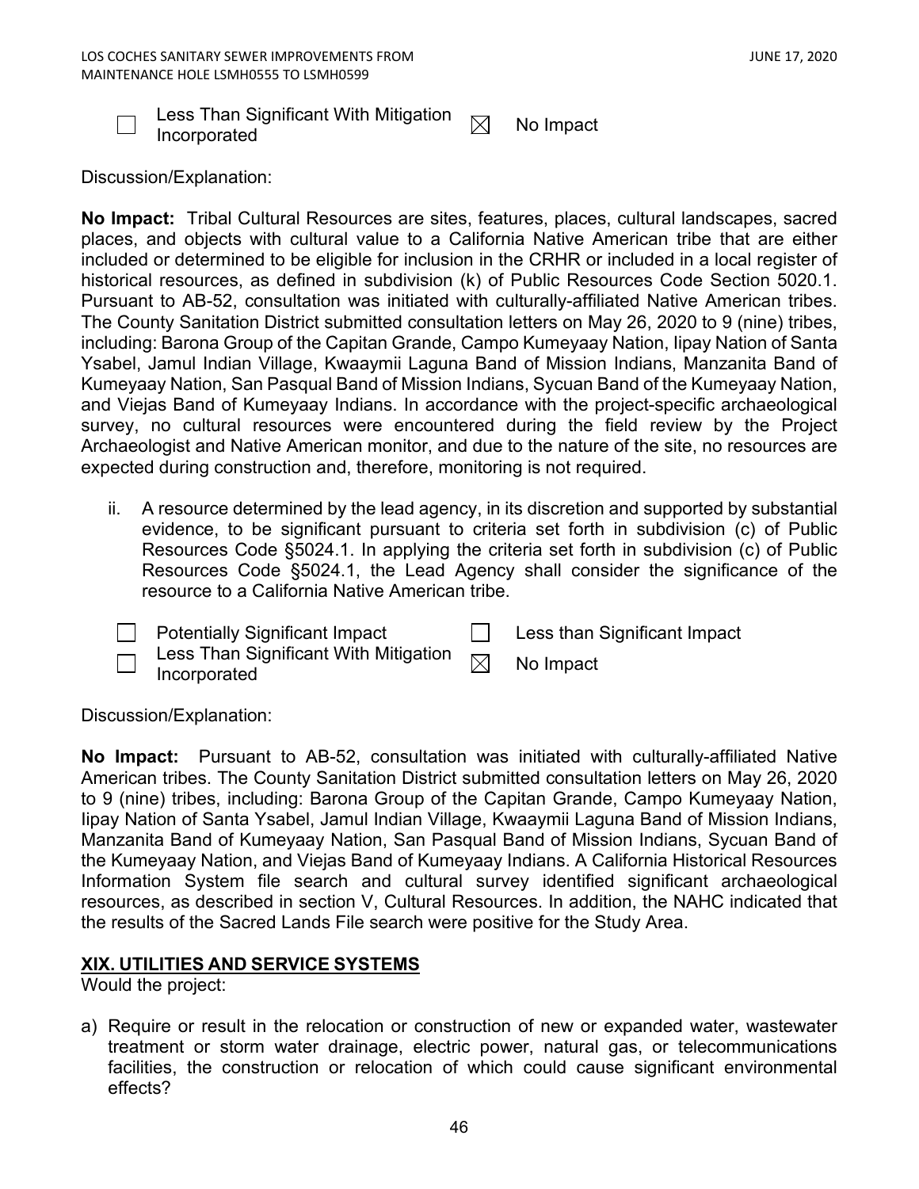☐ Less Than Significant With Mitigation Incorporated ☒ No Impact

Discussion/Explanation:

**No Impact:** Tribal Cultural Resources are sites, features, places, cultural landscapes, sacred places, and objects with cultural value to a California Native American tribe that are either included or determined to be eligible for inclusion in the CRHR or included in a local register of historical resources, as defined in subdivision (k) of Public Resources Code Section 5020.1. Pursuant to AB-52, consultation was initiated with culturally-affiliated Native American tribes. The County Sanitation District submitted consultation letters on May 26, 2020 to 9 (nine) tribes, including: Barona Group of the Capitan Grande, Campo Kumeyaay Nation, Iipay Nation of Santa Ysabel, Jamul Indian Village, Kwaaymii Laguna Band of Mission Indians, Manzanita Band of Kumeyaay Nation, San Pasqual Band of Mission Indians, Sycuan Band of the Kumeyaay Nation, and Viejas Band of Kumeyaay Indians. In accordance with the project-specific archaeological survey, no cultural resources were encountered during the field review by the Project Archaeologist and Native American monitor, and due to the nature of the site, no resources are expected during construction and, therefore, monitoring is not required.

ii. A resource determined by the lead agency, in its discretion and supported by substantial evidence, to be significant pursuant to criteria set forth in subdivision (c) of Public Resources Code §5024.1. In applying the criteria set forth in subdivision (c) of Public Resources Code §5024.1, the Lead Agency shall consider the significance of the resource to a California Native American tribe.

☐ Potentially Significant Impact ☐ Less than Significant Impact
☐ Less Than Significant With Mitigation Incorporated ☒ No Impact

Discussion/Explanation:

**No Impact:** Pursuant to AB-52, consultation was initiated with culturally-affiliated Native American tribes. The County Sanitation District submitted consultation letters on May 26, 2020 to 9 (nine) tribes, including: Barona Group of the Capitan Grande, Campo Kumeyaay Nation, Iipay Nation of Santa Ysabel, Jamul Indian Village, Kwaaymii Laguna Band of Mission Indians, Manzanita Band of Kumeyaay Nation, San Pasqual Band of Mission Indians, Sycuan Band of the Kumeyaay Nation, and Viejas Band of Kumeyaay Indians. A California Historical Resources Information System file search and cultural survey identified significant archaeological resources, as described in section V, Cultural Resources. In addition, the NAHC indicated that the results of the Sacred Lands File search were positive for the Study Area.

## XIX. UTILITIES AND SERVICE SYSTEMS

Would the project:

a) Require or result in the relocation or construction of new or expanded water, wastewater treatment or storm water drainage, electric power, natural gas, or telecommunications facilities, the construction or relocation of which could cause significant environmental effects?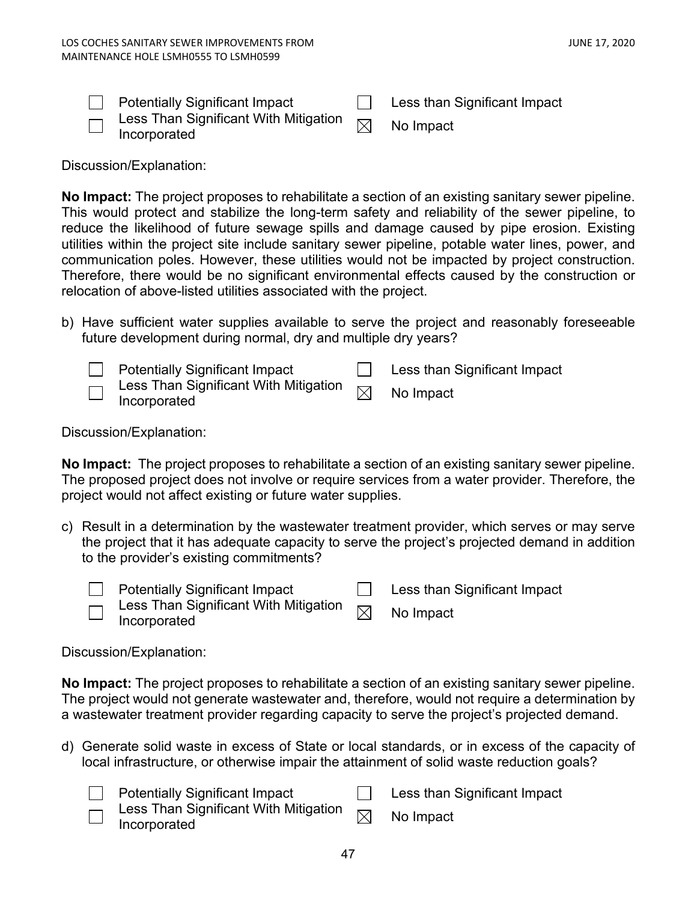- [ ] Potentially Significant Impact
- [ ] Less Than Significant With Mitigation Incorporated
- [ ] Less than Significant Impact
- [x] No Impact

Discussion/Explanation:

**No Impact:** The project proposes to rehabilitate a section of an existing sanitary sewer pipeline. This would protect and stabilize the long-term safety and reliability of the sewer pipeline, to reduce the likelihood of future sewage spills and damage caused by pipe erosion. Existing utilities within the project site include sanitary sewer pipeline, potable water lines, power, and communication poles. However, these utilities would not be impacted by project construction. Therefore, there would be no significant environmental effects caused by the construction or relocation of above-listed utilities associated with the project.

b) Have sufficient water supplies available to serve the project and reasonably foreseeable future development during normal, dry and multiple dry years?

- [ ] Potentially Significant Impact
- [ ] Less Than Significant With Mitigation Incorporated
- [ ] Less than Significant Impact
- [x] No Impact

Discussion/Explanation:

**No Impact:** The project proposes to rehabilitate a section of an existing sanitary sewer pipeline. The proposed project does not involve or require services from a water provider. Therefore, the project would not affect existing or future water supplies.

c) Result in a determination by the wastewater treatment provider, which serves or may serve the project that it has adequate capacity to serve the project's projected demand in addition to the provider's existing commitments?

- [ ] Potentially Significant Impact
- [ ] Less Than Significant With Mitigation Incorporated
- [ ] Less than Significant Impact
- [x] No Impact

Discussion/Explanation:

**No Impact:** The project proposes to rehabilitate a section of an existing sanitary sewer pipeline. The project would not generate wastewater and, therefore, would not require a determination by a wastewater treatment provider regarding capacity to serve the project's projected demand.

d) Generate solid waste in excess of State or local standards, or in excess of the capacity of local infrastructure, or otherwise impair the attainment of solid waste reduction goals?

- [ ] Potentially Significant Impact
- [ ] Less Than Significant With Mitigation Incorporated
- [ ] Less than Significant Impact
- [x] No Impact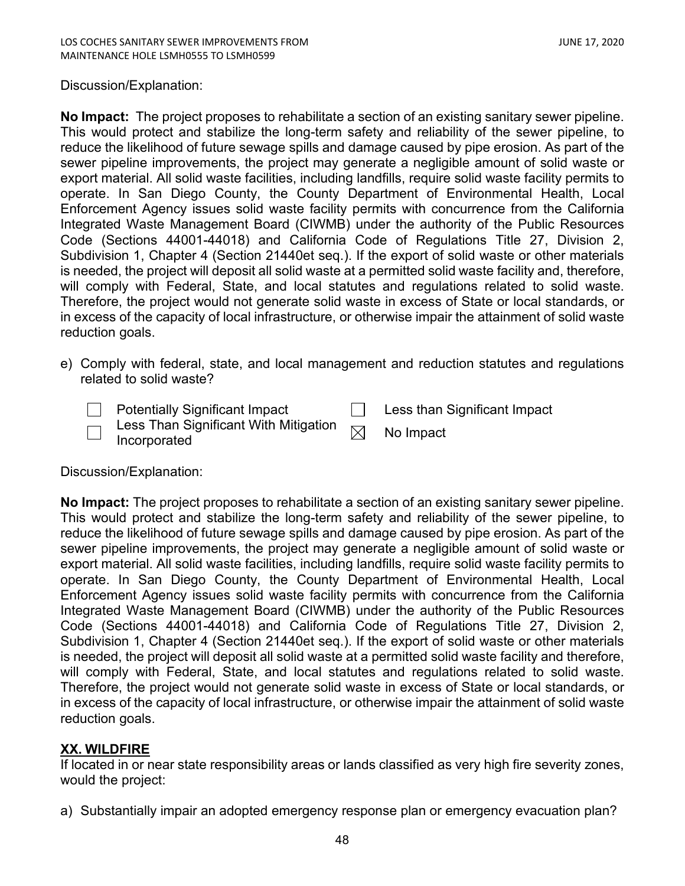Discussion/Explanation:

**No Impact:** The project proposes to rehabilitate a section of an existing sanitary sewer pipeline. This would protect and stabilize the long-term safety and reliability of the sewer pipeline, to reduce the likelihood of future sewage spills and damage caused by pipe erosion. As part of the sewer pipeline improvements, the project may generate a negligible amount of solid waste or export material. All solid waste facilities, including landfills, require solid waste facility permits to operate. In San Diego County, the County Department of Environmental Health, Local Enforcement Agency issues solid waste facility permits with concurrence from the California Integrated Waste Management Board (CIWMB) under the authority of the Public Resources Code (Sections 44001-44018) and California Code of Regulations Title 27, Division 2, Subdivision 1, Chapter 4 (Section 21440et seq.). If the export of solid waste or other materials is needed, the project will deposit all solid waste at a permitted solid waste facility and, therefore, will comply with Federal, State, and local statutes and regulations related to solid waste. Therefore, the project would not generate solid waste in excess of State or local standards, or in excess of the capacity of local infrastructure, or otherwise impair the attainment of solid waste reduction goals.

e) Comply with federal, state, and local management and reduction statutes and regulations related to solid waste?

- ☐ Potentially Significant Impact
- ☐ Less Than Significant With Mitigation Incorporated
- ☐ Less than Significant Impact
- ☒ No Impact

Discussion/Explanation:

**No Impact:** The project proposes to rehabilitate a section of an existing sanitary sewer pipeline. This would protect and stabilize the long-term safety and reliability of the sewer pipeline, to reduce the likelihood of future sewage spills and damage caused by pipe erosion. As part of the sewer pipeline improvements, the project may generate a negligible amount of solid waste or export material. All solid waste facilities, including landfills, require solid waste facility permits to operate. In San Diego County, the County Department of Environmental Health, Local Enforcement Agency issues solid waste facility permits with concurrence from the California Integrated Waste Management Board (CIWMB) under the authority of the Public Resources Code (Sections 44001-44018) and California Code of Regulations Title 27, Division 2, Subdivision 1, Chapter 4 (Section 21440et seq.). If the export of solid waste or other materials is needed, the project will deposit all solid waste at a permitted solid waste facility and therefore, will comply with Federal, State, and local statutes and regulations related to solid waste. Therefore, the project would not generate solid waste in excess of State or local standards, or in excess of the capacity of local infrastructure, or otherwise impair the attainment of solid waste reduction goals.

## XX. WILDFIRE

If located in or near state responsibility areas or lands classified as very high fire severity zones, would the project:

a) Substantially impair an adopted emergency response plan or emergency evacuation plan?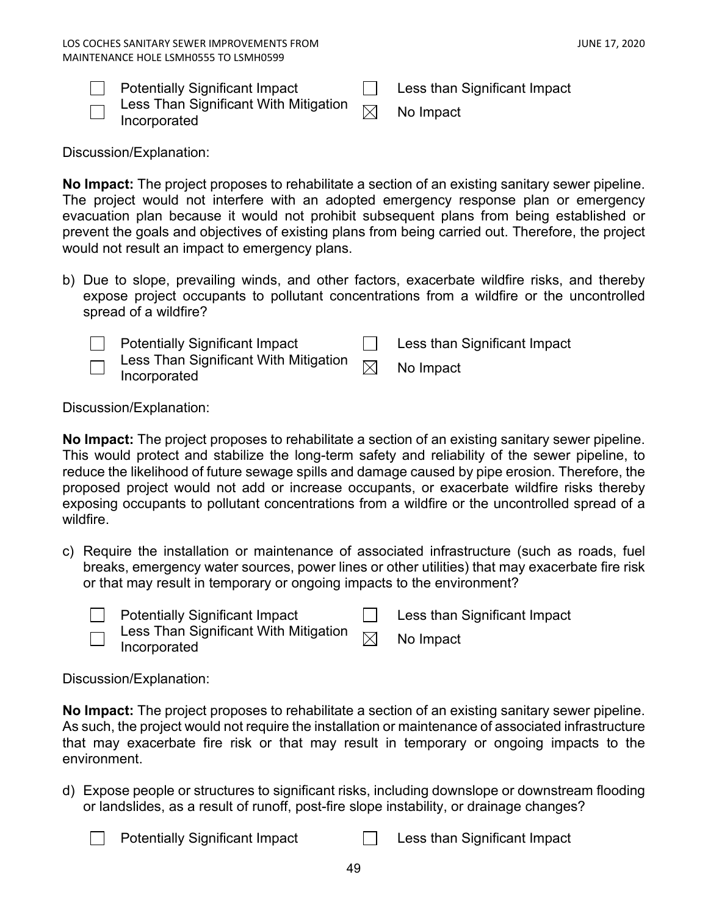☐ Potentially Significant Impact
☐ Less Than Significant With Mitigation Incorporated
☐ Less than Significant Impact
☒ No Impact

Discussion/Explanation:

**No Impact:** The project proposes to rehabilitate a section of an existing sanitary sewer pipeline. The project would not interfere with an adopted emergency response plan or emergency evacuation plan because it would not prohibit subsequent plans from being established or prevent the goals and objectives of existing plans from being carried out. Therefore, the project would not result an impact to emergency plans.

b) Due to slope, prevailing winds, and other factors, exacerbate wildfire risks, and thereby expose project occupants to pollutant concentrations from a wildfire or the uncontrolled spread of a wildfire?

☐ Potentially Significant Impact
☐ Less Than Significant With Mitigation Incorporated
☐ Less than Significant Impact
☒ No Impact

Discussion/Explanation:

**No Impact:** The project proposes to rehabilitate a section of an existing sanitary sewer pipeline. This would protect and stabilize the long-term safety and reliability of the sewer pipeline, to reduce the likelihood of future sewage spills and damage caused by pipe erosion. Therefore, the proposed project would not add or increase occupants, or exacerbate wildfire risks thereby exposing occupants to pollutant concentrations from a wildfire or the uncontrolled spread of a wildfire.

c) Require the installation or maintenance of associated infrastructure (such as roads, fuel breaks, emergency water sources, power lines or other utilities) that may exacerbate fire risk or that may result in temporary or ongoing impacts to the environment?

☐ Potentially Significant Impact
☐ Less Than Significant With Mitigation Incorporated
☐ Less than Significant Impact
☒ No Impact

Discussion/Explanation:

**No Impact:** The project proposes to rehabilitate a section of an existing sanitary sewer pipeline. As such, the project would not require the installation or maintenance of associated infrastructure that may exacerbate fire risk or that may result in temporary or ongoing impacts to the environment.

d) Expose people or structures to significant risks, including downslope or downstream flooding or landslides, as a result of runoff, post-fire slope instability, or drainage changes?

☐ Potentially Significant Impact
☐ Less than Significant Impact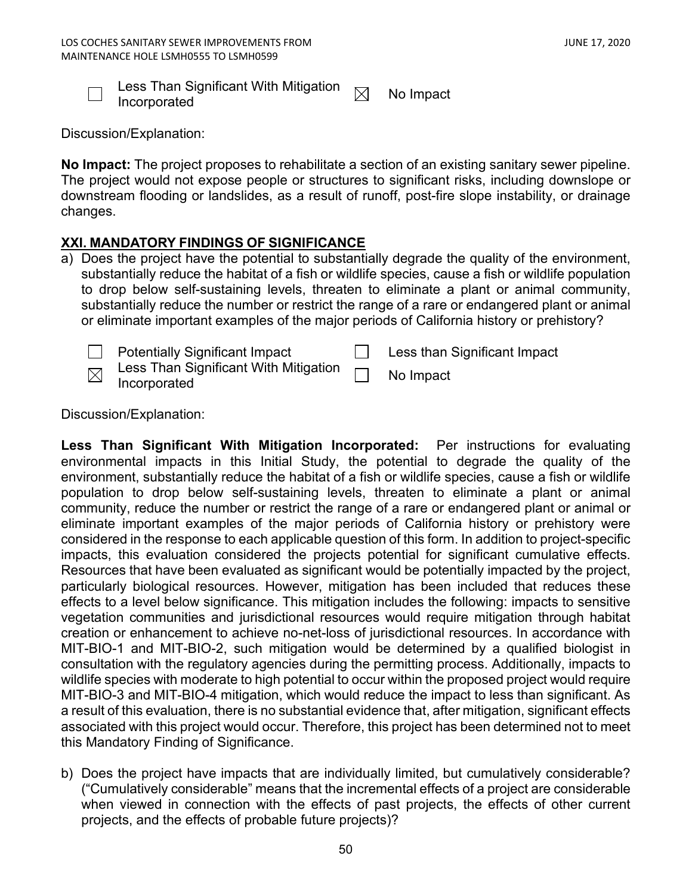☐ Less Than Significant With Mitigation Incorporated ☒ No Impact

Discussion/Explanation:

**No Impact:** The project proposes to rehabilitate a section of an existing sanitary sewer pipeline. The project would not expose people or structures to significant risks, including downslope or downstream flooding or landslides, as a result of runoff, post-fire slope instability, or drainage changes.

## XXI. MANDATORY FINDINGS OF SIGNIFICANCE

a) Does the project have the potential to substantially degrade the quality of the environment, substantially reduce the habitat of a fish or wildlife species, cause a fish or wildlife population to drop below self-sustaining levels, threaten to eliminate a plant or animal community, substantially reduce the number or restrict the range of a rare or endangered plant or animal or eliminate important examples of the major periods of California history or prehistory?

☐ Potentially Significant Impact ☐ Less than Significant Impact
☒ Less Than Significant With Mitigation Incorporated ☐ No Impact

Discussion/Explanation:

**Less Than Significant With Mitigation Incorporated:** Per instructions for evaluating environmental impacts in this Initial Study, the potential to degrade the quality of the environment, substantially reduce the habitat of a fish or wildlife species, cause a fish or wildlife population to drop below self-sustaining levels, threaten to eliminate a plant or animal community, reduce the number or restrict the range of a rare or endangered plant or animal or eliminate important examples of the major periods of California history or prehistory were considered in the response to each applicable question of this form. In addition to project-specific impacts, this evaluation considered the projects potential for significant cumulative effects. Resources that have been evaluated as significant would be potentially impacted by the project, particularly biological resources. However, mitigation has been included that reduces these effects to a level below significance. This mitigation includes the following: impacts to sensitive vegetation communities and jurisdictional resources would require mitigation through habitat creation or enhancement to achieve no-net-loss of jurisdictional resources. In accordance with MIT-BIO-1 and MIT-BIO-2, such mitigation would be determined by a qualified biologist in consultation with the regulatory agencies during the permitting process. Additionally, impacts to wildlife species with moderate to high potential to occur within the proposed project would require MIT-BIO-3 and MIT-BIO-4 mitigation, which would reduce the impact to less than significant. As a result of this evaluation, there is no substantial evidence that, after mitigation, significant effects associated with this project would occur. Therefore, this project has been determined not to meet this Mandatory Finding of Significance.

b) Does the project have impacts that are individually limited, but cumulatively considerable? ("Cumulatively considerable" means that the incremental effects of a project are considerable when viewed in connection with the effects of past projects, the effects of other current projects, and the effects of probable future projects)?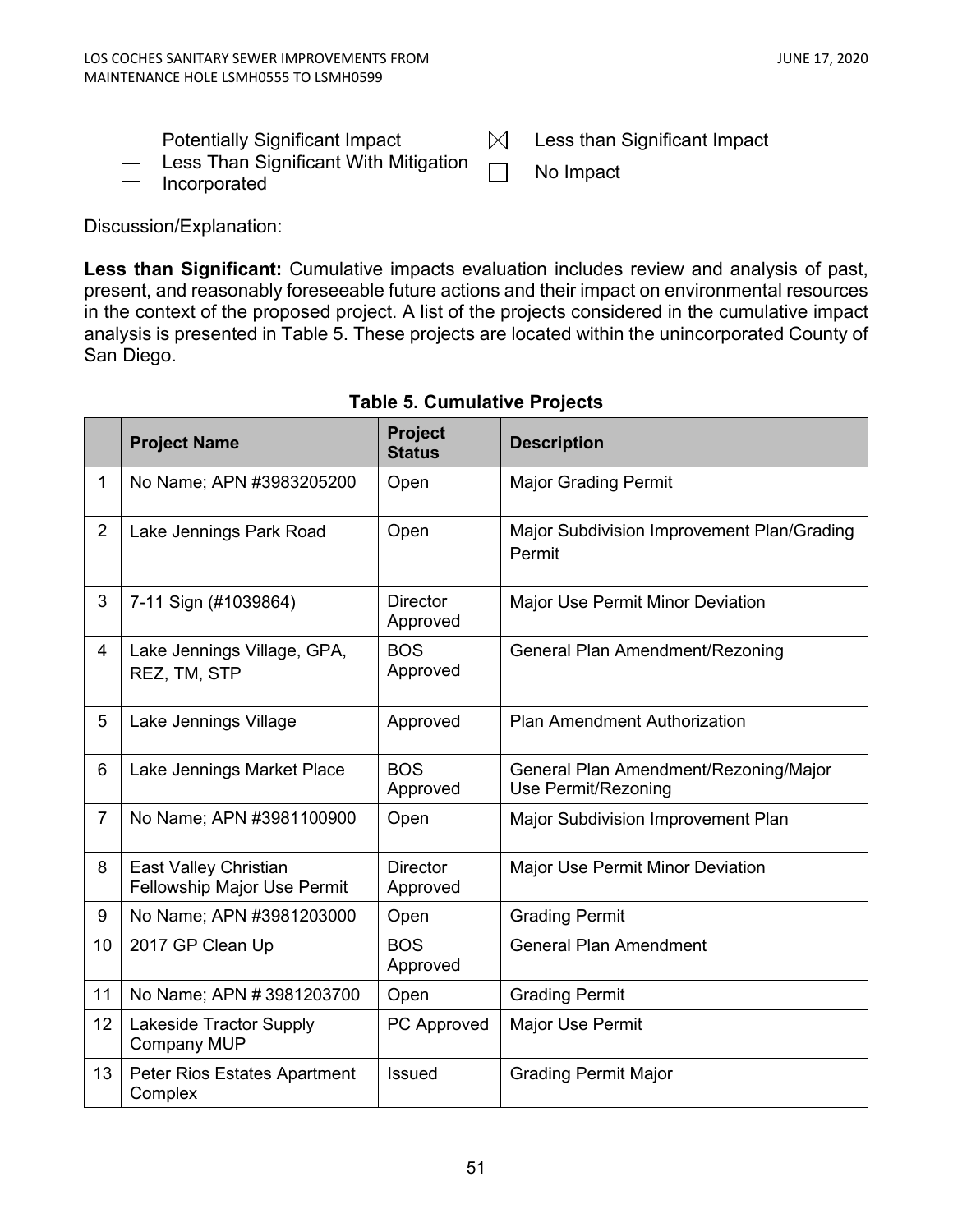☐ Potentially Significant Impact
☐ Less Than Significant With Mitigation Incorporated
☒ Less than Significant Impact
☐ No Impact

Discussion/Explanation:

**Less than Significant:** Cumulative impacts evaluation includes review and analysis of past, present, and reasonably foreseeable future actions and their impact on environmental resources in the context of the proposed project. A list of the projects considered in the cumulative impact analysis is presented in Table 5. These projects are located within the unincorporated County of San Diego.

**Table 5. Cumulative Projects**

| | Project Name | Project Status | Description |
|---|---|---|---|
| 1 | No Name; APN #3983205200 | Open | Major Grading Permit |
| 2 | Lake Jennings Park Road | Open | Major Subdivision Improvement Plan/Grading Permit |
| 3 | 7-11 Sign (#1039864) | Director Approved | Major Use Permit Minor Deviation |
| 4 | Lake Jennings Village, GPA, REZ, TM, STP | BOS Approved | General Plan Amendment/Rezoning |
| 5 | Lake Jennings Village | Approved | Plan Amendment Authorization |
| 6 | Lake Jennings Market Place | BOS Approved | General Plan Amendment/Rezoning/Major Use Permit/Rezoning |
| 7 | No Name; APN #3981100900 | Open | Major Subdivision Improvement Plan |
| 8 | East Valley Christian Fellowship Major Use Permit | Director Approved | Major Use Permit Minor Deviation |
| 9 | No Name; APN #3981203000 | Open | Grading Permit |
| 10 | 2017 GP Clean Up | BOS Approved | General Plan Amendment |
| 11 | No Name; APN # 3981203700 | Open | Grading Permit |
| 12 | Lakeside Tractor Supply Company MUP | PC Approved | Major Use Permit |
| 13 | Peter Rios Estates Apartment Complex | Issued | Grading Permit Major |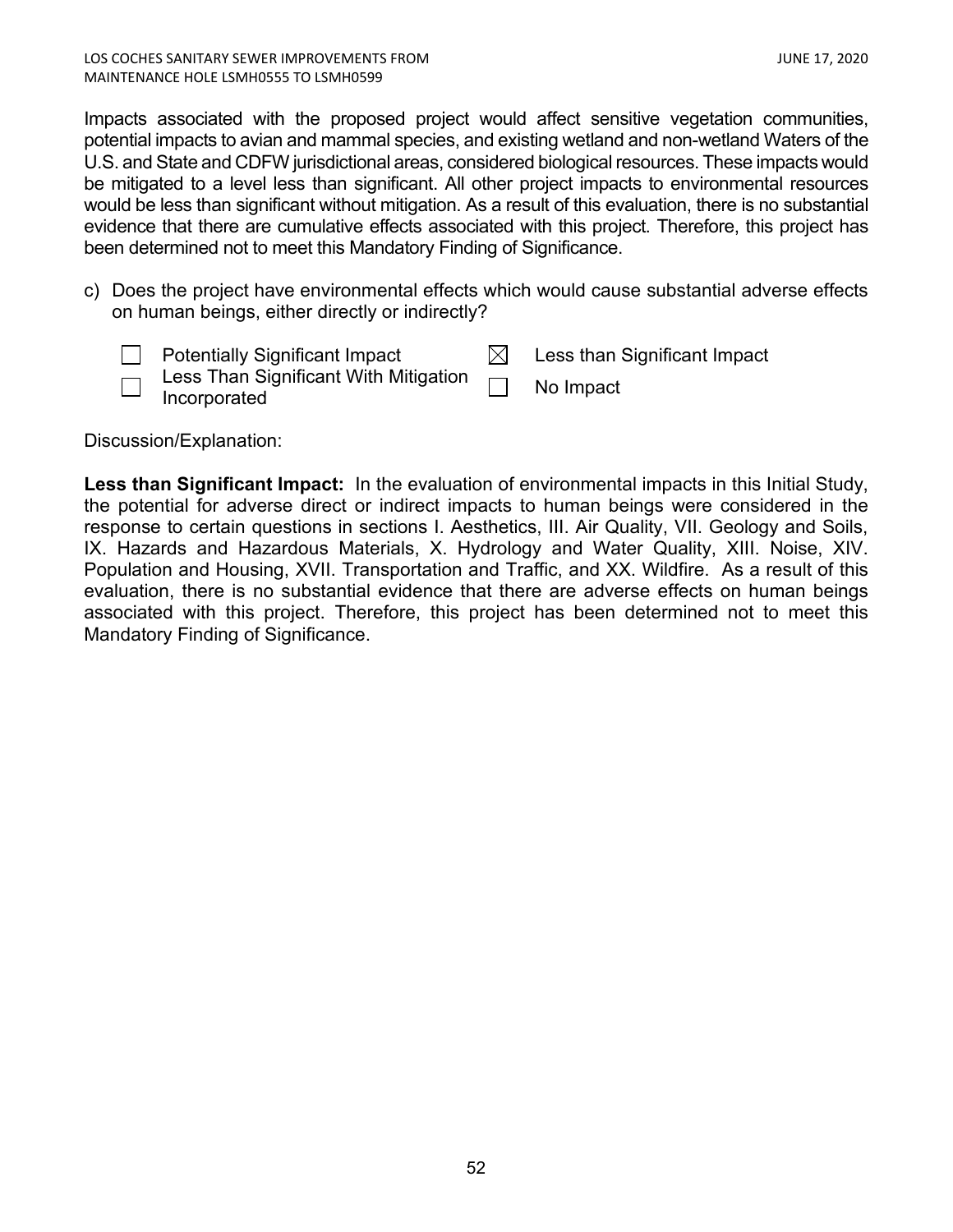Impacts associated with the proposed project would affect sensitive vegetation communities, potential impacts to avian and mammal species, and existing wetland and non-wetland Waters of the U.S. and State and CDFW jurisdictional areas, considered biological resources. These impacts would be mitigated to a level less than significant. All other project impacts to environmental resources would be less than significant without mitigation. As a result of this evaluation, there is no substantial evidence that there are cumulative effects associated with this project. Therefore, this project has been determined not to meet this Mandatory Finding of Significance.

c) Does the project have environmental effects which would cause substantial adverse effects on human beings, either directly or indirectly?

- [ ] Potentially Significant Impact
- [x] Less than Significant Impact
- [ ] Less Than Significant With Mitigation Incorporated
- [ ] No Impact

Discussion/Explanation:

**Less than Significant Impact:** In the evaluation of environmental impacts in this Initial Study, the potential for adverse direct or indirect impacts to human beings were considered in the response to certain questions in sections I. Aesthetics, III. Air Quality, VII. Geology and Soils, IX. Hazards and Hazardous Materials, X. Hydrology and Water Quality, XIII. Noise, XIV. Population and Housing, XVII. Transportation and Traffic, and XX. Wildfire. As a result of this evaluation, there is no substantial evidence that there are adverse effects on human beings associated with this project. Therefore, this project has been determined not to meet this Mandatory Finding of Significance.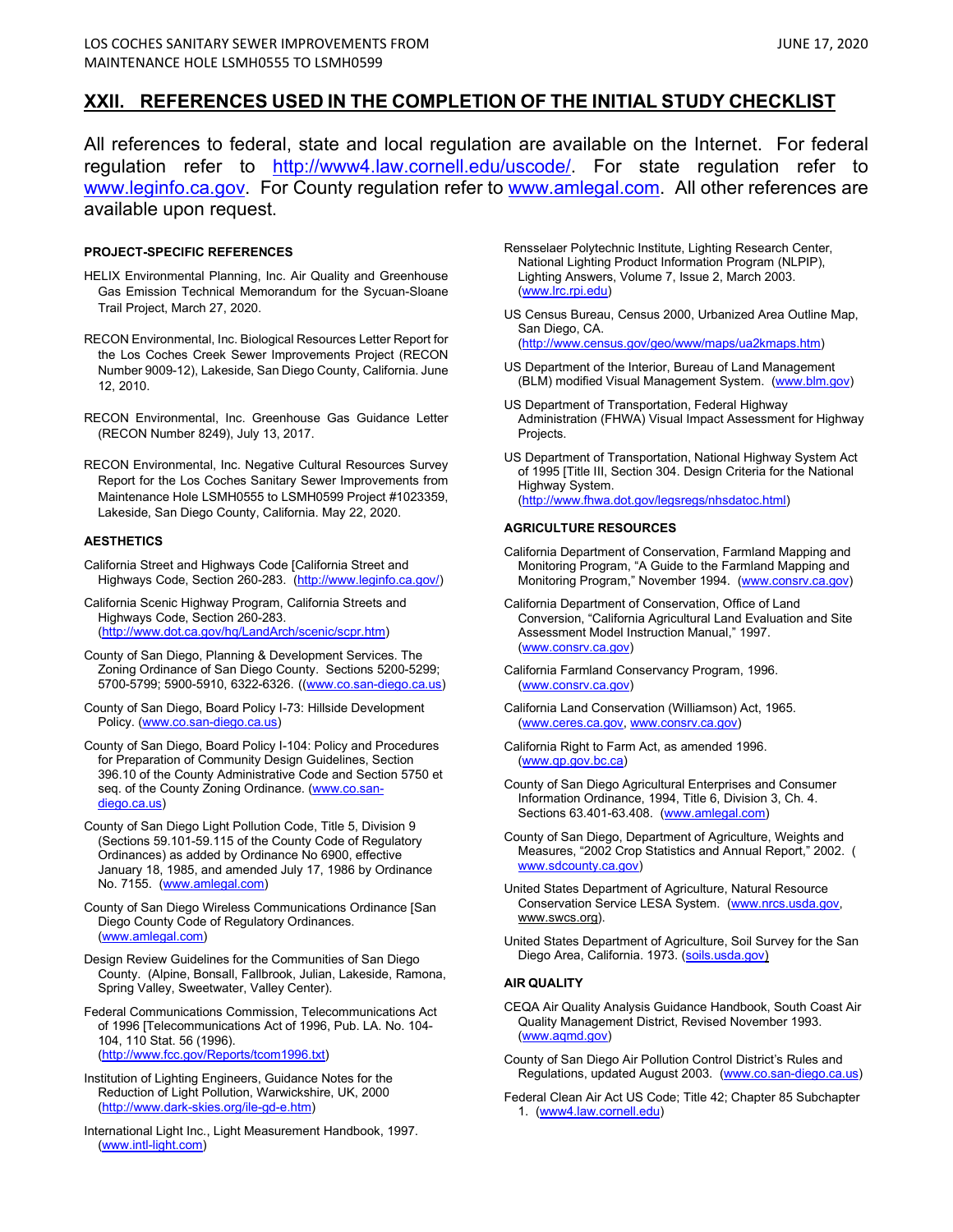## XXII. REFERENCES USED IN THE COMPLETION OF THE INITIAL STUDY CHECKLIST

All references to federal, state and local regulation are available on the Internet. For federal regulation refer to http://www4.law.cornell.edu/uscode/. For state regulation refer to www.leginfo.ca.gov. For County regulation refer to www.amlegal.com. All other references are available upon request.

### PROJECT-SPECIFIC REFERENCES

HELIX Environmental Planning, Inc. Air Quality and Greenhouse Gas Emission Technical Memorandum for the Sycuan-Sloane Trail Project, March 27, 2020.

RECON Environmental, Inc. Biological Resources Letter Report for the Los Coches Creek Sewer Improvements Project (RECON Number 9009-12), Lakeside, San Diego County, California. June 12, 2010.

RECON Environmental, Inc. Greenhouse Gas Guidance Letter (RECON Number 8249), July 13, 2017.

RECON Environmental, Inc. Negative Cultural Resources Survey Report for the Los Coches Sanitary Sewer Improvements from Maintenance Hole LSMH0555 to LSMH0599 Project #1023359, Lakeside, San Diego County, California. May 22, 2020.

### AESTHETICS

California Street and Highways Code [California Street and Highways Code, Section 260-283. (http://www.leginfo.ca.gov/)

California Scenic Highway Program, California Streets and Highways Code, Section 260-283. (http://www.dot.ca.gov/hq/LandArch/scenic/scpr.htm)

County of San Diego, Planning & Development Services. The Zoning Ordinance of San Diego County. Sections 5200-5299; 5700-5799; 5900-5910, 6322-6326. ((www.co.san-diego.ca.us)

County of San Diego, Board Policy I-73: Hillside Development Policy. (www.co.san-diego.ca.us)

County of San Diego, Board Policy I-104: Policy and Procedures for Preparation of Community Design Guidelines, Section 396.10 of the County Administrative Code and Section 5750 et seq. of the County Zoning Ordinance. (www.co.san-diego.ca.us)

County of San Diego Light Pollution Code, Title 5, Division 9 (Sections 59.101-59.115 of the County Code of Regulatory Ordinances) as added by Ordinance No 6900, effective January 18, 1985, and amended July 17, 1986 by Ordinance No. 7155. (www.amlegal.com)

County of San Diego Wireless Communications Ordinance [San Diego County Code of Regulatory Ordinances. (www.amlegal.com)

Design Review Guidelines for the Communities of San Diego County. (Alpine, Bonsall, Fallbrook, Julian, Lakeside, Ramona, Spring Valley, Sweetwater, Valley Center).

Federal Communications Commission, Telecommunications Act of 1996 [Telecommunications Act of 1996, Pub. LA. No. 104-104, 110 Stat. 56 (1996). (http://www.fcc.gov/Reports/tcom1996.txt)

Institution of Lighting Engineers, Guidance Notes for the Reduction of Light Pollution, Warwickshire, UK, 2000 (http://www.dark-skies.org/ile-gd-e.htm)

International Light Inc., Light Measurement Handbook, 1997. (www.intl-light.com)

Rensselaer Polytechnic Institute, Lighting Research Center, National Lighting Product Information Program (NLPIP), Lighting Answers, Volume 7, Issue 2, March 2003. (www.lrc.rpi.edu)

US Census Bureau, Census 2000, Urbanized Area Outline Map, San Diego, CA. (http://www.census.gov/geo/www/maps/ua2kmaps.htm)

US Department of the Interior, Bureau of Land Management (BLM) modified Visual Management System. (www.blm.gov)

US Department of Transportation, Federal Highway Administration (FHWA) Visual Impact Assessment for Highway Projects.

US Department of Transportation, National Highway System Act of 1995 [Title III, Section 304. Design Criteria for the National Highway System. (http://www.fhwa.dot.gov/legsregs/nhsdatoc.html)

### AGRICULTURE RESOURCES

California Department of Conservation, Farmland Mapping and Monitoring Program, "A Guide to the Farmland Mapping and Monitoring Program," November 1994. (www.consrv.ca.gov)

California Department of Conservation, Office of Land Conversion, "California Agricultural Land Evaluation and Site Assessment Model Instruction Manual," 1997. (www.consrv.ca.gov)

California Farmland Conservancy Program, 1996. (www.consrv.ca.gov)

California Land Conservation (Williamson) Act, 1965. (www.ceres.ca.gov, www.consrv.ca.gov)

California Right to Farm Act, as amended 1996. (www.qp.gov.bc.ca)

County of San Diego Agricultural Enterprises and Consumer Information Ordinance, 1994, Title 6, Division 3, Ch. 4. Sections 63.401-63.408. (www.amlegal.com)

County of San Diego, Department of Agriculture, Weights and Measures, "2002 Crop Statistics and Annual Report," 2002. ( www.sdcounty.ca.gov)

United States Department of Agriculture, Natural Resource Conservation Service LESA System. (www.nrcs.usda.gov, www.swcs.org).

United States Department of Agriculture, Soil Survey for the San Diego Area, California. 1973. (soils.usda.gov)

### AIR QUALITY

CEQA Air Quality Analysis Guidance Handbook, South Coast Air Quality Management District, Revised November 1993. (www.aqmd.gov)

County of San Diego Air Pollution Control District's Rules and Regulations, updated August 2003. (www.co.san-diego.ca.us)

Federal Clean Air Act US Code; Title 42; Chapter 85 Subchapter 1. (www4.law.cornell.edu)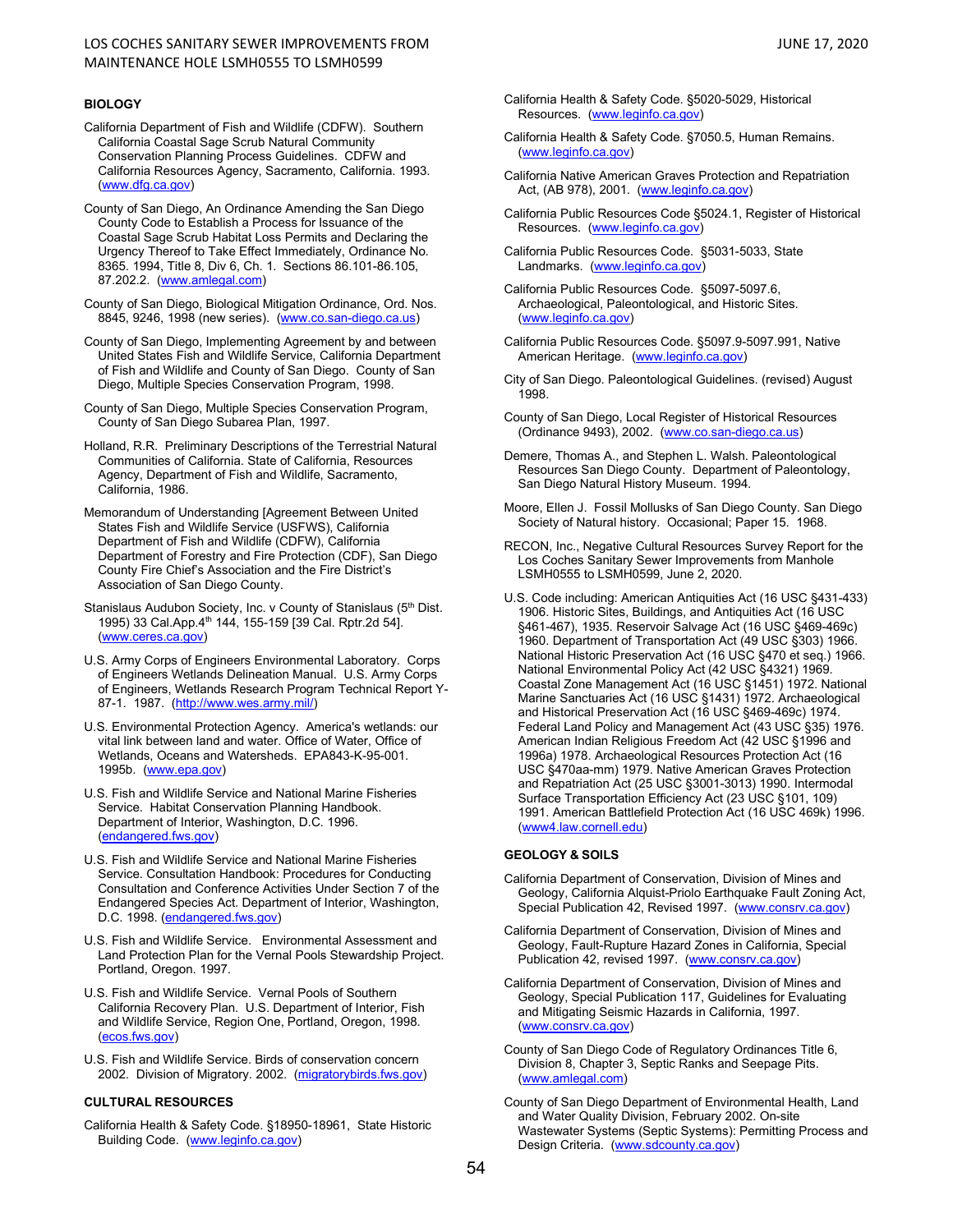### BIOLOGY

California Department of Fish and Wildlife (CDFW). Southern California Coastal Sage Scrub Natural Community Conservation Planning Process Guidelines. CDFW and California Resources Agency, Sacramento, California. 1993. (www.dfg.ca.gov)

County of San Diego, An Ordinance Amending the San Diego County Code to Establish a Process for Issuance of the Coastal Sage Scrub Habitat Loss Permits and Declaring the Urgency Thereof to Take Effect Immediately, Ordinance No. 8365. 1994, Title 8, Div 6, Ch. 1. Sections 86.101-86.105, 87.202.2. (www.amlegal.com)

County of San Diego, Biological Mitigation Ordinance, Ord. Nos. 8845, 9246, 1998 (new series). (www.co.san-diego.ca.us)

County of San Diego, Implementing Agreement by and between United States Fish and Wildlife Service, California Department of Fish and Wildlife and County of San Diego. County of San Diego, Multiple Species Conservation Program, 1998.

County of San Diego, Multiple Species Conservation Program, County of San Diego Subarea Plan, 1997.

Holland, R.R. Preliminary Descriptions of the Terrestrial Natural Communities of California. State of California, Resources Agency, Department of Fish and Wildlife, Sacramento, California, 1986.

Memorandum of Understanding [Agreement Between United States Fish and Wildlife Service (USFWS), California Department of Fish and Wildlife (CDFW), California Department of Forestry and Fire Protection (CDF), San Diego County Fire Chief's Association and the Fire District's Association of San Diego County.

Stanislaus Audubon Society, Inc. v County of Stanislaus (5th Dist. 1995) 33 Cal.App.4th 144, 155-159 [39 Cal. Rptr.2d 54]. (www.ceres.ca.gov)

U.S. Army Corps of Engineers Environmental Laboratory. Corps of Engineers Wetlands Delineation Manual. U.S. Army Corps of Engineers, Wetlands Research Program Technical Report Y-87-1. 1987. (http://www.wes.army.mil/)

U.S. Environmental Protection Agency. America's wetlands: our vital link between land and water. Office of Water, Office of Wetlands, Oceans and Watersheds. EPA843-K-95-001. 1995b. (www.epa.gov)

U.S. Fish and Wildlife Service and National Marine Fisheries Service. Habitat Conservation Planning Handbook. Department of Interior, Washington, D.C. 1996. (endangered.fws.gov)

U.S. Fish and Wildlife Service and National Marine Fisheries Service. Consultation Handbook: Procedures for Conducting Consultation and Conference Activities Under Section 7 of the Endangered Species Act. Department of Interior, Washington, D.C. 1998. (endangered.fws.gov)

U.S. Fish and Wildlife Service. Environmental Assessment and Land Protection Plan for the Vernal Pools Stewardship Project. Portland, Oregon. 1997.

U.S. Fish and Wildlife Service. Vernal Pools of Southern California Recovery Plan. U.S. Department of Interior, Fish and Wildlife Service, Region One, Portland, Oregon, 1998. (ecos.fws.gov)

U.S. Fish and Wildlife Service. Birds of conservation concern 2002. Division of Migratory. 2002. (migratorybirds.fws.gov)

### CULTURAL RESOURCES

California Health & Safety Code. §18950-18961, State Historic Building Code. (www.leginfo.ca.gov)

California Health & Safety Code. §5020-5029, Historical Resources. (www.leginfo.ca.gov)

California Health & Safety Code. §7050.5, Human Remains. (www.leginfo.ca.gov)

California Native American Graves Protection and Repatriation Act, (AB 978), 2001. (www.leginfo.ca.gov)

California Public Resources Code §5024.1, Register of Historical Resources. (www.leginfo.ca.gov)

California Public Resources Code. §5031-5033, State Landmarks. (www.leginfo.ca.gov)

California Public Resources Code. §5097-5097.6, Archaeological, Paleontological, and Historic Sites. (www.leginfo.ca.gov)

California Public Resources Code. §5097.9-5097.991, Native American Heritage. (www.leginfo.ca.gov)

City of San Diego. Paleontological Guidelines. (revised) August 1998.

County of San Diego, Local Register of Historical Resources (Ordinance 9493), 2002. (www.co.san-diego.ca.us)

Demere, Thomas A., and Stephen L. Walsh. Paleontological Resources San Diego County. Department of Paleontology, San Diego Natural History Museum. 1994.

Moore, Ellen J. Fossil Mollusks of San Diego County. San Diego Society of Natural history. Occasional; Paper 15. 1968.

RECON, Inc., Negative Cultural Resources Survey Report for the Los Coches Sanitary Sewer Improvements from Manhole LSMH0555 to LSMH0599, June 2, 2020.

U.S. Code including: American Antiquities Act (16 USC §431-433) 1906. Historic Sites, Buildings, and Antiquities Act (16 USC §461-467), 1935. Reservoir Salvage Act (16 USC §469-469c) 1960. Department of Transportation Act (49 USC §303) 1966. National Historic Preservation Act (16 USC §470 et seq.) 1966. National Environmental Policy Act (42 USC §4321) 1969. Coastal Zone Management Act (16 USC §1451) 1972. National Marine Sanctuaries Act (16 USC §1431) 1972. Archaeological and Historical Preservation Act (16 USC §469-469c) 1974. Federal Land Policy and Management Act (43 USC §35) 1976. American Indian Religious Freedom Act (42 USC §1996 and 1996a) 1978. Archaeological Resources Protection Act (16 USC §470aa-mm) 1979. Native American Graves Protection and Repatriation Act (25 USC §3001-3013) 1990. Intermodal Surface Transportation Efficiency Act (23 USC §101, 109) 1991. American Battlefield Protection Act (16 USC 469k) 1996. (www4.law.cornell.edu)

### GEOLOGY & SOILS

California Department of Conservation, Division of Mines and Geology, California Alquist-Priolo Earthquake Fault Zoning Act, Special Publication 42, Revised 1997. (www.consrv.ca.gov)

California Department of Conservation, Division of Mines and Geology, Fault-Rupture Hazard Zones in California, Special Publication 42, revised 1997. (www.consrv.ca.gov)

California Department of Conservation, Division of Mines and Geology, Special Publication 117, Guidelines for Evaluating and Mitigating Seismic Hazards in California, 1997. (www.consrv.ca.gov)

County of San Diego Code of Regulatory Ordinances Title 6, Division 8, Chapter 3, Septic Ranks and Seepage Pits. (www.amlegal.com)

County of San Diego Department of Environmental Health, Land and Water Quality Division, February 2002. On-site Wastewater Systems (Septic Systems): Permitting Process and Design Criteria. (www.sdcounty.ca.gov)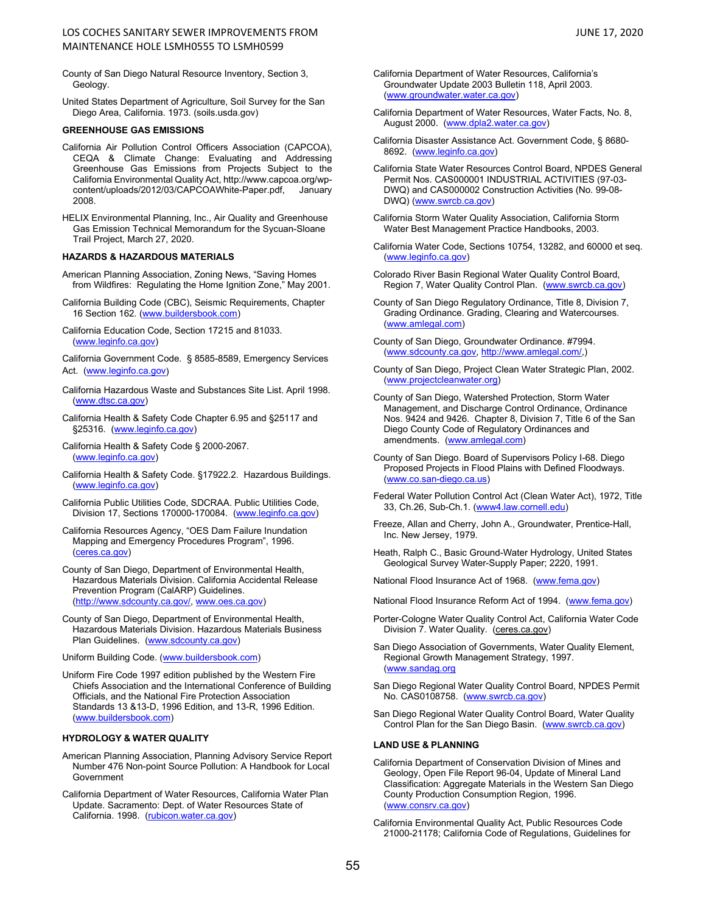County of San Diego Natural Resource Inventory, Section 3, Geology.

United States Department of Agriculture, Soil Survey for the San Diego Area, California. 1973. (soils.usda.gov)

**GREENHOUSE GAS EMISSIONS**

California Air Pollution Control Officers Association (CAPCOA), CEQA & Climate Change: Evaluating and Addressing Greenhouse Gas Emissions from Projects Subject to the California Environmental Quality Act, http://www.capcoa.org/wp-content/uploads/2012/03/CAPCOAWhite-Paper.pdf, January 2008.

HELIX Environmental Planning, Inc., Air Quality and Greenhouse Gas Emission Technical Memorandum for the Sycuan-Sloane Trail Project, March 27, 2020.

**HAZARDS & HAZARDOUS MATERIALS**

American Planning Association, Zoning News, "Saving Homes from Wildfires: Regulating the Home Ignition Zone," May 2001.

California Building Code (CBC), Seismic Requirements, Chapter 16 Section 162. (www.buildersbook.com)

California Education Code, Section 17215 and 81033. (www.leginfo.ca.gov)

California Government Code. § 8585-8589, Emergency Services Act. (www.leginfo.ca.gov)

California Hazardous Waste and Substances Site List. April 1998. (www.dtsc.ca.gov)

California Health & Safety Code Chapter 6.95 and §25117 and §25316. (www.leginfo.ca.gov)

California Health & Safety Code § 2000-2067. (www.leginfo.ca.gov)

California Health & Safety Code. §17922.2. Hazardous Buildings. (www.leginfo.ca.gov)

California Public Utilities Code, SDCRAA. Public Utilities Code, Division 17, Sections 170000-170084. (www.leginfo.ca.gov)

California Resources Agency, "OES Dam Failure Inundation Mapping and Emergency Procedures Program", 1996. (ceres.ca.gov)

County of San Diego, Department of Environmental Health, Hazardous Materials Division. California Accidental Release Prevention Program (CalARP) Guidelines. (http://www.sdcounty.ca.gov/, www.oes.ca.gov)

County of San Diego, Department of Environmental Health, Hazardous Materials Division. Hazardous Materials Business Plan Guidelines. (www.sdcounty.ca.gov)

Uniform Building Code. (www.buildersbook.com)

Uniform Fire Code 1997 edition published by the Western Fire Chiefs Association and the International Conference of Building Officials, and the National Fire Protection Association Standards 13 &13-D, 1996 Edition, and 13-R, 1996 Edition. (www.buildersbook.com)

**HYDROLOGY & WATER QUALITY**

American Planning Association, Planning Advisory Service Report Number 476 Non-point Source Pollution: A Handbook for Local Government

California Department of Water Resources, California Water Plan Update. Sacramento: Dept. of Water Resources State of California. 1998. (rubicon.water.ca.gov)

California Department of Water Resources, California's Groundwater Update 2003 Bulletin 118, April 2003. (www.groundwater.water.ca.gov)

California Department of Water Resources, Water Facts, No. 8, August 2000. (www.dpla2.water.ca.gov)

California Disaster Assistance Act. Government Code, § 8680-8692. (www.leginfo.ca.gov)

California State Water Resources Control Board, NPDES General Permit Nos. CAS000001 INDUSTRIAL ACTIVITIES (97-03-DWQ) and CAS000002 Construction Activities (No. 99-08-DWQ) (www.swrcb.ca.gov)

California Storm Water Quality Association, California Storm Water Best Management Practice Handbooks, 2003.

California Water Code, Sections 10754, 13282, and 60000 et seq. (www.leginfo.ca.gov)

Colorado River Basin Regional Water Quality Control Board, Region 7, Water Quality Control Plan. (www.swrcb.ca.gov)

County of San Diego Regulatory Ordinance, Title 8, Division 7, Grading Ordinance. Grading, Clearing and Watercourses. (www.amlegal.com)

County of San Diego, Groundwater Ordinance. #7994. (www.sdcounty.ca.gov, http://www.amlegal.com/,)

County of San Diego, Project Clean Water Strategic Plan, 2002. (www.projectcleanwater.org)

County of San Diego, Watershed Protection, Storm Water Management, and Discharge Control Ordinance, Ordinance Nos. 9424 and 9426. Chapter 8, Division 7, Title 6 of the San Diego County Code of Regulatory Ordinances and amendments. (www.amlegal.com)

County of San Diego. Board of Supervisors Policy I-68. Diego Proposed Projects in Flood Plains with Defined Floodways. (www.co.san-diego.ca.us)

Federal Water Pollution Control Act (Clean Water Act), 1972, Title 33, Ch.26, Sub-Ch.1. (www4.law.cornell.edu)

Freeze, Allan and Cherry, John A., Groundwater, Prentice-Hall, Inc. New Jersey, 1979.

Heath, Ralph C., Basic Ground-Water Hydrology, United States Geological Survey Water-Supply Paper; 2220, 1991.

National Flood Insurance Act of 1968. (www.fema.gov)

National Flood Insurance Reform Act of 1994. (www.fema.gov)

Porter-Cologne Water Quality Control Act, California Water Code Division 7. Water Quality. (ceres.ca.gov)

San Diego Association of Governments, Water Quality Element, Regional Growth Management Strategy, 1997. (www.sandag.org

San Diego Regional Water Quality Control Board, NPDES Permit No. CAS0108758. (www.swrcb.ca.gov)

San Diego Regional Water Quality Control Board, Water Quality Control Plan for the San Diego Basin. (www.swrcb.ca.gov)

**LAND USE & PLANNING**

California Department of Conservation Division of Mines and Geology, Open File Report 96-04, Update of Mineral Land Classification: Aggregate Materials in the Western San Diego County Production Consumption Region, 1996. (www.consrv.ca.gov)

California Environmental Quality Act, Public Resources Code 21000-21178; California Code of Regulations, Guidelines for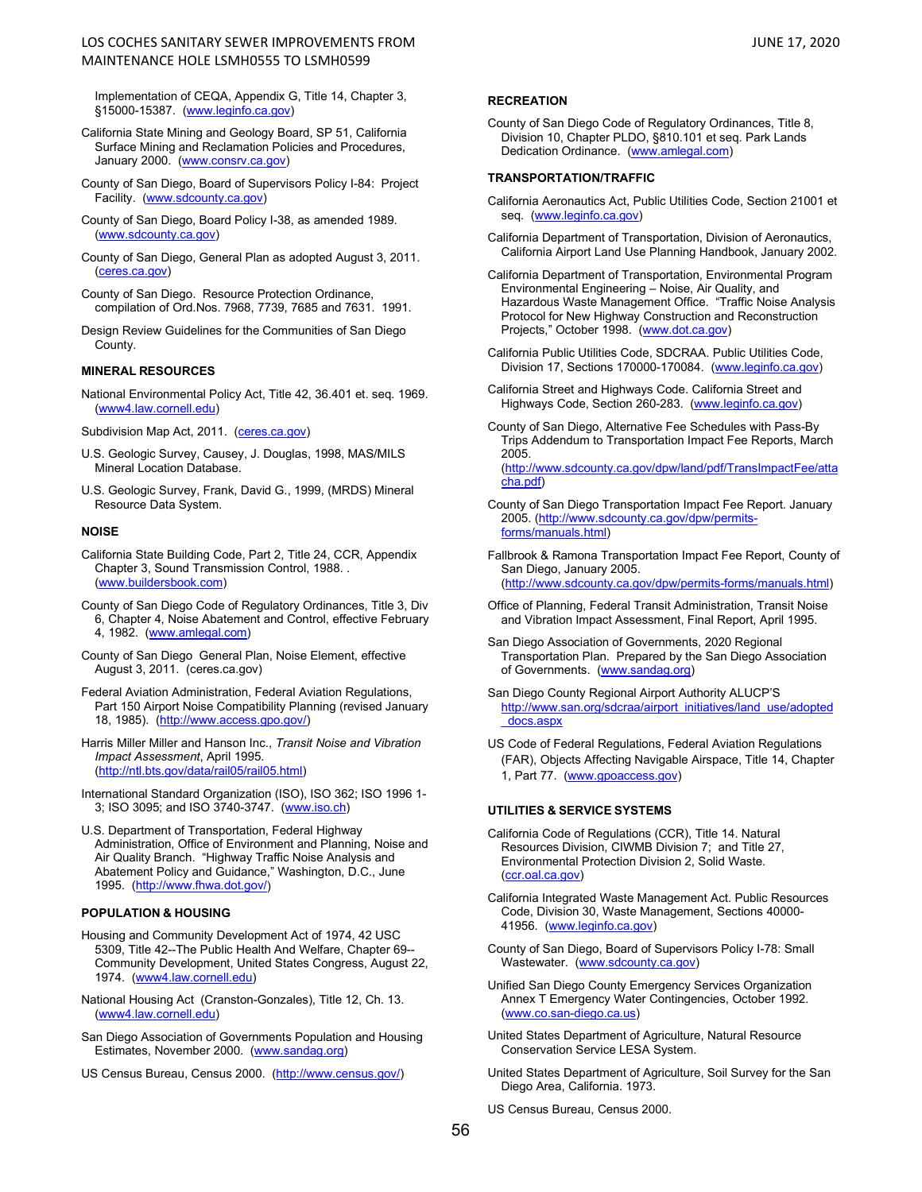Implementation of CEQA, Appendix G, Title 14, Chapter 3, §15000-15387. (www.leginfo.ca.gov)

California State Mining and Geology Board, SP 51, California Surface Mining and Reclamation Policies and Procedures, January 2000. (www.consrv.ca.gov)

County of San Diego, Board of Supervisors Policy I-84: Project Facility. (www.sdcounty.ca.gov)

County of San Diego, Board Policy I-38, as amended 1989. (www.sdcounty.ca.gov)

County of San Diego, General Plan as adopted August 3, 2011. (ceres.ca.gov)

County of San Diego. Resource Protection Ordinance, compilation of Ord.Nos. 7968, 7739, 7685 and 7631. 1991.

Design Review Guidelines for the Communities of San Diego County.

**MINERAL RESOURCES**

National Environmental Policy Act, Title 42, 36.401 et. seq. 1969. (www4.law.cornell.edu)

Subdivision Map Act, 2011. (ceres.ca.gov)

U.S. Geologic Survey, Causey, J. Douglas, 1998, MAS/MILS Mineral Location Database.

U.S. Geologic Survey, Frank, David G., 1999, (MRDS) Mineral Resource Data System.

**NOISE**

California State Building Code, Part 2, Title 24, CCR, Appendix Chapter 3, Sound Transmission Control, 1988. . (www.buildersbook.com)

County of San Diego Code of Regulatory Ordinances, Title 3, Div 6, Chapter 4, Noise Abatement and Control, effective February 4, 1982. (www.amlegal.com)

County of San Diego General Plan, Noise Element, effective August 3, 2011. (ceres.ca.gov)

Federal Aviation Administration, Federal Aviation Regulations, Part 150 Airport Noise Compatibility Planning (revised January 18, 1985). (http://www.access.gpo.gov/)

Harris Miller Miller and Hanson Inc., *Transit Noise and Vibration Impact Assessment*, April 1995. (http://ntl.bts.gov/data/rail05/rail05.html)

International Standard Organization (ISO), ISO 362; ISO 1996 1-3; ISO 3095; and ISO 3740-3747. (www.iso.ch)

U.S. Department of Transportation, Federal Highway Administration, Office of Environment and Planning, Noise and Air Quality Branch. "Highway Traffic Noise Analysis and Abatement Policy and Guidance," Washington, D.C., June 1995. (http://www.fhwa.dot.gov/)

**POPULATION & HOUSING**

Housing and Community Development Act of 1974, 42 USC 5309, Title 42--The Public Health And Welfare, Chapter 69--Community Development, United States Congress, August 22, 1974. (www4.law.cornell.edu)

National Housing Act (Cranston-Gonzales), Title 12, Ch. 13. (www4.law.cornell.edu)

San Diego Association of Governments Population and Housing Estimates, November 2000. (www.sandag.org)

US Census Bureau, Census 2000. (http://www.census.gov/)

**RECREATION**

County of San Diego Code of Regulatory Ordinances, Title 8, Division 10, Chapter PLDO, §810.101 et seq. Park Lands Dedication Ordinance. (www.amlegal.com)

**TRANSPORTATION/TRAFFIC**

California Aeronautics Act, Public Utilities Code, Section 21001 et seq. (www.leginfo.ca.gov)

California Department of Transportation, Division of Aeronautics, California Airport Land Use Planning Handbook, January 2002.

California Department of Transportation, Environmental Program Environmental Engineering – Noise, Air Quality, and Hazardous Waste Management Office. "Traffic Noise Analysis Protocol for New Highway Construction and Reconstruction Projects," October 1998. (www.dot.ca.gov)

California Public Utilities Code, SDCRAA. Public Utilities Code, Division 17, Sections 170000-170084. (www.leginfo.ca.gov)

California Street and Highways Code. California Street and Highways Code, Section 260-283. (www.leginfo.ca.gov)

County of San Diego, Alternative Fee Schedules with Pass-By Trips Addendum to Transportation Impact Fee Reports, March 2005. (http://www.sdcounty.ca.gov/dpw/land/pdf/TransImpactFee/attacha.pdf)

County of San Diego Transportation Impact Fee Report. January 2005. (http://www.sdcounty.ca.gov/dpw/permits-forms/manuals.html)

Fallbrook & Ramona Transportation Impact Fee Report, County of San Diego, January 2005. (http://www.sdcounty.ca.gov/dpw/permits-forms/manuals.html)

Office of Planning, Federal Transit Administration, Transit Noise and Vibration Impact Assessment, Final Report, April 1995.

San Diego Association of Governments, 2020 Regional Transportation Plan. Prepared by the San Diego Association of Governments. (www.sandag.org)

San Diego County Regional Airport Authority ALUCP'S http://www.san.org/sdcraa/airport_initiatives/land_use/adopted_docs.aspx

US Code of Federal Regulations, Federal Aviation Regulations (FAR), Objects Affecting Navigable Airspace, Title 14, Chapter 1, Part 77. (www.gpoaccess.gov)

**UTILITIES & SERVICE SYSTEMS**

California Code of Regulations (CCR), Title 14. Natural Resources Division, CIWMB Division 7; and Title 27, Environmental Protection Division 2, Solid Waste. (ccr.oal.ca.gov)

California Integrated Waste Management Act. Public Resources Code, Division 30, Waste Management, Sections 40000-41956. (www.leginfo.ca.gov)

County of San Diego, Board of Supervisors Policy I-78: Small Wastewater. (www.sdcounty.ca.gov)

Unified San Diego County Emergency Services Organization Annex T Emergency Water Contingencies, October 1992. (www.co.san-diego.ca.us)

United States Department of Agriculture, Natural Resource Conservation Service LESA System.

United States Department of Agriculture, Soil Survey for the San Diego Area, California. 1973.

US Census Bureau, Census 2000.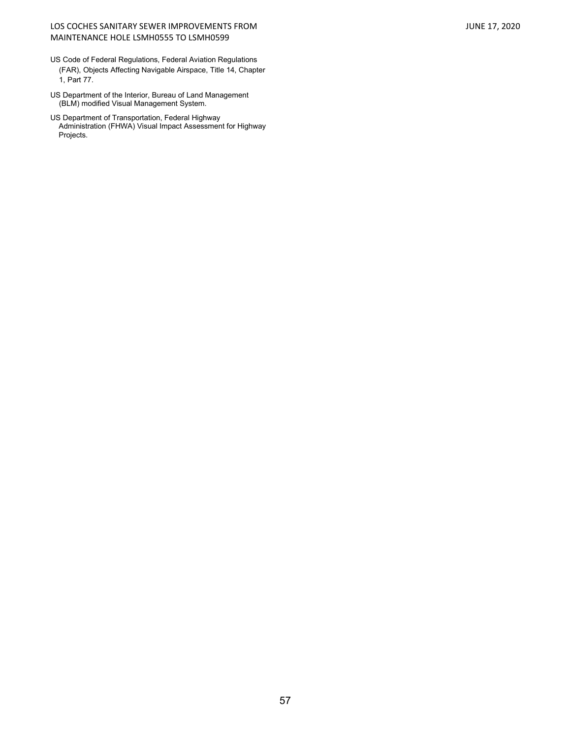US Code of Federal Regulations, Federal Aviation Regulations (FAR), Objects Affecting Navigable Airspace, Title 14, Chapter 1, Part 77.

US Department of the Interior, Bureau of Land Management (BLM) modified Visual Management System.

US Department of Transportation, Federal Highway Administration (FHWA) Visual Impact Assessment for Highway Projects.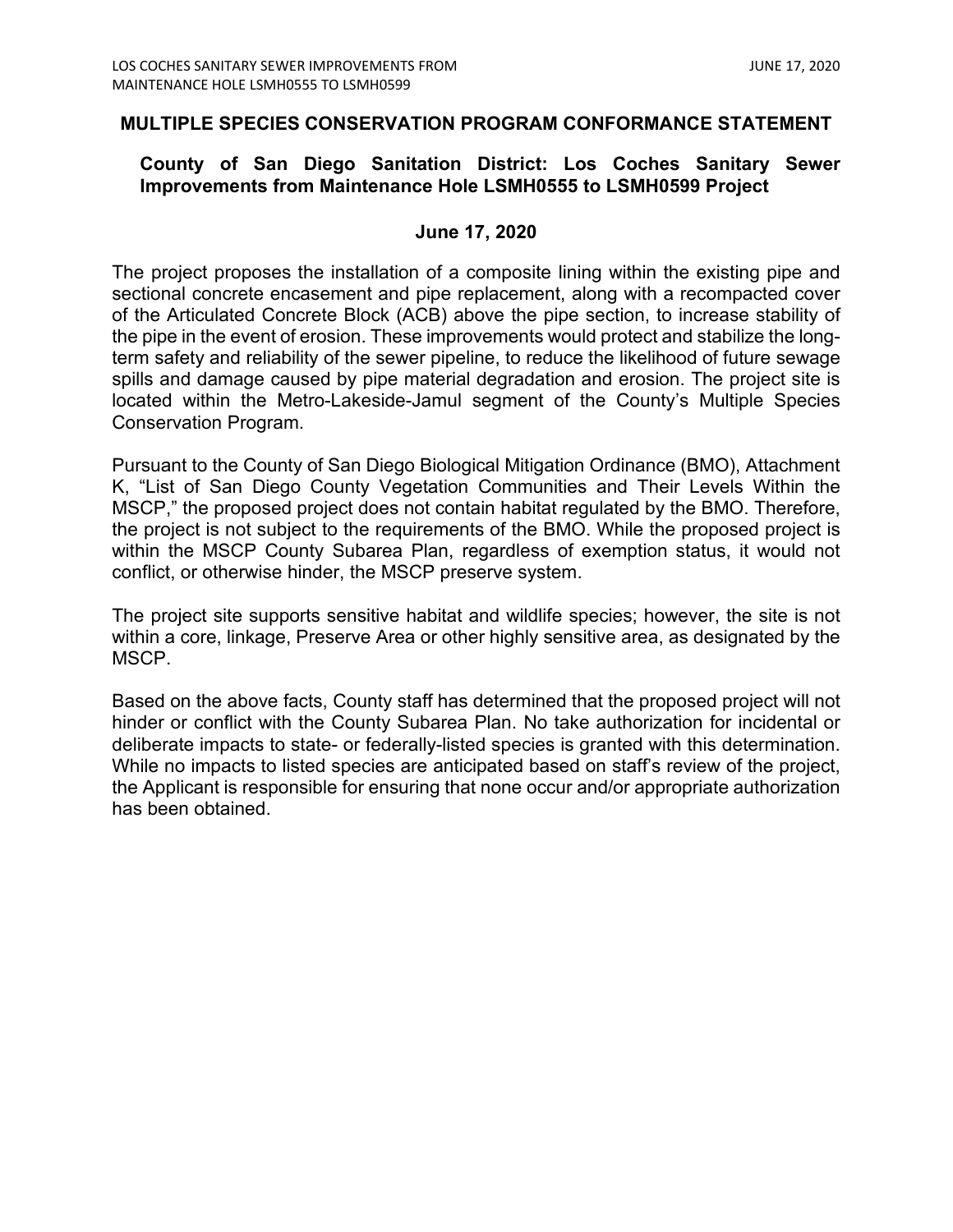## MULTIPLE SPECIES CONSERVATION PROGRAM CONFORMANCE STATEMENT

**County of San Diego Sanitation District: Los Coches Sanitary Sewer Improvements from Maintenance Hole LSMH0555 to LSMH0599 Project**

**June 17, 2020**

The project proposes the installation of a composite lining within the existing pipe and sectional concrete encasement and pipe replacement, along with a recompacted cover of the Articulated Concrete Block (ACB) above the pipe section, to increase stability of the pipe in the event of erosion. These improvements would protect and stabilize the long-term safety and reliability of the sewer pipeline, to reduce the likelihood of future sewage spills and damage caused by pipe material degradation and erosion. The project site is located within the Metro-Lakeside-Jamul segment of the County's Multiple Species Conservation Program.

Pursuant to the County of San Diego Biological Mitigation Ordinance (BMO), Attachment K, "List of San Diego County Vegetation Communities and Their Levels Within the MSCP," the proposed project does not contain habitat regulated by the BMO. Therefore, the project is not subject to the requirements of the BMO. While the proposed project is within the MSCP County Subarea Plan, regardless of exemption status, it would not conflict, or otherwise hinder, the MSCP preserve system.

The project site supports sensitive habitat and wildlife species; however, the site is not within a core, linkage, Preserve Area or other highly sensitive area, as designated by the MSCP.

Based on the above facts, County staff has determined that the proposed project will not hinder or conflict with the County Subarea Plan. No take authorization for incidental or deliberate impacts to state- or federally-listed species is granted with this determination. While no impacts to listed species are anticipated based on staff's review of the project, the Applicant is responsible for ensuring that none occur and/or appropriate authorization has been obtained.